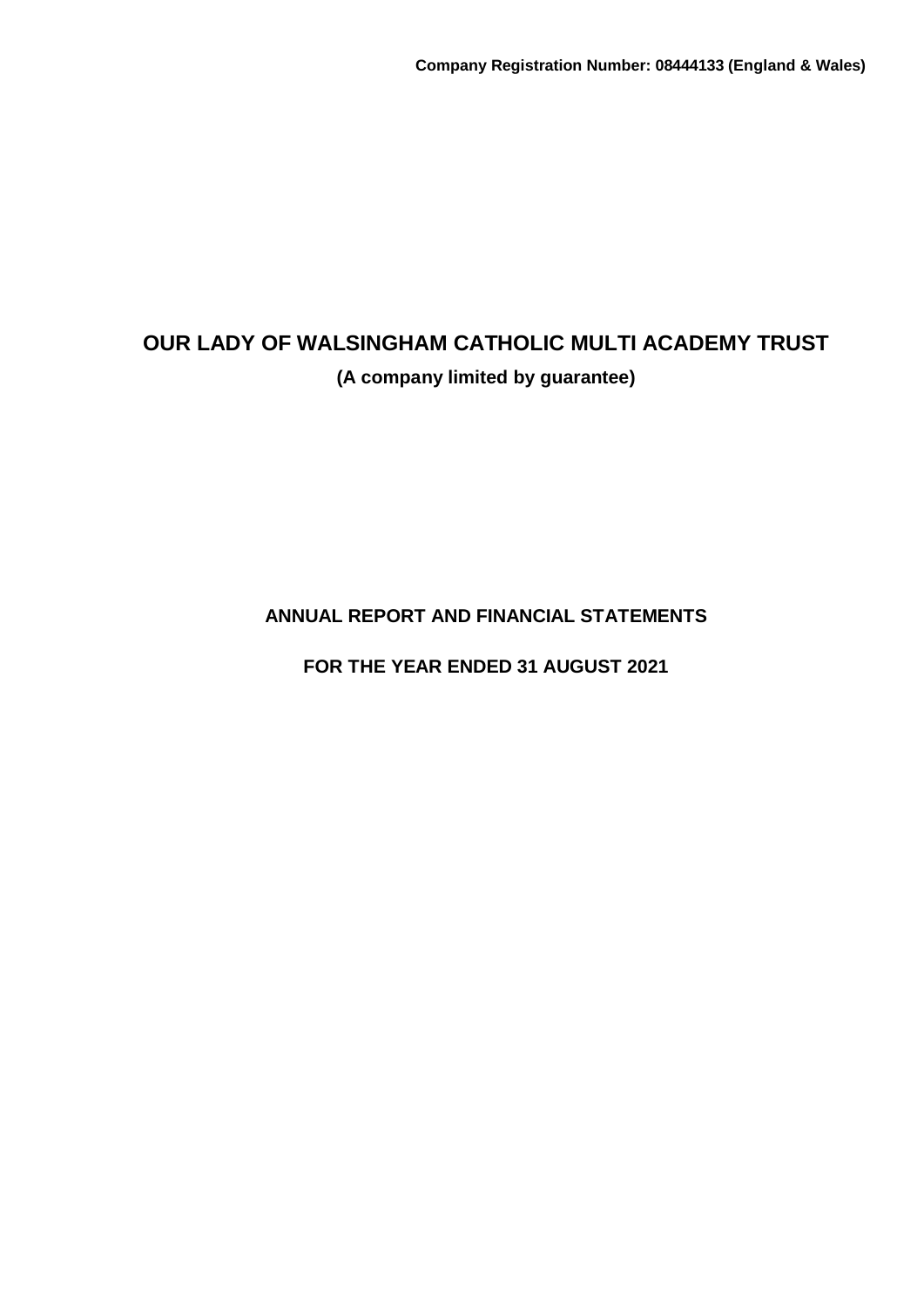**Company Registration Number: 08444133 (England & Wales)**

# OUR LADY OF WALSINGHAM CATHOLIC MULTI ACADEMY TRUST

**(A company limited by guarantee)**

## ANNUAL REPORT AND FINANCIAL STATEMENTS

## FOR THE YEAR ENDED 31 AUGUST 2021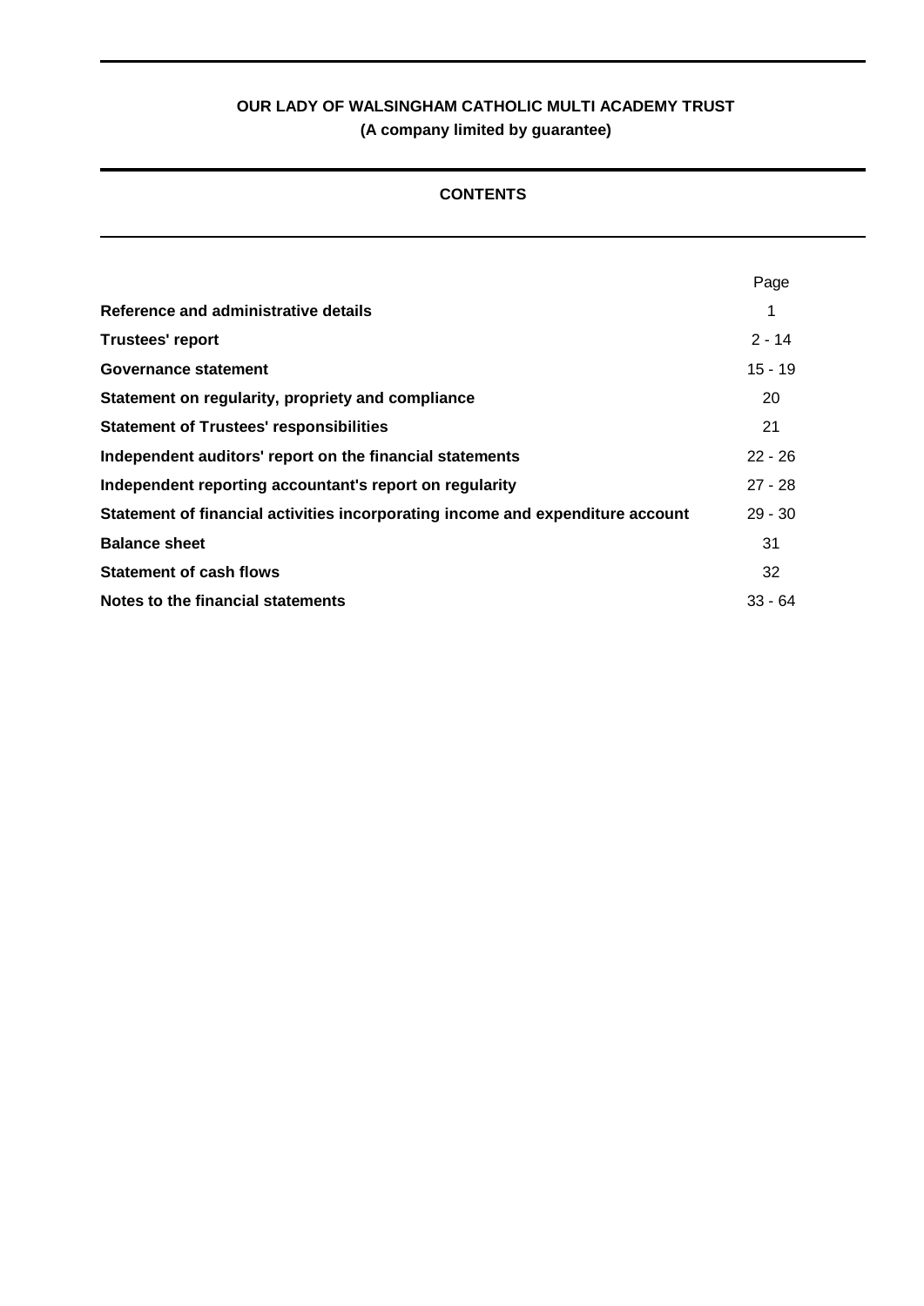**OUR LADY OF WALSINGHAM CATHOLIC MULTI ACADEMY TRUST**
**(A company limited by guarantee)**

# CONTENTS

| | Page |
|---|---|
| **Reference and administrative details** | 1 |
| **Trustees' report** | 2 - 14 |
| **Governance statement** | 15 - 19 |
| **Statement on regularity, propriety and compliance** | 20 |
| **Statement of Trustees' responsibilities** | 21 |
| **Independent auditors' report on the financial statements** | 22 - 26 |
| **Independent reporting accountant's report on regularity** | 27 - 28 |
| **Statement of financial activities incorporating income and expenditure account** | 29 - 30 |
| **Balance sheet** | 31 |
| **Statement of cash flows** | 32 |
| **Notes to the financial statements** | 33 - 64 |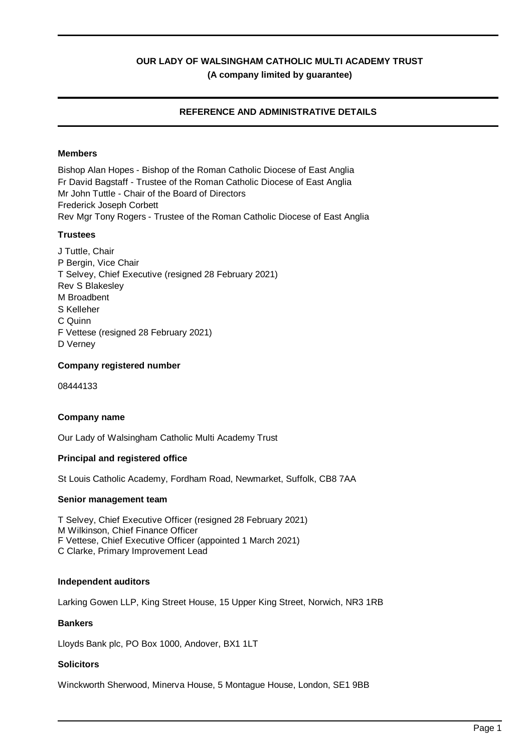# OUR LADY OF WALSINGHAM CATHOLIC MULTI ACADEMY TRUST

**(A company limited by guarantee)**

## REFERENCE AND ADMINISTRATIVE DETAILS

### Members

Bishop Alan Hopes - Bishop of the Roman Catholic Diocese of East Anglia
Fr David Bagstaff - Trustee of the Roman Catholic Diocese of East Anglia
Mr John Tuttle - Chair of the Board of Directors
Frederick Joseph Corbett
Rev Mgr Tony Rogers - Trustee of the Roman Catholic Diocese of East Anglia

### Trustees

J Tuttle, Chair
P Bergin, Vice Chair
T Selvey, Chief Executive (resigned 28 February 2021)
Rev S Blakesley
M Broadbent
S Kelleher
C Quinn
F Vettese (resigned 28 February 2021)
D Verney

### Company registered number

08444133

### Company name

Our Lady of Walsingham Catholic Multi Academy Trust

### Principal and registered office

St Louis Catholic Academy, Fordham Road, Newmarket, Suffolk, CB8 7AA

### Senior management team

T Selvey, Chief Executive Officer (resigned 28 February 2021)
M Wilkinson, Chief Finance Officer
F Vettese, Chief Executive Officer (appointed 1 March 2021)
C Clarke, Primary Improvement Lead

### Independent auditors

Larking Gowen LLP, King Street House, 15 Upper King Street, Norwich, NR3 1RB

### Bankers

Lloyds Bank plc, PO Box 1000, Andover, BX1 1LT

### Solicitors

Winckworth Sherwood, Minerva House, 5 Montague House, London, SE1 9BB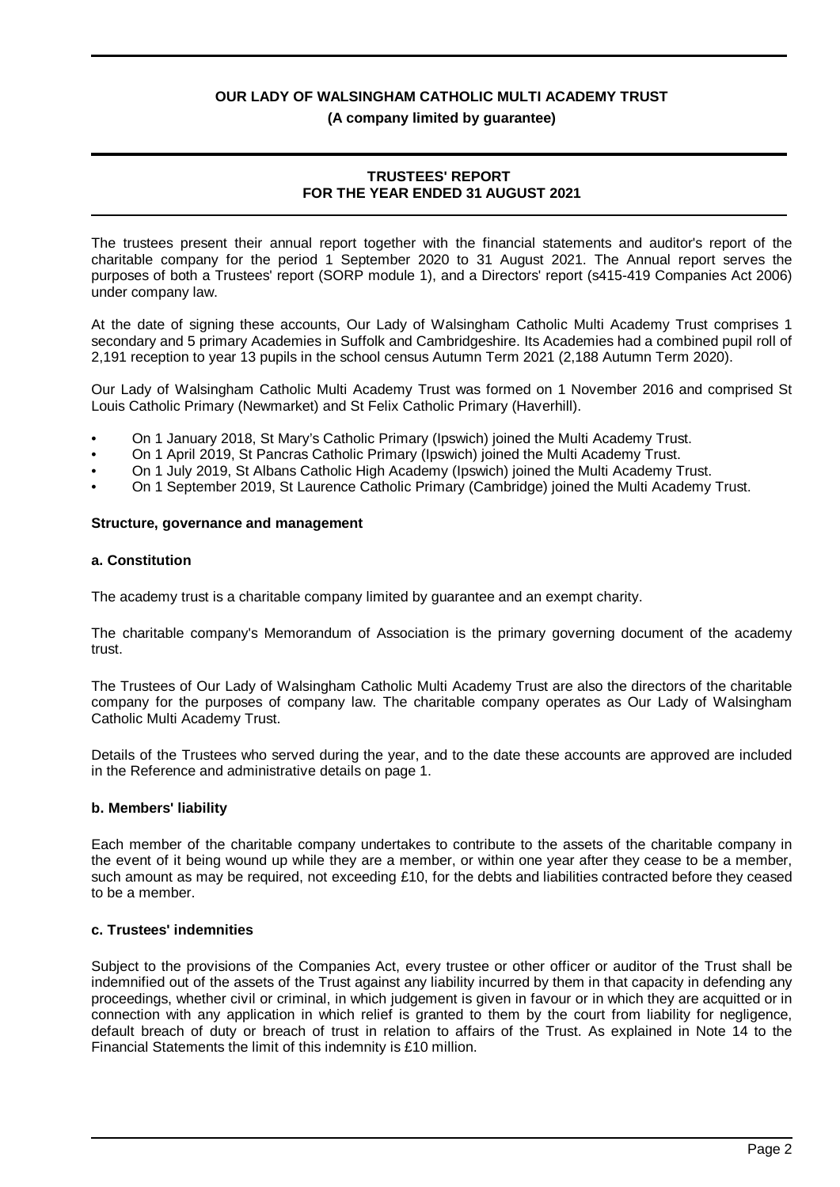# OUR LADY OF WALSINGHAM CATHOLIC MULTI ACADEMY TRUST

**(A company limited by guarantee)**

## TRUSTEES' REPORT
## FOR THE YEAR ENDED 31 AUGUST 2021

The trustees present their annual report together with the financial statements and auditor's report of the charitable company for the period 1 September 2020 to 31 August 2021. The Annual report serves the purposes of both a Trustees' report (SORP module 1), and a Directors' report (s415-419 Companies Act 2006) under company law.

At the date of signing these accounts, Our Lady of Walsingham Catholic Multi Academy Trust comprises 1 secondary and 5 primary Academies in Suffolk and Cambridgeshire. Its Academies had a combined pupil roll of 2,191 reception to year 13 pupils in the school census Autumn Term 2021 (2,188 Autumn Term 2020).

Our Lady of Walsingham Catholic Multi Academy Trust was formed on 1 November 2016 and comprised St Louis Catholic Primary (Newmarket) and St Felix Catholic Primary (Haverhill).

- On 1 January 2018, St Mary's Catholic Primary (Ipswich) joined the Multi Academy Trust.
- On 1 April 2019, St Pancras Catholic Primary (Ipswich) joined the Multi Academy Trust.
- On 1 July 2019, St Albans Catholic High Academy (Ipswich) joined the Multi Academy Trust.
- On 1 September 2019, St Laurence Catholic Primary (Cambridge) joined the Multi Academy Trust.

### Structure, governance and management

#### a. Constitution

The academy trust is a charitable company limited by guarantee and an exempt charity.

The charitable company's Memorandum of Association is the primary governing document of the academy trust.

The Trustees of Our Lady of Walsingham Catholic Multi Academy Trust are also the directors of the charitable company for the purposes of company law. The charitable company operates as Our Lady of Walsingham Catholic Multi Academy Trust.

Details of the Trustees who served during the year, and to the date these accounts are approved are included in the Reference and administrative details on page 1.

#### b. Members' liability

Each member of the charitable company undertakes to contribute to the assets of the charitable company in the event of it being wound up while they are a member, or within one year after they cease to be a member, such amount as may be required, not exceeding £10, for the debts and liabilities contracted before they ceased to be a member.

#### c. Trustees' indemnities

Subject to the provisions of the Companies Act, every trustee or other officer or auditor of the Trust shall be indemnified out of the assets of the Trust against any liability incurred by them in that capacity in defending any proceedings, whether civil or criminal, in which judgement is given in favour or in which they are acquitted or in connection with any application in which relief is granted to them by the court from liability for negligence, default breach of duty or breach of trust in relation to affairs of the Trust. As explained in Note 14 to the Financial Statements the limit of this indemnity is £10 million.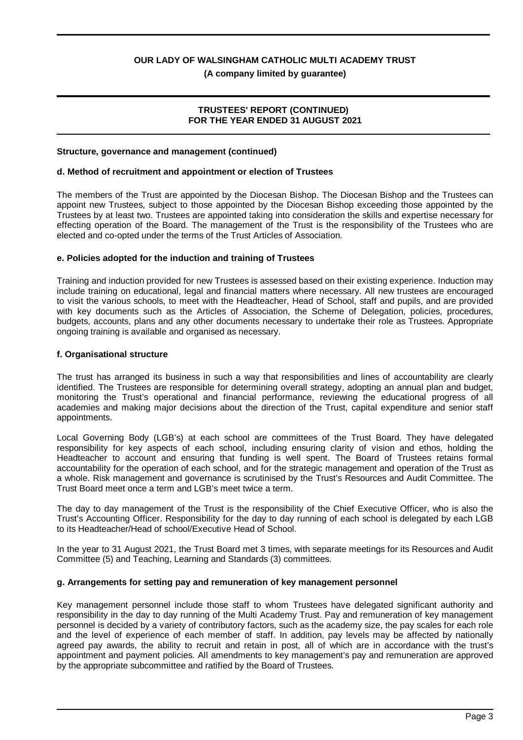**Structure, governance and management (continued)**

**d. Method of recruitment and appointment or election of Trustees**

The members of the Trust are appointed by the Diocesan Bishop. The Diocesan Bishop and the Trustees can appoint new Trustees, subject to those appointed by the Diocesan Bishop exceeding those appointed by the Trustees by at least two. Trustees are appointed taking into consideration the skills and expertise necessary for effecting operation of the Board. The management of the Trust is the responsibility of the Trustees who are elected and co-opted under the terms of the Trust Articles of Association.

**e. Policies adopted for the induction and training of Trustees**

Training and induction provided for new Trustees is assessed based on their existing experience. Induction may include training on educational, legal and financial matters where necessary. All new trustees are encouraged to visit the various schools, to meet with the Headteacher, Head of School, staff and pupils, and are provided with key documents such as the Articles of Association, the Scheme of Delegation, policies, procedures, budgets, accounts, plans and any other documents necessary to undertake their role as Trustees. Appropriate ongoing training is available and organised as necessary.

**f. Organisational structure**

The trust has arranged its business in such a way that responsibilities and lines of accountability are clearly identified. The Trustees are responsible for determining overall strategy, adopting an annual plan and budget, monitoring the Trust's operational and financial performance, reviewing the educational progress of all academies and making major decisions about the direction of the Trust, capital expenditure and senior staff appointments.

Local Governing Body (LGB's) at each school are committees of the Trust Board. They have delegated responsibility for key aspects of each school, including ensuring clarity of vision and ethos, holding the Headteacher to account and ensuring that funding is well spent. The Board of Trustees retains formal accountability for the operation of each school, and for the strategic management and operation of the Trust as a whole. Risk management and governance is scrutinised by the Trust's Resources and Audit Committee. The Trust Board meet once a term and LGB's meet twice a term.

The day to day management of the Trust is the responsibility of the Chief Executive Officer, who is also the Trust's Accounting Officer. Responsibility for the day to day running of each school is delegated by each LGB to its Headteacher/Head of school/Executive Head of School.

In the year to 31 August 2021, the Trust Board met 3 times, with separate meetings for its Resources and Audit Committee (5) and Teaching, Learning and Standards (3) committees.

**g. Arrangements for setting pay and remuneration of key management personnel**

Key management personnel include those staff to whom Trustees have delegated significant authority and responsibility in the day to day running of the Multi Academy Trust. Pay and remuneration of key management personnel is decided by a variety of contributory factors, such as the academy size, the pay scales for each role and the level of experience of each member of staff. In addition, pay levels may be affected by nationally agreed pay awards, the ability to recruit and retain in post, all of which are in accordance with the trust's appointment and payment policies. All amendments to key management's pay and remuneration are approved by the appropriate subcommittee and ratified by the Board of Trustees.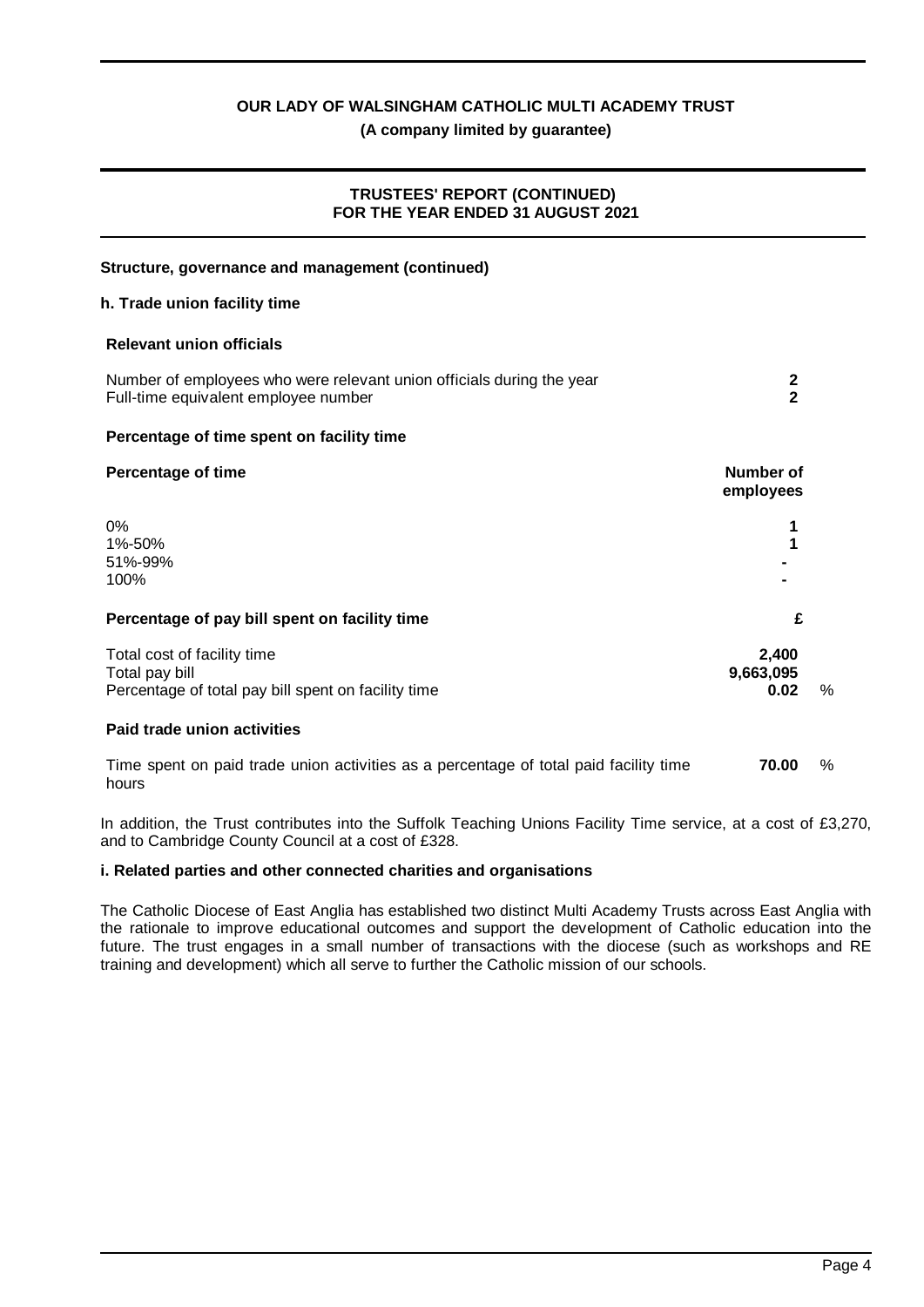## Structure, governance and management (continued)

### h. Trade union facility time

**Relevant union officials**

| | |
|---|---|
| Number of employees who were relevant union officials during the year | **2** |
| Full-time equivalent employee number | **2** |

**Percentage of time spent on facility time**

| Percentage of time | Number of employees |
|---|---|
| 0% | 1 |
| 1%-50% | 1 |
| 51%-99% | - |
| 100% | - |

**Percentage of pay bill spent on facility time**

| | £ | |
|---|---|---|
| Total cost of facility time | **2,400** | |
| Total pay bill | **9,663,095** | |
| Percentage of total pay bill spent on facility time | **0.02** | % |

**Paid trade union activities**

| | | |
|---|---|---|
| Time spent on paid trade union activities as a percentage of total paid facility time hours | **70.00** | % |

In addition, the Trust contributes into the Suffolk Teaching Unions Facility Time service, at a cost of £3,270, and to Cambridge County Council at a cost of £328.

### i. Related parties and other connected charities and organisations

The Catholic Diocese of East Anglia has established two distinct Multi Academy Trusts across East Anglia with the rationale to improve educational outcomes and support the development of Catholic education into the future. The trust engages in a small number of transactions with the diocese (such as workshops and RE training and development) which all serve to further the Catholic mission of our schools.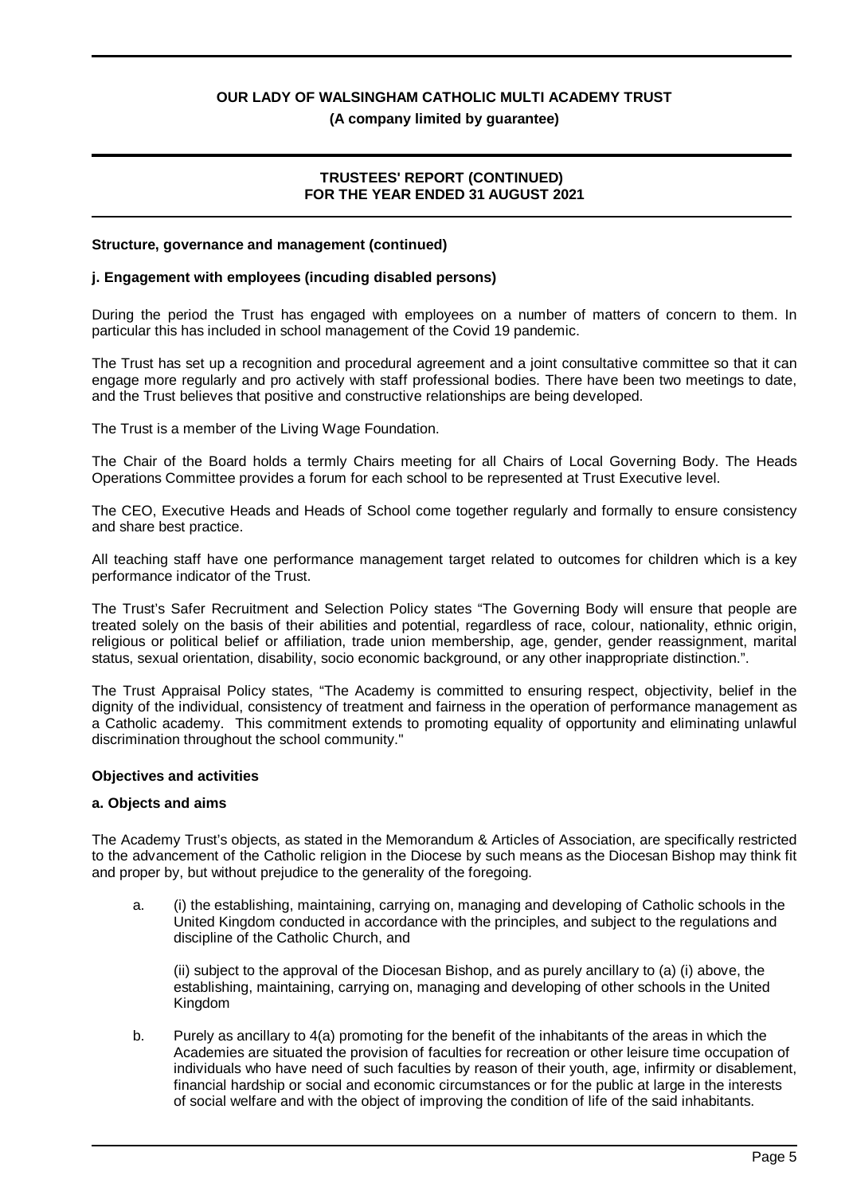**Structure, governance and management (continued)**

**j. Engagement with employees (incuding disabled persons)**

During the period the Trust has engaged with employees on a number of matters of concern to them. In particular this has included in school management of the Covid 19 pandemic.

The Trust has set up a recognition and procedural agreement and a joint consultative committee so that it can engage more regularly and pro actively with staff professional bodies. There have been two meetings to date, and the Trust believes that positive and constructive relationships are being developed.

The Trust is a member of the Living Wage Foundation.

The Chair of the Board holds a termly Chairs meeting for all Chairs of Local Governing Body. The Heads Operations Committee provides a forum for each school to be represented at Trust Executive level.

The CEO, Executive Heads and Heads of School come together regularly and formally to ensure consistency and share best practice.

All teaching staff have one performance management target related to outcomes for children which is a key performance indicator of the Trust.

The Trust's Safer Recruitment and Selection Policy states "The Governing Body will ensure that people are treated solely on the basis of their abilities and potential, regardless of race, colour, nationality, ethnic origin, religious or political belief or affiliation, trade union membership, age, gender, gender reassignment, marital status, sexual orientation, disability, socio economic background, or any other inappropriate distinction.".

The Trust Appraisal Policy states, "The Academy is committed to ensuring respect, objectivity, belief in the dignity of the individual, consistency of treatment and fairness in the operation of performance management as a Catholic academy. This commitment extends to promoting equality of opportunity and eliminating unlawful discrimination throughout the school community."

**Objectives and activities**

**a. Objects and aims**

The Academy Trust's objects, as stated in the Memorandum & Articles of Association, are specifically restricted to the advancement of the Catholic religion in the Diocese by such means as the Diocesan Bishop may think fit and proper by, but without prejudice to the generality of the foregoing.

a. (i) the establishing, maintaining, carrying on, managing and developing of Catholic schools in the United Kingdom conducted in accordance with the principles, and subject to the regulations and discipline of the Catholic Church, and

   (ii) subject to the approval of the Diocesan Bishop, and as purely ancillary to (a) (i) above, the establishing, maintaining, carrying on, managing and developing of other schools in the United Kingdom

b. Purely as ancillary to 4(a) promoting for the benefit of the inhabitants of the areas in which the Academies are situated the provision of faculties for recreation or other leisure time occupation of individuals who have need of such faculties by reason of their youth, age, infirmity or disablement, financial hardship or social and economic circumstances or for the public at large in the interests of social welfare and with the object of improving the condition of life of the said inhabitants.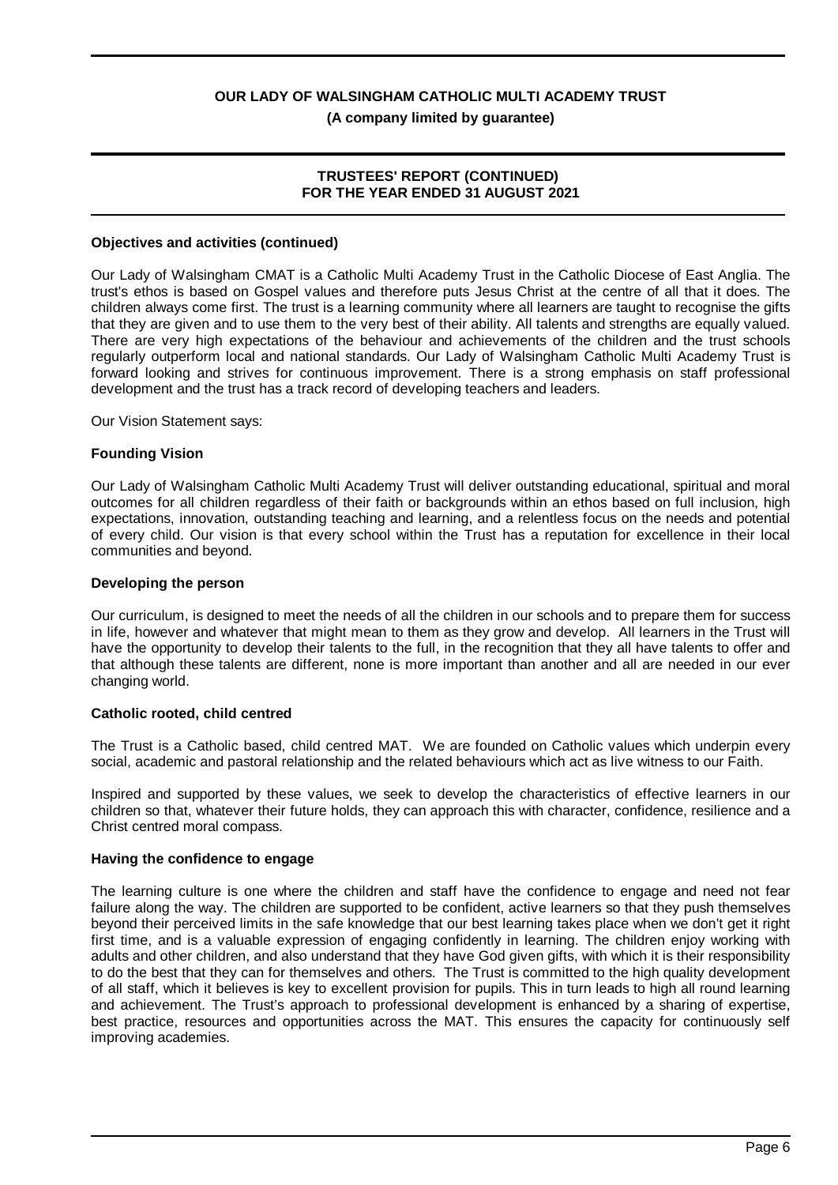**Objectives and activities (continued)**

Our Lady of Walsingham CMAT is a Catholic Multi Academy Trust in the Catholic Diocese of East Anglia. The trust's ethos is based on Gospel values and therefore puts Jesus Christ at the centre of all that it does. The children always come first. The trust is a learning community where all learners are taught to recognise the gifts that they are given and to use them to the very best of their ability. All talents and strengths are equally valued. There are very high expectations of the behaviour and achievements of the children and the trust schools regularly outperform local and national standards. Our Lady of Walsingham Catholic Multi Academy Trust is forward looking and strives for continuous improvement. There is a strong emphasis on staff professional development and the trust has a track record of developing teachers and leaders.

Our Vision Statement says:

**Founding Vision**

Our Lady of Walsingham Catholic Multi Academy Trust will deliver outstanding educational, spiritual and moral outcomes for all children regardless of their faith or backgrounds within an ethos based on full inclusion, high expectations, innovation, outstanding teaching and learning, and a relentless focus on the needs and potential of every child. Our vision is that every school within the Trust has a reputation for excellence in their local communities and beyond.

**Developing the person**

Our curriculum, is designed to meet the needs of all the children in our schools and to prepare them for success in life, however and whatever that might mean to them as they grow and develop. All learners in the Trust will have the opportunity to develop their talents to the full, in the recognition that they all have talents to offer and that although these talents are different, none is more important than another and all are needed in our ever changing world.

**Catholic rooted, child centred**

The Trust is a Catholic based, child centred MAT. We are founded on Catholic values which underpin every social, academic and pastoral relationship and the related behaviours which act as live witness to our Faith.

Inspired and supported by these values, we seek to develop the characteristics of effective learners in our children so that, whatever their future holds, they can approach this with character, confidence, resilience and a Christ centred moral compass.

**Having the confidence to engage**

The learning culture is one where the children and staff have the confidence to engage and need not fear failure along the way. The children are supported to be confident, active learners so that they push themselves beyond their perceived limits in the safe knowledge that our best learning takes place when we don't get it right first time, and is a valuable expression of engaging confidently in learning. The children enjoy working with adults and other children, and also understand that they have God given gifts, with which it is their responsibility to do the best that they can for themselves and others. The Trust is committed to the high quality development of all staff, which it believes is key to excellent provision for pupils. This in turn leads to high all round learning and achievement. The Trust's approach to professional development is enhanced by a sharing of expertise, best practice, resources and opportunities across the MAT. This ensures the capacity for continuously self improving academies.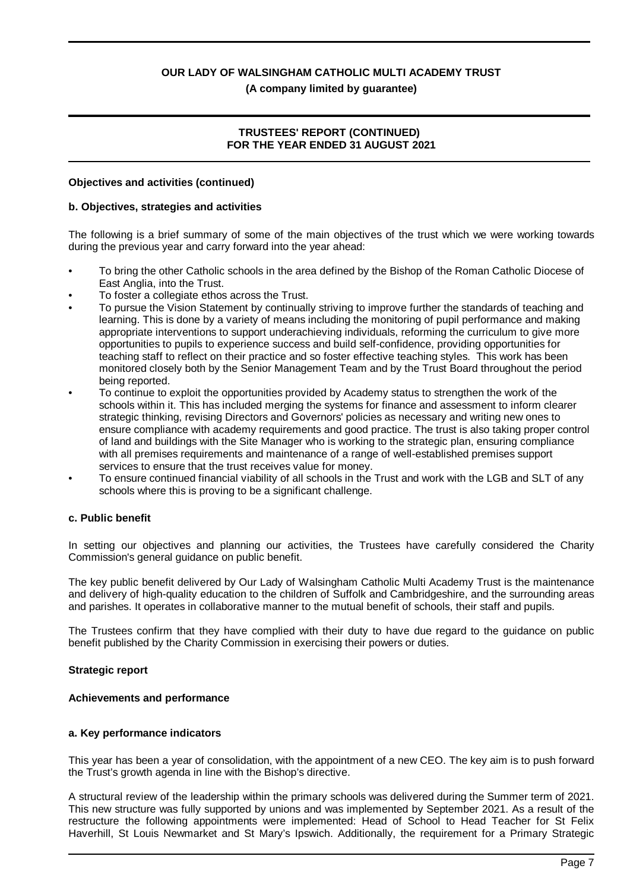**Objectives and activities (continued)**

**b. Objectives, strategies and activities**

The following is a brief summary of some of the main objectives of the trust which we were working towards during the previous year and carry forward into the year ahead:

- To bring the other Catholic schools in the area defined by the Bishop of the Roman Catholic Diocese of East Anglia, into the Trust.
- To foster a collegiate ethos across the Trust.
- To pursue the Vision Statement by continually striving to improve further the standards of teaching and learning. This is done by a variety of means including the monitoring of pupil performance and making appropriate interventions to support underachieving individuals, reforming the curriculum to give more opportunities to pupils to experience success and build self-confidence, providing opportunities for teaching staff to reflect on their practice and so foster effective teaching styles. This work has been monitored closely both by the Senior Management Team and by the Trust Board throughout the period being reported.
- To continue to exploit the opportunities provided by Academy status to strengthen the work of the schools within it. This has included merging the systems for finance and assessment to inform clearer strategic thinking, revising Directors and Governors' policies as necessary and writing new ones to ensure compliance with academy requirements and good practice. The trust is also taking proper control of land and buildings with the Site Manager who is working to the strategic plan, ensuring compliance with all premises requirements and maintenance of a range of well-established premises support services to ensure that the trust receives value for money.
- To ensure continued financial viability of all schools in the Trust and work with the LGB and SLT of any schools where this is proving to be a significant challenge.

**c. Public benefit**

In setting our objectives and planning our activities, the Trustees have carefully considered the Charity Commission's general guidance on public benefit.

The key public benefit delivered by Our Lady of Walsingham Catholic Multi Academy Trust is the maintenance and delivery of high-quality education to the children of Suffolk and Cambridgeshire, and the surrounding areas and parishes. It operates in collaborative manner to the mutual benefit of schools, their staff and pupils.

The Trustees confirm that they have complied with their duty to have due regard to the guidance on public benefit published by the Charity Commission in exercising their powers or duties.

**Strategic report**

**Achievements and performance**

**a. Key performance indicators**

This year has been a year of consolidation, with the appointment of a new CEO. The key aim is to push forward the Trust's growth agenda in line with the Bishop's directive.

A structural review of the leadership within the primary schools was delivered during the Summer term of 2021. This new structure was fully supported by unions and was implemented by September 2021. As a result of the restructure the following appointments were implemented: Head of School to Head Teacher for St Felix Haverhill, St Louis Newmarket and St Mary's Ipswich. Additionally, the requirement for a Primary Strategic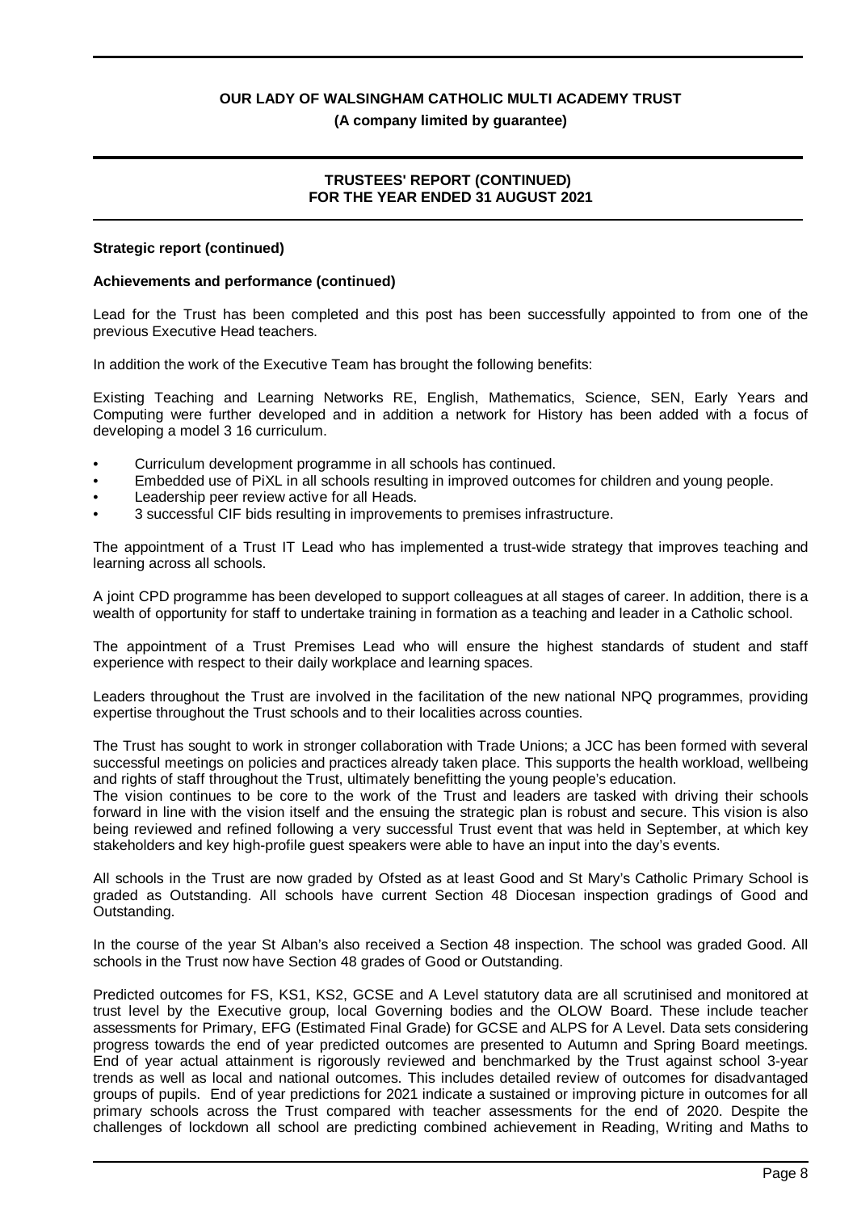**Strategic report (continued)**

**Achievements and performance (continued)**

Lead for the Trust has been completed and this post has been successfully appointed to from one of the previous Executive Head teachers.

In addition the work of the Executive Team has brought the following benefits:

Existing Teaching and Learning Networks RE, English, Mathematics, Science, SEN, Early Years and Computing were further developed and in addition a network for History has been added with a focus of developing a model 3 16 curriculum.

- Curriculum development programme in all schools has continued.
- Embedded use of PiXL in all schools resulting in improved outcomes for children and young people.
- Leadership peer review active for all Heads.
- 3 successful CIF bids resulting in improvements to premises infrastructure.

The appointment of a Trust IT Lead who has implemented a trust-wide strategy that improves teaching and learning across all schools.

A joint CPD programme has been developed to support colleagues at all stages of career. In addition, there is a wealth of opportunity for staff to undertake training in formation as a teaching and leader in a Catholic school.

The appointment of a Trust Premises Lead who will ensure the highest standards of student and staff experience with respect to their daily workplace and learning spaces.

Leaders throughout the Trust are involved in the facilitation of the new national NPQ programmes, providing expertise throughout the Trust schools and to their localities across counties.

The Trust has sought to work in stronger collaboration with Trade Unions; a JCC has been formed with several successful meetings on policies and practices already taken place. This supports the health workload, wellbeing and rights of staff throughout the Trust, ultimately benefitting the young people's education.
The vision continues to be core to the work of the Trust and leaders are tasked with driving their schools forward in line with the vision itself and the ensuing the strategic plan is robust and secure. This vision is also being reviewed and refined following a very successful Trust event that was held in September, at which key stakeholders and key high-profile guest speakers were able to have an input into the day's events.

All schools in the Trust are now graded by Ofsted as at least Good and St Mary's Catholic Primary School is graded as Outstanding. All schools have current Section 48 Diocesan inspection gradings of Good and Outstanding.

In the course of the year St Alban's also received a Section 48 inspection. The school was graded Good. All schools in the Trust now have Section 48 grades of Good or Outstanding.

Predicted outcomes for FS, KS1, KS2, GCSE and A Level statutory data are all scrutinised and monitored at trust level by the Executive group, local Governing bodies and the OLOW Board. These include teacher assessments for Primary, EFG (Estimated Final Grade) for GCSE and ALPS for A Level. Data sets considering progress towards the end of year predicted outcomes are presented to Autumn and Spring Board meetings. End of year actual attainment is rigorously reviewed and benchmarked by the Trust against school 3-year trends as well as local and national outcomes. This includes detailed review of outcomes for disadvantaged groups of pupils. End of year predictions for 2021 indicate a sustained or improving picture in outcomes for all primary schools across the Trust compared with teacher assessments for the end of 2020. Despite the challenges of lockdown all school are predicting combined achievement in Reading, Writing and Maths to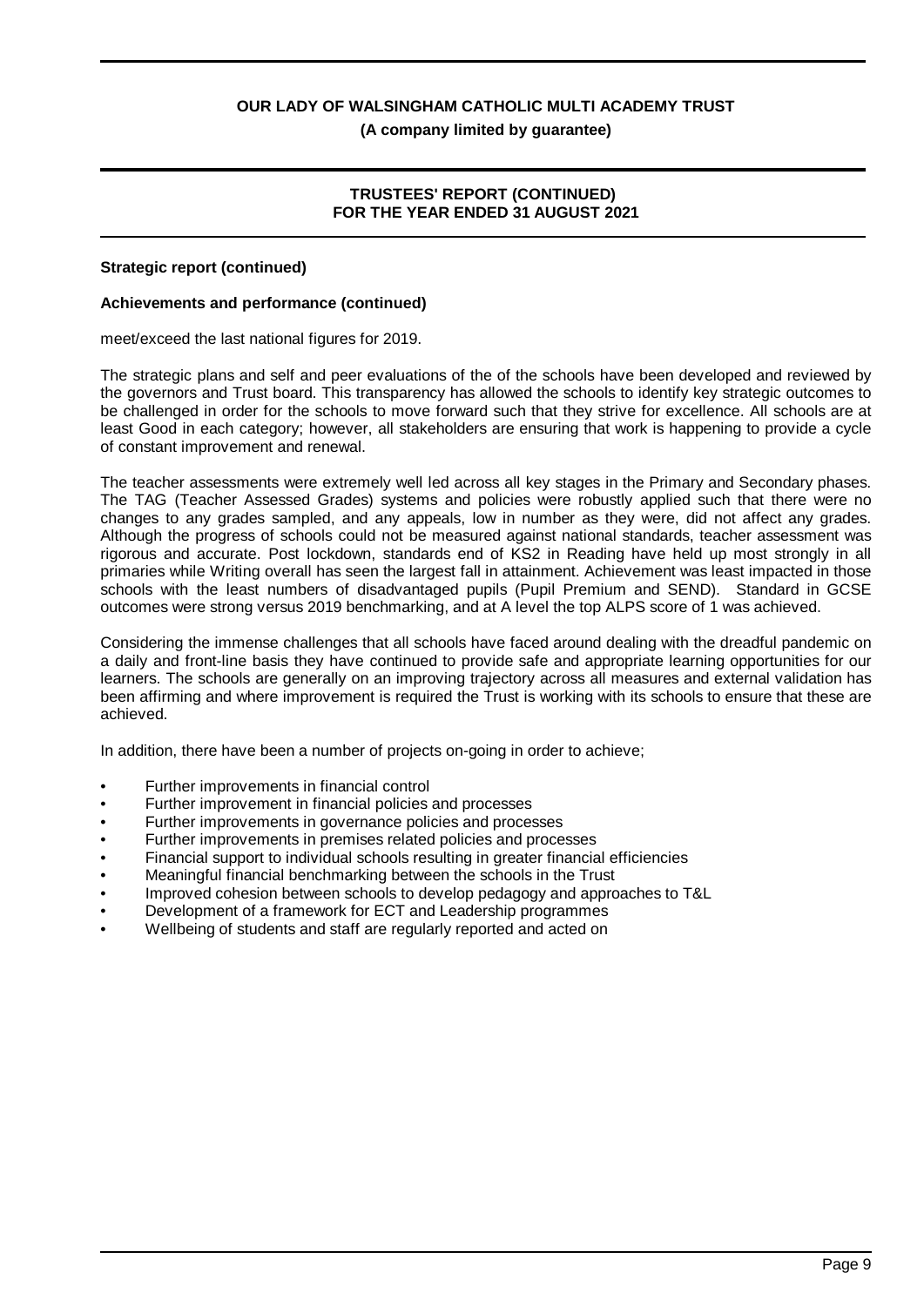**Strategic report (continued)**

**Achievements and performance (continued)**

meet/exceed the last national figures for 2019.

The strategic plans and self and peer evaluations of the of the schools have been developed and reviewed by the governors and Trust board. This transparency has allowed the schools to identify key strategic outcomes to be challenged in order for the schools to move forward such that they strive for excellence. All schools are at least Good in each category; however, all stakeholders are ensuring that work is happening to provide a cycle of constant improvement and renewal.

The teacher assessments were extremely well led across all key stages in the Primary and Secondary phases. The TAG (Teacher Assessed Grades) systems and policies were robustly applied such that there were no changes to any grades sampled, and any appeals, low in number as they were, did not affect any grades. Although the progress of schools could not be measured against national standards, teacher assessment was rigorous and accurate. Post lockdown, standards end of KS2 in Reading have held up most strongly in all primaries while Writing overall has seen the largest fall in attainment. Achievement was least impacted in those schools with the least numbers of disadvantaged pupils (Pupil Premium and SEND). Standard in GCSE outcomes were strong versus 2019 benchmarking, and at A level the top ALPS score of 1 was achieved.

Considering the immense challenges that all schools have faced around dealing with the dreadful pandemic on a daily and front-line basis they have continued to provide safe and appropriate learning opportunities for our learners. The schools are generally on an improving trajectory across all measures and external validation has been affirming and where improvement is required the Trust is working with its schools to ensure that these are achieved.

In addition, there have been a number of projects on-going in order to achieve;

- Further improvements in financial control
- Further improvement in financial policies and processes
- Further improvements in governance policies and processes
- Further improvements in premises related policies and processes
- Financial support to individual schools resulting in greater financial efficiencies
- Meaningful financial benchmarking between the schools in the Trust
- Improved cohesion between schools to develop pedagogy and approaches to T&L
- Development of a framework for ECT and Leadership programmes
- Wellbeing of students and staff are regularly reported and acted on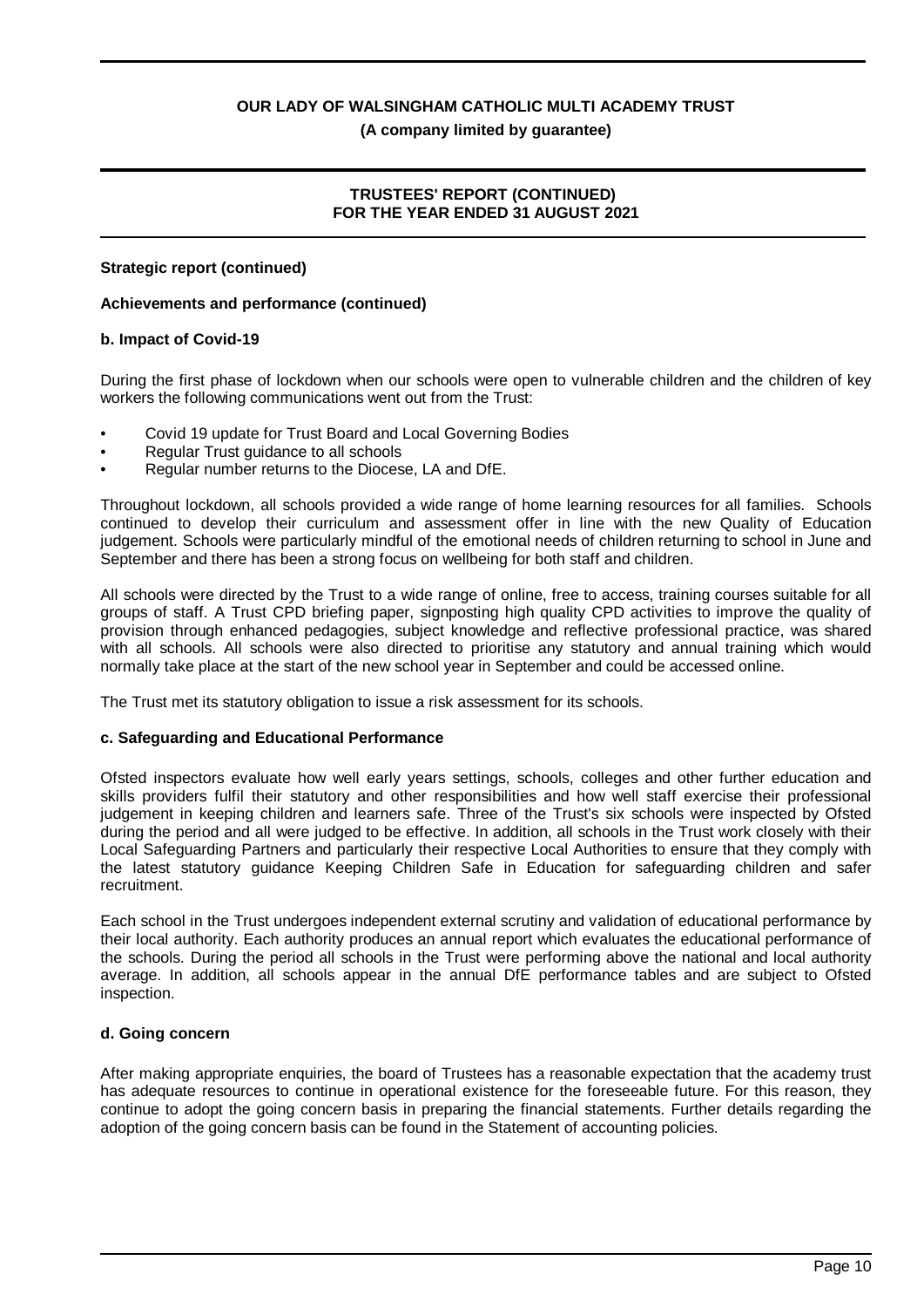**Strategic report (continued)**

**Achievements and performance (continued)**

**b. Impact of Covid-19**

During the first phase of lockdown when our schools were open to vulnerable children and the children of key workers the following communications went out from the Trust:

- Covid 19 update for Trust Board and Local Governing Bodies
- Regular Trust guidance to all schools
- Regular number returns to the Diocese, LA and DfE.

Throughout lockdown, all schools provided a wide range of home learning resources for all families. Schools continued to develop their curriculum and assessment offer in line with the new Quality of Education judgement. Schools were particularly mindful of the emotional needs of children returning to school in June and September and there has been a strong focus on wellbeing for both staff and children.

All schools were directed by the Trust to a wide range of online, free to access, training courses suitable for all groups of staff. A Trust CPD briefing paper, signposting high quality CPD activities to improve the quality of provision through enhanced pedagogies, subject knowledge and reflective professional practice, was shared with all schools. All schools were also directed to prioritise any statutory and annual training which would normally take place at the start of the new school year in September and could be accessed online.

The Trust met its statutory obligation to issue a risk assessment for its schools.

**c. Safeguarding and Educational Performance**

Ofsted inspectors evaluate how well early years settings, schools, colleges and other further education and skills providers fulfil their statutory and other responsibilities and how well staff exercise their professional judgement in keeping children and learners safe. Three of the Trust's six schools were inspected by Ofsted during the period and all were judged to be effective. In addition, all schools in the Trust work closely with their Local Safeguarding Partners and particularly their respective Local Authorities to ensure that they comply with the latest statutory guidance Keeping Children Safe in Education for safeguarding children and safer recruitment.

Each school in the Trust undergoes independent external scrutiny and validation of educational performance by their local authority. Each authority produces an annual report which evaluates the educational performance of the schools. During the period all schools in the Trust were performing above the national and local authority average. In addition, all schools appear in the annual DfE performance tables and are subject to Ofsted inspection.

**d. Going concern**

After making appropriate enquiries, the board of Trustees has a reasonable expectation that the academy trust has adequate resources to continue in operational existence for the foreseeable future. For this reason, they continue to adopt the going concern basis in preparing the financial statements. Further details regarding the adoption of the going concern basis can be found in the Statement of accounting policies.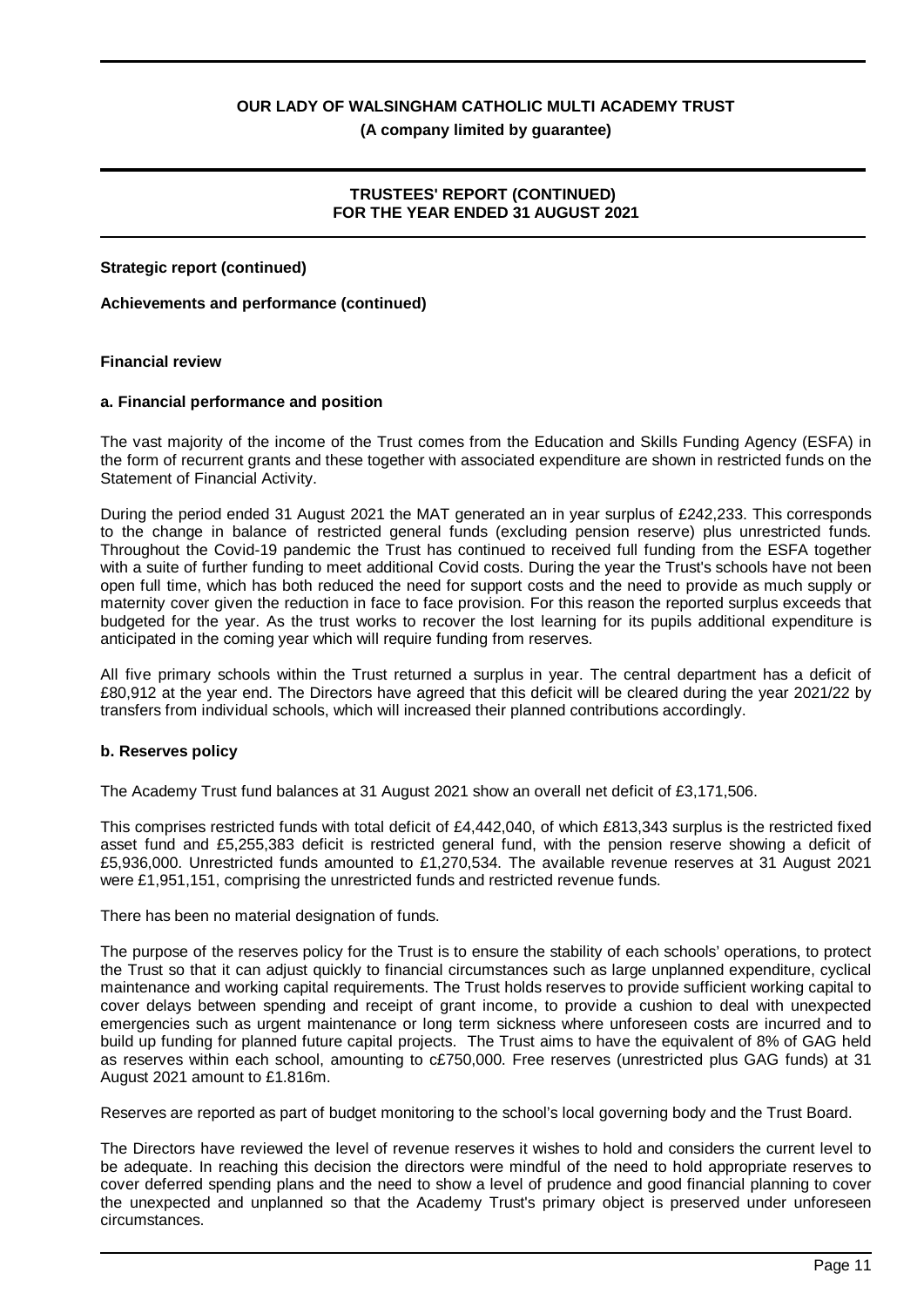**Strategic report (continued)**

**Achievements and performance (continued)**

**Financial review**

**a. Financial performance and position**

The vast majority of the income of the Trust comes from the Education and Skills Funding Agency (ESFA) in the form of recurrent grants and these together with associated expenditure are shown in restricted funds on the Statement of Financial Activity.

During the period ended 31 August 2021 the MAT generated an in year surplus of £242,233. This corresponds to the change in balance of restricted general funds (excluding pension reserve) plus unrestricted funds. Throughout the Covid-19 pandemic the Trust has continued to received full funding from the ESFA together with a suite of further funding to meet additional Covid costs. During the year the Trust's schools have not been open full time, which has both reduced the need for support costs and the need to provide as much supply or maternity cover given the reduction in face to face provision. For this reason the reported surplus exceeds that budgeted for the year. As the trust works to recover the lost learning for its pupils additional expenditure is anticipated in the coming year which will require funding from reserves.

All five primary schools within the Trust returned a surplus in year. The central department has a deficit of £80,912 at the year end. The Directors have agreed that this deficit will be cleared during the year 2021/22 by transfers from individual schools, which will increased their planned contributions accordingly.

**b. Reserves policy**

The Academy Trust fund balances at 31 August 2021 show an overall net deficit of £3,171,506.

This comprises restricted funds with total deficit of £4,442,040, of which £813,343 surplus is the restricted fixed asset fund and £5,255,383 deficit is restricted general fund, with the pension reserve showing a deficit of £5,936,000. Unrestricted funds amounted to £1,270,534. The available revenue reserves at 31 August 2021 were £1,951,151, comprising the unrestricted funds and restricted revenue funds.

There has been no material designation of funds.

The purpose of the reserves policy for the Trust is to ensure the stability of each schools' operations, to protect the Trust so that it can adjust quickly to financial circumstances such as large unplanned expenditure, cyclical maintenance and working capital requirements. The Trust holds reserves to provide sufficient working capital to cover delays between spending and receipt of grant income, to provide a cushion to deal with unexpected emergencies such as urgent maintenance or long term sickness where unforeseen costs are incurred and to build up funding for planned future capital projects. The Trust aims to have the equivalent of 8% of GAG held as reserves within each school, amounting to c£750,000. Free reserves (unrestricted plus GAG funds) at 31 August 2021 amount to £1.816m.

Reserves are reported as part of budget monitoring to the school's local governing body and the Trust Board.

The Directors have reviewed the level of revenue reserves it wishes to hold and considers the current level to be adequate. In reaching this decision the directors were mindful of the need to hold appropriate reserves to cover deferred spending plans and the need to show a level of prudence and good financial planning to cover the unexpected and unplanned so that the Academy Trust's primary object is preserved under unforeseen circumstances.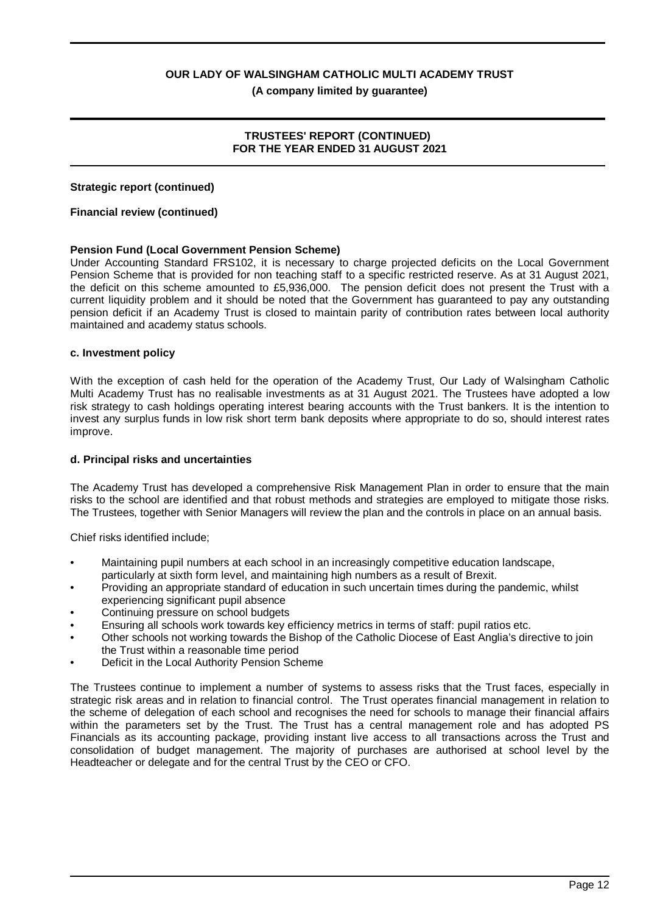**Strategic report (continued)**

**Financial review (continued)**

**Pension Fund (Local Government Pension Scheme)**

Under Accounting Standard FRS102, it is necessary to charge projected deficits on the Local Government Pension Scheme that is provided for non teaching staff to a specific restricted reserve. As at 31 August 2021, the deficit on this scheme amounted to £5,936,000. The pension deficit does not present the Trust with a current liquidity problem and it should be noted that the Government has guaranteed to pay any outstanding pension deficit if an Academy Trust is closed to maintain parity of contribution rates between local authority maintained and academy status schools.

**c. Investment policy**

With the exception of cash held for the operation of the Academy Trust, Our Lady of Walsingham Catholic Multi Academy Trust has no realisable investments as at 31 August 2021. The Trustees have adopted a low risk strategy to cash holdings operating interest bearing accounts with the Trust bankers. It is the intention to invest any surplus funds in low risk short term bank deposits where appropriate to do so, should interest rates improve.

**d. Principal risks and uncertainties**

The Academy Trust has developed a comprehensive Risk Management Plan in order to ensure that the main risks to the school are identified and that robust methods and strategies are employed to mitigate those risks. The Trustees, together with Senior Managers will review the plan and the controls in place on an annual basis.

Chief risks identified include;

- Maintaining pupil numbers at each school in an increasingly competitive education landscape, particularly at sixth form level, and maintaining high numbers as a result of Brexit.
- Providing an appropriate standard of education in such uncertain times during the pandemic, whilst experiencing significant pupil absence
- Continuing pressure on school budgets
- Ensuring all schools work towards key efficiency metrics in terms of staff: pupil ratios etc.
- Other schools not working towards the Bishop of the Catholic Diocese of East Anglia's directive to join the Trust within a reasonable time period
- Deficit in the Local Authority Pension Scheme

The Trustees continue to implement a number of systems to assess risks that the Trust faces, especially in strategic risk areas and in relation to financial control. The Trust operates financial management in relation to the scheme of delegation of each school and recognises the need for schools to manage their financial affairs within the parameters set by the Trust. The Trust has a central management role and has adopted PS Financials as its accounting package, providing instant live access to all transactions across the Trust and consolidation of budget management. The majority of purchases are authorised at school level by the Headteacher or delegate and for the central Trust by the CEO or CFO.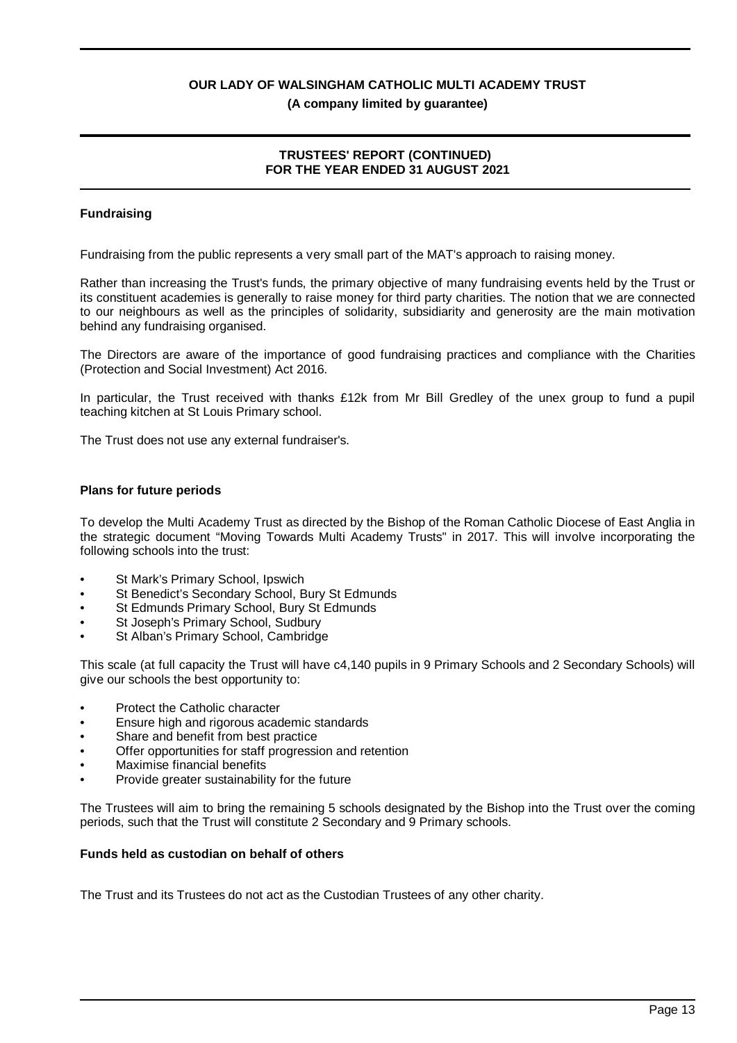## Fundraising

Fundraising from the public represents a very small part of the MAT's approach to raising money.

Rather than increasing the Trust's funds, the primary objective of many fundraising events held by the Trust or its constituent academies is generally to raise money for third party charities. The notion that we are connected to our neighbours as well as the principles of solidarity, subsidiarity and generosity are the main motivation behind any fundraising organised.

The Directors are aware of the importance of good fundraising practices and compliance with the Charities (Protection and Social Investment) Act 2016.

In particular, the Trust received with thanks £12k from Mr Bill Gredley of the unex group to fund a pupil teaching kitchen at St Louis Primary school.

The Trust does not use any external fundraiser's.

## Plans for future periods

To develop the Multi Academy Trust as directed by the Bishop of the Roman Catholic Diocese of East Anglia in the strategic document "Moving Towards Multi Academy Trusts" in 2017. This will involve incorporating the following schools into the trust:

- St Mark's Primary School, Ipswich
- St Benedict's Secondary School, Bury St Edmunds
- St Edmunds Primary School, Bury St Edmunds
- St Joseph's Primary School, Sudbury
- St Alban's Primary School, Cambridge

This scale (at full capacity the Trust will have c4,140 pupils in 9 Primary Schools and 2 Secondary Schools) will give our schools the best opportunity to:

- Protect the Catholic character
- Ensure high and rigorous academic standards
- Share and benefit from best practice
- Offer opportunities for staff progression and retention
- Maximise financial benefits
- Provide greater sustainability for the future

The Trustees will aim to bring the remaining 5 schools designated by the Bishop into the Trust over the coming periods, such that the Trust will constitute 2 Secondary and 9 Primary schools.

## Funds held as custodian on behalf of others

The Trust and its Trustees do not act as the Custodian Trustees of any other charity.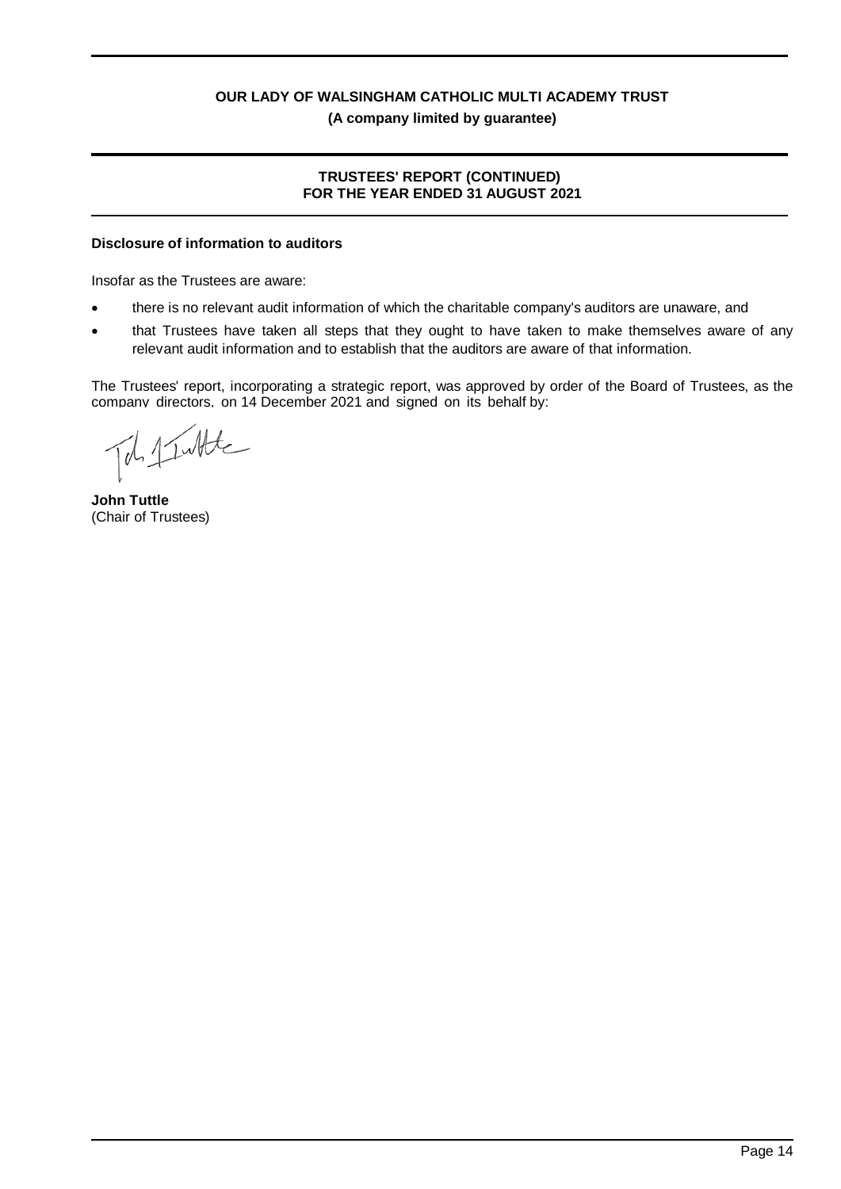## Disclosure of information to auditors

Insofar as the Trustees are aware:

- there is no relevant audit information of which the charitable company's auditors are unaware, and
- that Trustees have taken all steps that they ought to have taken to make themselves aware of any relevant audit information and to establish that the auditors are aware of that information.

The Trustees' report, incorporating a strategic report, was approved by order of the Board of Trustees, as the company directors, on 14 December 2021 and signed on its behalf by:

**John Tuttle**
(Chair of Trustees)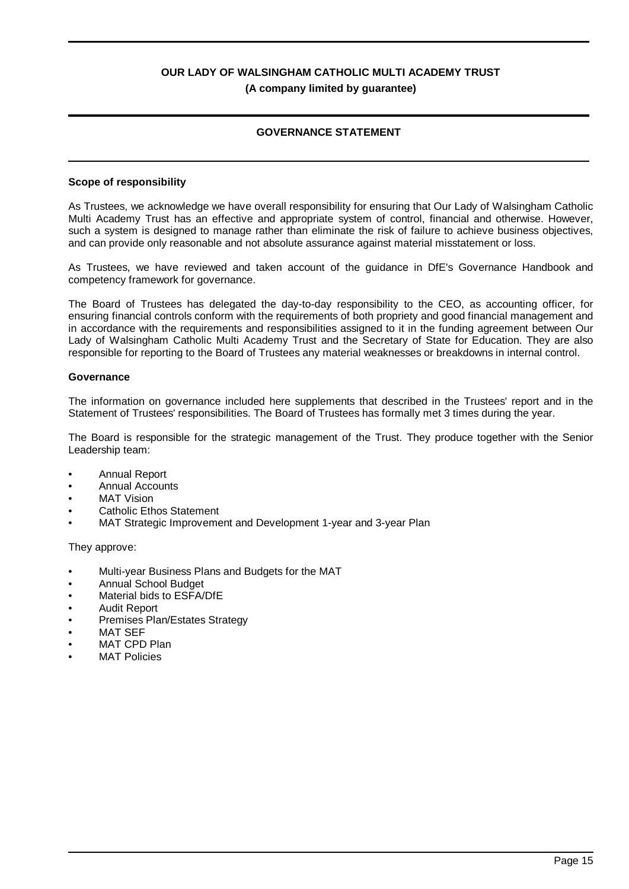# OUR LADY OF WALSINGHAM CATHOLIC MULTI ACADEMY TRUST

**(A company limited by guarantee)**

## GOVERNANCE STATEMENT

### Scope of responsibility

As Trustees, we acknowledge we have overall responsibility for ensuring that Our Lady of Walsingham Catholic Multi Academy Trust has an effective and appropriate system of control, financial and otherwise. However, such a system is designed to manage rather than eliminate the risk of failure to achieve business objectives, and can provide only reasonable and not absolute assurance against material misstatement or loss.

As Trustees, we have reviewed and taken account of the guidance in DfE's Governance Handbook and competency framework for governance.

The Board of Trustees has delegated the day-to-day responsibility to the CEO, as accounting officer, for ensuring financial controls conform with the requirements of both propriety and good financial management and in accordance with the requirements and responsibilities assigned to it in the funding agreement between Our Lady of Walsingham Catholic Multi Academy Trust and the Secretary of State for Education. They are also responsible for reporting to the Board of Trustees any material weaknesses or breakdowns in internal control.

### Governance

The information on governance included here supplements that described in the Trustees' report and in the Statement of Trustees' responsibilities. The Board of Trustees has formally met 3 times during the year.

The Board is responsible for the strategic management of the Trust. They produce together with the Senior Leadership team:

- Annual Report
- Annual Accounts
- MAT Vision
- Catholic Ethos Statement
- MAT Strategic Improvement and Development 1-year and 3-year Plan

They approve:

- Multi-year Business Plans and Budgets for the MAT
- Annual School Budget
- Material bids to ESFA/DfE
- Audit Report
- Premises Plan/Estates Strategy
- MAT SEF
- MAT CPD Plan
- MAT Policies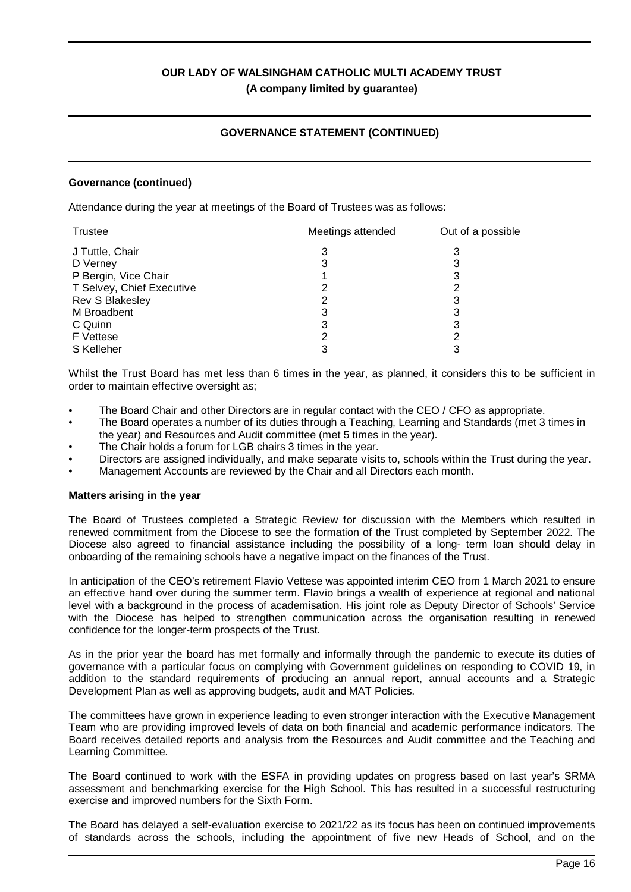## GOVERNANCE STATEMENT (CONTINUED)

### Governance (continued)

Attendance during the year at meetings of the Board of Trustees was as follows:

| Trustee | Meetings attended | Out of a possible |
|---|---|---|
| J Tuttle, Chair | 3 | 3 |
| D Verney | 3 | 3 |
| P Bergin, Vice Chair | 1 | 3 |
| T Selvey, Chief Executive | 2 | 2 |
| Rev S Blakesley | 2 | 3 |
| M Broadbent | 3 | 3 |
| C Quinn | 3 | 3 |
| F Vettese | 2 | 2 |
| S Kelleher | 3 | 3 |

Whilst the Trust Board has met less than 6 times in the year, as planned, it considers this to be sufficient in order to maintain effective oversight as;

- The Board Chair and other Directors are in regular contact with the CEO / CFO as appropriate.
- The Board operates a number of its duties through a Teaching, Learning and Standards (met 3 times in the year) and Resources and Audit committee (met 5 times in the year).
- The Chair holds a forum for LGB chairs 3 times in the year.
- Directors are assigned individually, and make separate visits to, schools within the Trust during the year.
- Management Accounts are reviewed by the Chair and all Directors each month.

### Matters arising in the year

The Board of Trustees completed a Strategic Review for discussion with the Members which resulted in renewed commitment from the Diocese to see the formation of the Trust completed by September 2022. The Diocese also agreed to financial assistance including the possibility of a long- term loan should delay in onboarding of the remaining schools have a negative impact on the finances of the Trust.

In anticipation of the CEO's retirement Flavio Vettese was appointed interim CEO from 1 March 2021 to ensure an effective hand over during the summer term. Flavio brings a wealth of experience at regional and national level with a background in the process of academisation. His joint role as Deputy Director of Schools' Service with the Diocese has helped to strengthen communication across the organisation resulting in renewed confidence for the longer-term prospects of the Trust.

As in the prior year the board has met formally and informally through the pandemic to execute its duties of governance with a particular focus on complying with Government guidelines on responding to COVID 19, in addition to the standard requirements of producing an annual report, annual accounts and a Strategic Development Plan as well as approving budgets, audit and MAT Policies.

The committees have grown in experience leading to even stronger interaction with the Executive Management Team who are providing improved levels of data on both financial and academic performance indicators. The Board receives detailed reports and analysis from the Resources and Audit committee and the Teaching and Learning Committee.

The Board continued to work with the ESFA in providing updates on progress based on last year's SRMA assessment and benchmarking exercise for the High School. This has resulted in a successful restructuring exercise and improved numbers for the Sixth Form.

The Board has delayed a self-evaluation exercise to 2021/22 as its focus has been on continued improvements of standards across the schools, including the appointment of five new Heads of School, and on the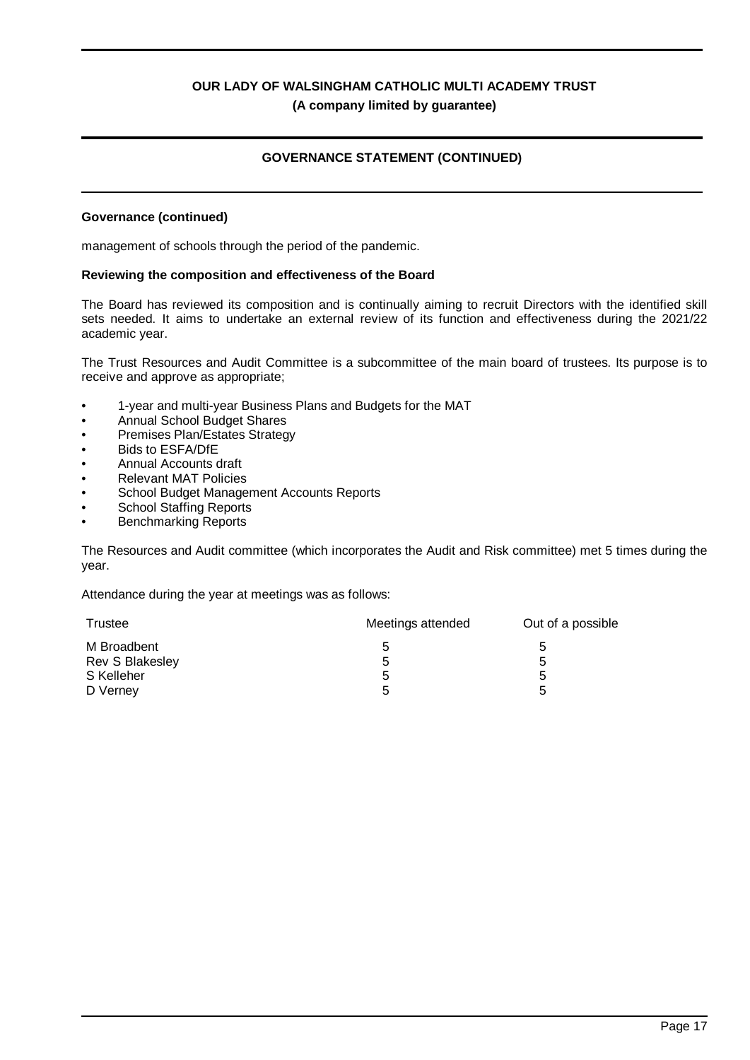**Governance (continued)**

management of schools through the period of the pandemic.

**Reviewing the composition and effectiveness of the Board**

The Board has reviewed its composition and is continually aiming to recruit Directors with the identified skill sets needed. It aims to undertake an external review of its function and effectiveness during the 2021/22 academic year.

The Trust Resources and Audit Committee is a subcommittee of the main board of trustees. Its purpose is to receive and approve as appropriate;

- 1-year and multi-year Business Plans and Budgets for the MAT
- Annual School Budget Shares
- Premises Plan/Estates Strategy
- Bids to ESFA/DfE
- Annual Accounts draft
- Relevant MAT Policies
- School Budget Management Accounts Reports
- School Staffing Reports
- Benchmarking Reports

The Resources and Audit committee (which incorporates the Audit and Risk committee) met 5 times during the year.

Attendance during the year at meetings was as follows:

| Trustee | Meetings attended | Out of a possible |
|---|---|---|
| M Broadbent | 5 | 5 |
| Rev S Blakesley | 5 | 5 |
| S Kelleher | 5 | 5 |
| D Verney | 5 | 5 |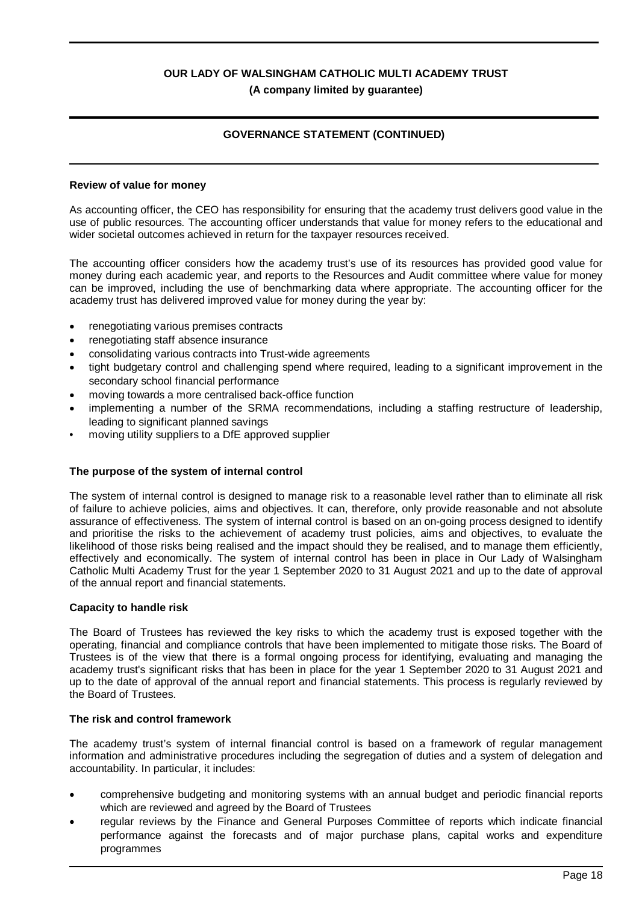**Review of value for money**

As accounting officer, the CEO has responsibility for ensuring that the academy trust delivers good value in the use of public resources. The accounting officer understands that value for money refers to the educational and wider societal outcomes achieved in return for the taxpayer resources received.

The accounting officer considers how the academy trust's use of its resources has provided good value for money during each academic year, and reports to the Resources and Audit committee where value for money can be improved, including the use of benchmarking data where appropriate. The accounting officer for the academy trust has delivered improved value for money during the year by:

- renegotiating various premises contracts
- renegotiating staff absence insurance
- consolidating various contracts into Trust-wide agreements
- tight budgetary control and challenging spend where required, leading to a significant improvement in the secondary school financial performance
- moving towards a more centralised back-office function
- implementing a number of the SRMA recommendations, including a staffing restructure of leadership, leading to significant planned savings
- moving utility suppliers to a DfE approved supplier

**The purpose of the system of internal control**

The system of internal control is designed to manage risk to a reasonable level rather than to eliminate all risk of failure to achieve policies, aims and objectives. It can, therefore, only provide reasonable and not absolute assurance of effectiveness. The system of internal control is based on an on-going process designed to identify and prioritise the risks to the achievement of academy trust policies, aims and objectives, to evaluate the likelihood of those risks being realised and the impact should they be realised, and to manage them efficiently, effectively and economically. The system of internal control has been in place in Our Lady of Walsingham Catholic Multi Academy Trust for the year 1 September 2020 to 31 August 2021 and up to the date of approval of the annual report and financial statements.

**Capacity to handle risk**

The Board of Trustees has reviewed the key risks to which the academy trust is exposed together with the operating, financial and compliance controls that have been implemented to mitigate those risks. The Board of Trustees is of the view that there is a formal ongoing process for identifying, evaluating and managing the academy trust's significant risks that has been in place for the year 1 September 2020 to 31 August 2021 and up to the date of approval of the annual report and financial statements. This process is regularly reviewed by the Board of Trustees.

**The risk and control framework**

The academy trust's system of internal financial control is based on a framework of regular management information and administrative procedures including the segregation of duties and a system of delegation and accountability. In particular, it includes:

- comprehensive budgeting and monitoring systems with an annual budget and periodic financial reports which are reviewed and agreed by the Board of Trustees
- regular reviews by the Finance and General Purposes Committee of reports which indicate financial performance against the forecasts and of major purchase plans, capital works and expenditure programmes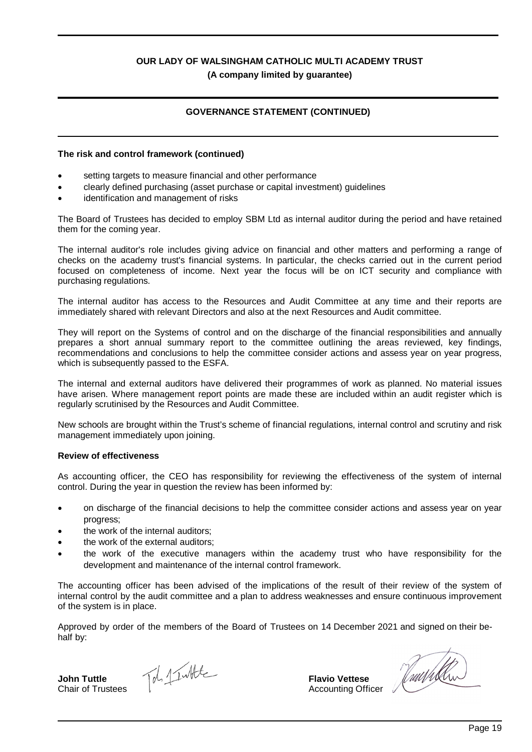## GOVERNANCE STATEMENT (CONTINUED)

### The risk and control framework (continued)

- setting targets to measure financial and other performance
- clearly defined purchasing (asset purchase or capital investment) guidelines
- identification and management of risks

The Board of Trustees has decided to employ SBM Ltd as internal auditor during the period and have retained them for the coming year.

The internal auditor's role includes giving advice on financial and other matters and performing a range of checks on the academy trust's financial systems. In particular, the checks carried out in the current period focused on completeness of income. Next year the focus will be on ICT security and compliance with purchasing regulations.

The internal auditor has access to the Resources and Audit Committee at any time and their reports are immediately shared with relevant Directors and also at the next Resources and Audit committee.

They will report on the Systems of control and on the discharge of the financial responsibilities and annually prepares a short annual summary report to the committee outlining the areas reviewed, key findings, recommendations and conclusions to help the committee consider actions and assess year on year progress, which is subsequently passed to the ESFA.

The internal and external auditors have delivered their programmes of work as planned. No material issues have arisen. Where management report points are made these are included within an audit register which is regularly scrutinised by the Resources and Audit Committee.

New schools are brought within the Trust's scheme of financial regulations, internal control and scrutiny and risk management immediately upon joining.

### Review of effectiveness

As accounting officer, the CEO has responsibility for reviewing the effectiveness of the system of internal control. During the year in question the review has been informed by:

- on discharge of the financial decisions to help the committee consider actions and assess year on year progress;
- the work of the internal auditors;
- the work of the external auditors;
- the work of the executive managers within the academy trust who have responsibility for the development and maintenance of the internal control framework.

The accounting officer has been advised of the implications of the result of their review of the system of internal control by the audit committee and a plan to address weaknesses and ensure continuous improvement of the system is in place.

Approved by order of the members of the Board of Trustees on 14 December 2021 and signed on their behalf by:

**John Tuttle**
Chair of Trustees

**Flavio Vettese**
Accounting Officer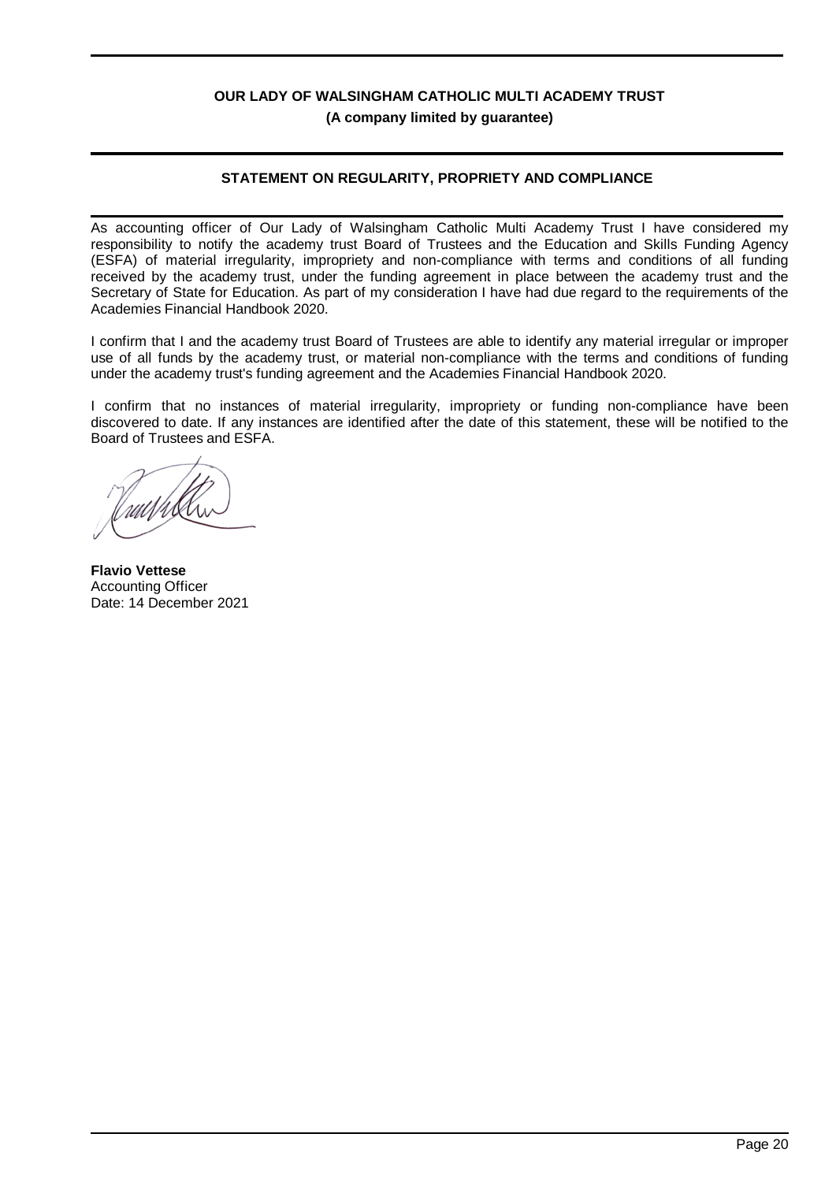**OUR LADY OF WALSINGHAM CATHOLIC MULTI ACADEMY TRUST**
**(A company limited by guarantee)**

## STATEMENT ON REGULARITY, PROPRIETY AND COMPLIANCE

As accounting officer of Our Lady of Walsingham Catholic Multi Academy Trust I have considered my responsibility to notify the academy trust Board of Trustees and the Education and Skills Funding Agency (ESFA) of material irregularity, impropriety and non-compliance with terms and conditions of all funding received by the academy trust, under the funding agreement in place between the academy trust and the Secretary of State for Education. As part of my consideration I have had due regard to the requirements of the Academies Financial Handbook 2020.

I confirm that I and the academy trust Board of Trustees are able to identify any material irregular or improper use of all funds by the academy trust, or material non-compliance with the terms and conditions of funding under the academy trust's funding agreement and the Academies Financial Handbook 2020.

I confirm that no instances of material irregularity, impropriety or funding non-compliance have been discovered to date. If any instances are identified after the date of this statement, these will be notified to the Board of Trustees and ESFA.

**Flavio Vettese**
Accounting Officer
Date: 14 December 2021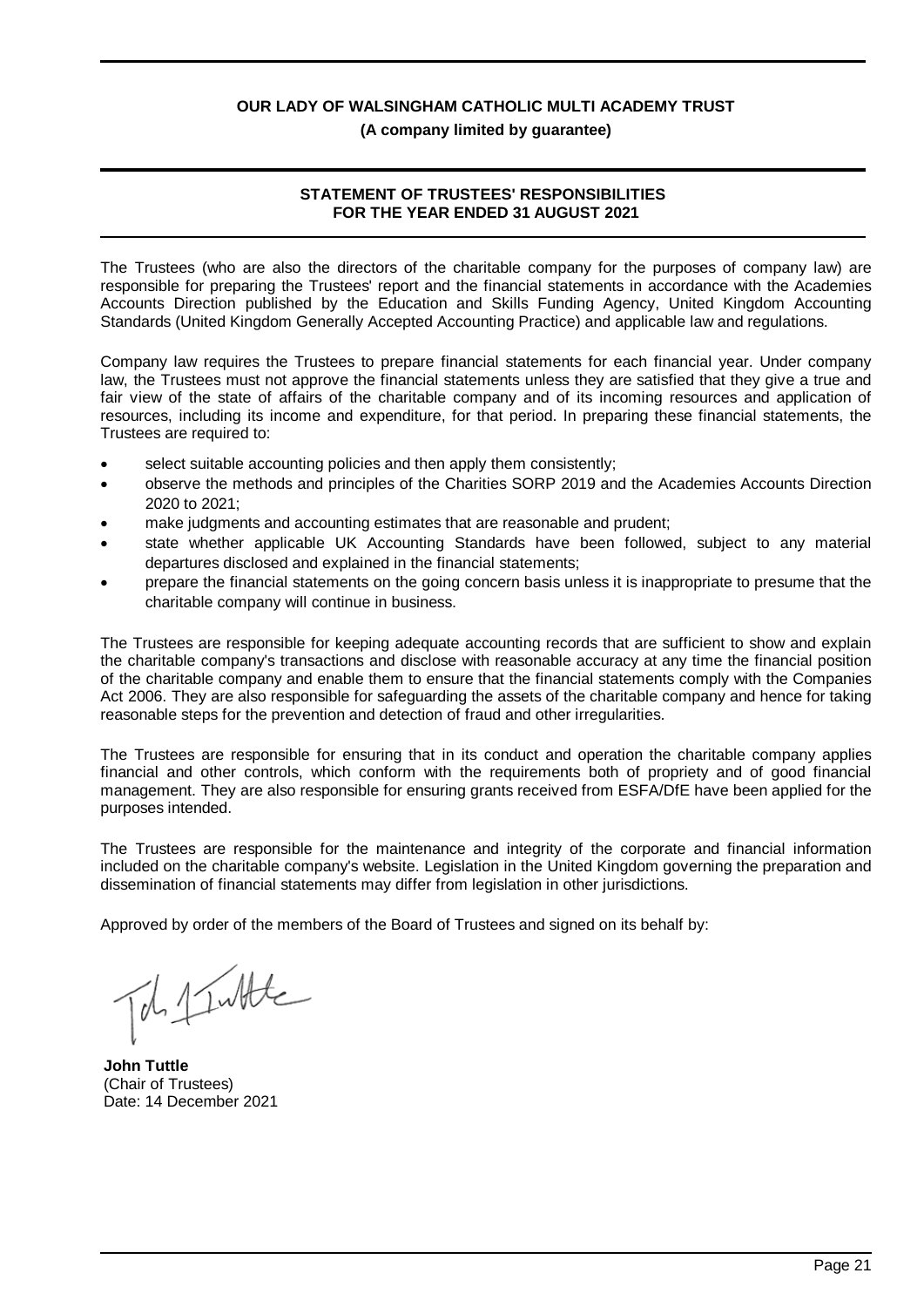**OUR LADY OF WALSINGHAM CATHOLIC MULTI ACADEMY TRUST**

**(A company limited by guarantee)**

## STATEMENT OF TRUSTEES' RESPONSIBILITIES FOR THE YEAR ENDED 31 AUGUST 2021

The Trustees (who are also the directors of the charitable company for the purposes of company law) are responsible for preparing the Trustees' report and the financial statements in accordance with the Academies Accounts Direction published by the Education and Skills Funding Agency, United Kingdom Accounting Standards (United Kingdom Generally Accepted Accounting Practice) and applicable law and regulations.

Company law requires the Trustees to prepare financial statements for each financial year. Under company law, the Trustees must not approve the financial statements unless they are satisfied that they give a true and fair view of the state of affairs of the charitable company and of its incoming resources and application of resources, including its income and expenditure, for that period. In preparing these financial statements, the Trustees are required to:

- select suitable accounting policies and then apply them consistently;
- observe the methods and principles of the Charities SORP 2019 and the Academies Accounts Direction 2020 to 2021;
- make judgments and accounting estimates that are reasonable and prudent;
- state whether applicable UK Accounting Standards have been followed, subject to any material departures disclosed and explained in the financial statements;
- prepare the financial statements on the going concern basis unless it is inappropriate to presume that the charitable company will continue in business.

The Trustees are responsible for keeping adequate accounting records that are sufficient to show and explain the charitable company's transactions and disclose with reasonable accuracy at any time the financial position of the charitable company and enable them to ensure that the financial statements comply with the Companies Act 2006. They are also responsible for safeguarding the assets of the charitable company and hence for taking reasonable steps for the prevention and detection of fraud and other irregularities.

The Trustees are responsible for ensuring that in its conduct and operation the charitable company applies financial and other controls, which conform with the requirements both of propriety and of good financial management. They are also responsible for ensuring grants received from ESFA/DfE have been applied for the purposes intended.

The Trustees are responsible for the maintenance and integrity of the corporate and financial information included on the charitable company's website. Legislation in the United Kingdom governing the preparation and dissemination of financial statements may differ from legislation in other jurisdictions.

Approved by order of the members of the Board of Trustees and signed on its behalf by:

**John Tuttle**
(Chair of Trustees)
Date: 14 December 2021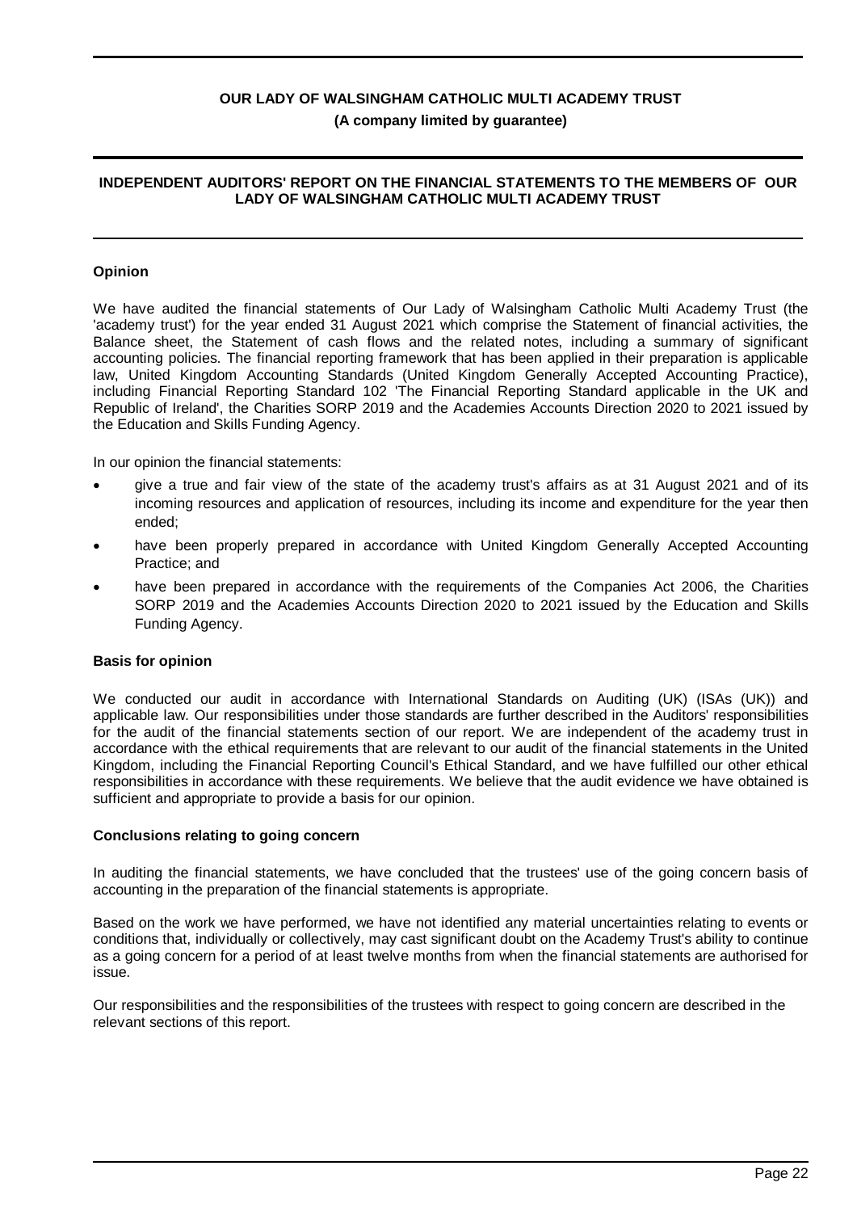**OUR LADY OF WALSINGHAM CATHOLIC MULTI ACADEMY TRUST**

**(A company limited by guarantee)**

## INDEPENDENT AUDITORS' REPORT ON THE FINANCIAL STATEMENTS TO THE MEMBERS OF OUR LADY OF WALSINGHAM CATHOLIC MULTI ACADEMY TRUST

### Opinion

We have audited the financial statements of Our Lady of Walsingham Catholic Multi Academy Trust (the 'academy trust') for the year ended 31 August 2021 which comprise the Statement of financial activities, the Balance sheet, the Statement of cash flows and the related notes, including a summary of significant accounting policies. The financial reporting framework that has been applied in their preparation is applicable law, United Kingdom Accounting Standards (United Kingdom Generally Accepted Accounting Practice), including Financial Reporting Standard 102 'The Financial Reporting Standard applicable in the UK and Republic of Ireland', the Charities SORP 2019 and the Academies Accounts Direction 2020 to 2021 issued by the Education and Skills Funding Agency.

In our opinion the financial statements:

- give a true and fair view of the state of the academy trust's affairs as at 31 August 2021 and of its incoming resources and application of resources, including its income and expenditure for the year then ended;
- have been properly prepared in accordance with United Kingdom Generally Accepted Accounting Practice; and
- have been prepared in accordance with the requirements of the Companies Act 2006, the Charities SORP 2019 and the Academies Accounts Direction 2020 to 2021 issued by the Education and Skills Funding Agency.

### Basis for opinion

We conducted our audit in accordance with International Standards on Auditing (UK) (ISAs (UK)) and applicable law. Our responsibilities under those standards are further described in the Auditors' responsibilities for the audit of the financial statements section of our report. We are independent of the academy trust in accordance with the ethical requirements that are relevant to our audit of the financial statements in the United Kingdom, including the Financial Reporting Council's Ethical Standard, and we have fulfilled our other ethical responsibilities in accordance with these requirements. We believe that the audit evidence we have obtained is sufficient and appropriate to provide a basis for our opinion.

### Conclusions relating to going concern

In auditing the financial statements, we have concluded that the trustees' use of the going concern basis of accounting in the preparation of the financial statements is appropriate.

Based on the work we have performed, we have not identified any material uncertainties relating to events or conditions that, individually or collectively, may cast significant doubt on the Academy Trust's ability to continue as a going concern for a period of at least twelve months from when the financial statements are authorised for issue.

Our responsibilities and the responsibilities of the trustees with respect to going concern are described in the relevant sections of this report.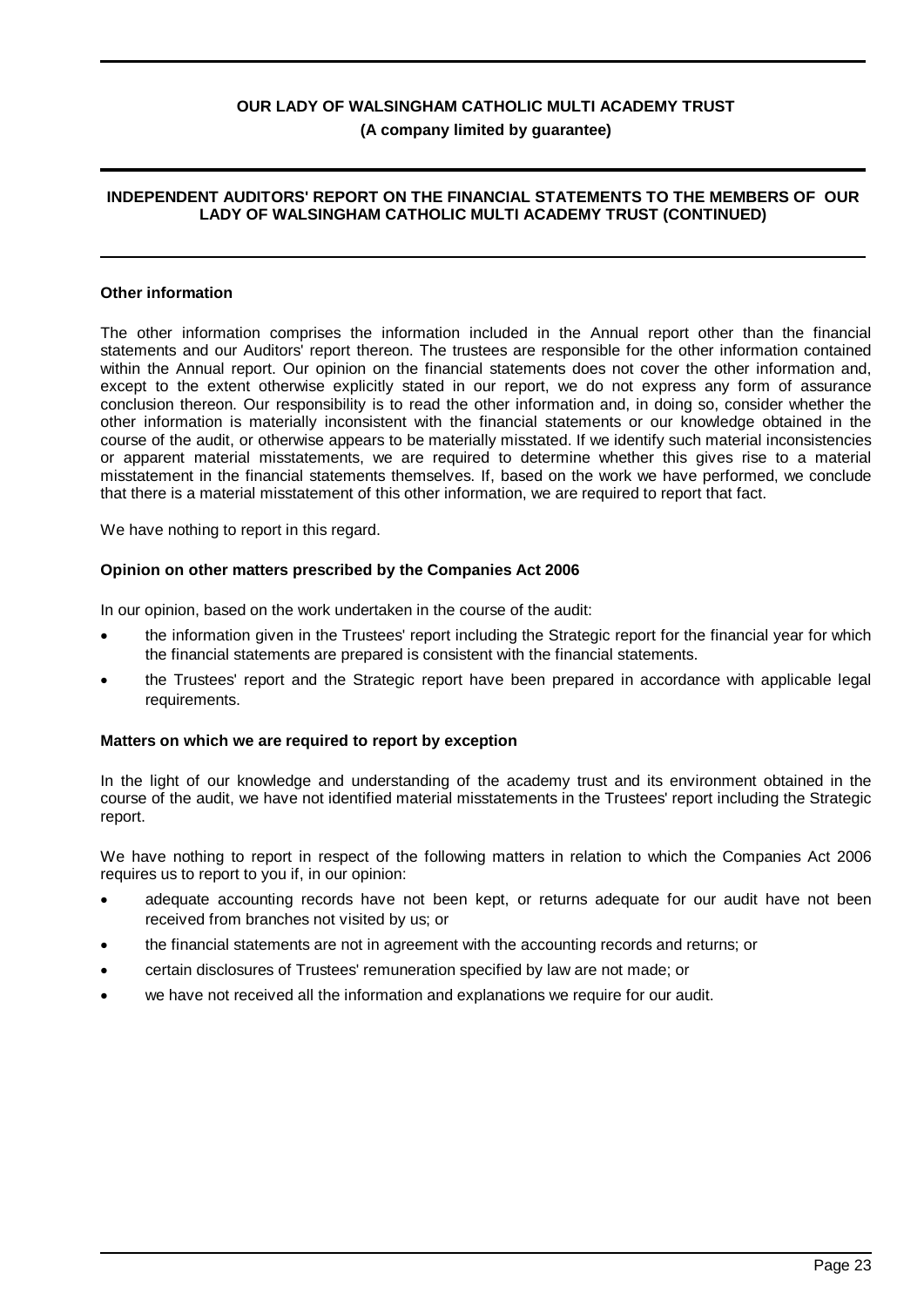### Other information

The other information comprises the information included in the Annual report other than the financial statements and our Auditors' report thereon. The trustees are responsible for the other information contained within the Annual report. Our opinion on the financial statements does not cover the other information and, except to the extent otherwise explicitly stated in our report, we do not express any form of assurance conclusion thereon. Our responsibility is to read the other information and, in doing so, consider whether the other information is materially inconsistent with the financial statements or our knowledge obtained in the course of the audit, or otherwise appears to be materially misstated. If we identify such material inconsistencies or apparent material misstatements, we are required to determine whether this gives rise to a material misstatement in the financial statements themselves. If, based on the work we have performed, we conclude that there is a material misstatement of this other information, we are required to report that fact.

We have nothing to report in this regard.

### Opinion on other matters prescribed by the Companies Act 2006

In our opinion, based on the work undertaken in the course of the audit:

- the information given in the Trustees' report including the Strategic report for the financial year for which the financial statements are prepared is consistent with the financial statements.
- the Trustees' report and the Strategic report have been prepared in accordance with applicable legal requirements.

### Matters on which we are required to report by exception

In the light of our knowledge and understanding of the academy trust and its environment obtained in the course of the audit, we have not identified material misstatements in the Trustees' report including the Strategic report.

We have nothing to report in respect of the following matters in relation to which the Companies Act 2006 requires us to report to you if, in our opinion:

- adequate accounting records have not been kept, or returns adequate for our audit have not been received from branches not visited by us; or
- the financial statements are not in agreement with the accounting records and returns; or
- certain disclosures of Trustees' remuneration specified by law are not made; or
- we have not received all the information and explanations we require for our audit.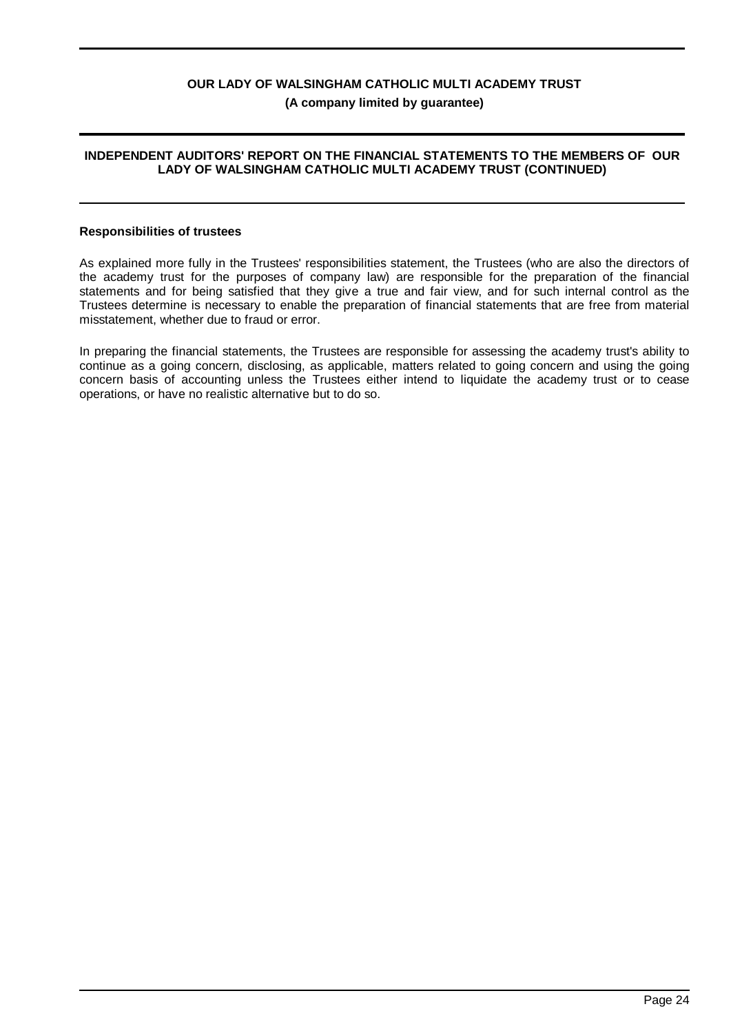## Responsibilities of trustees

As explained more fully in the Trustees' responsibilities statement, the Trustees (who are also the directors of the academy trust for the purposes of company law) are responsible for the preparation of the financial statements and for being satisfied that they give a true and fair view, and for such internal control as the Trustees determine is necessary to enable the preparation of financial statements that are free from material misstatement, whether due to fraud or error.

In preparing the financial statements, the Trustees are responsible for assessing the academy trust's ability to continue as a going concern, disclosing, as applicable, matters related to going concern and using the going concern basis of accounting unless the Trustees either intend to liquidate the academy trust or to cease operations, or have no realistic alternative but to do so.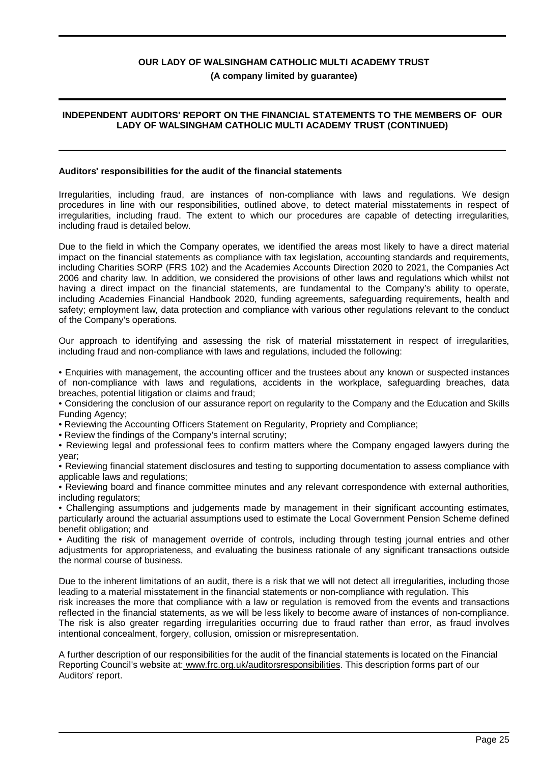## INDEPENDENT AUDITORS' REPORT ON THE FINANCIAL STATEMENTS TO THE MEMBERS OF OUR LADY OF WALSINGHAM CATHOLIC MULTI ACADEMY TRUST (CONTINUED)

### Auditors' responsibilities for the audit of the financial statements

Irregularities, including fraud, are instances of non-compliance with laws and regulations. We design procedures in line with our responsibilities, outlined above, to detect material misstatements in respect of irregularities, including fraud. The extent to which our procedures are capable of detecting irregularities, including fraud is detailed below.

Due to the field in which the Company operates, we identified the areas most likely to have a direct material impact on the financial statements as compliance with tax legislation, accounting standards and requirements, including Charities SORP (FRS 102) and the Academies Accounts Direction 2020 to 2021, the Companies Act 2006 and charity law. In addition, we considered the provisions of other laws and regulations which whilst not having a direct impact on the financial statements, are fundamental to the Company's ability to operate, including Academies Financial Handbook 2020, funding agreements, safeguarding requirements, health and safety; employment law, data protection and compliance with various other regulations relevant to the conduct of the Company's operations.

Our approach to identifying and assessing the risk of material misstatement in respect of irregularities, including fraud and non-compliance with laws and regulations, included the following:

- Enquiries with management, the accounting officer and the trustees about any known or suspected instances of non-compliance with laws and regulations, accidents in the workplace, safeguarding breaches, data breaches, potential litigation or claims and fraud;
- Considering the conclusion of our assurance report on regularity to the Company and the Education and Skills Funding Agency;
- Reviewing the Accounting Officers Statement on Regularity, Propriety and Compliance;
- Review the findings of the Company's internal scrutiny;
- Reviewing legal and professional fees to confirm matters where the Company engaged lawyers during the year;
- Reviewing financial statement disclosures and testing to supporting documentation to assess compliance with applicable laws and regulations;
- Reviewing board and finance committee minutes and any relevant correspondence with external authorities, including regulators;
- Challenging assumptions and judgements made by management in their significant accounting estimates, particularly around the actuarial assumptions used to estimate the Local Government Pension Scheme defined benefit obligation; and
- Auditing the risk of management override of controls, including through testing journal entries and other adjustments for appropriateness, and evaluating the business rationale of any significant transactions outside the normal course of business.

Due to the inherent limitations of an audit, there is a risk that we will not detect all irregularities, including those leading to a material misstatement in the financial statements or non-compliance with regulation. This risk increases the more that compliance with a law or regulation is removed from the events and transactions reflected in the financial statements, as we will be less likely to become aware of instances of non-compliance. The risk is also greater regarding irregularities occurring due to fraud rather than error, as fraud involves intentional concealment, forgery, collusion, omission or misrepresentation.

A further description of our responsibilities for the audit of the financial statements is located on the Financial Reporting Council's website at: www.frc.org.uk/auditorsresponsibilities. This description forms part of our Auditors' report.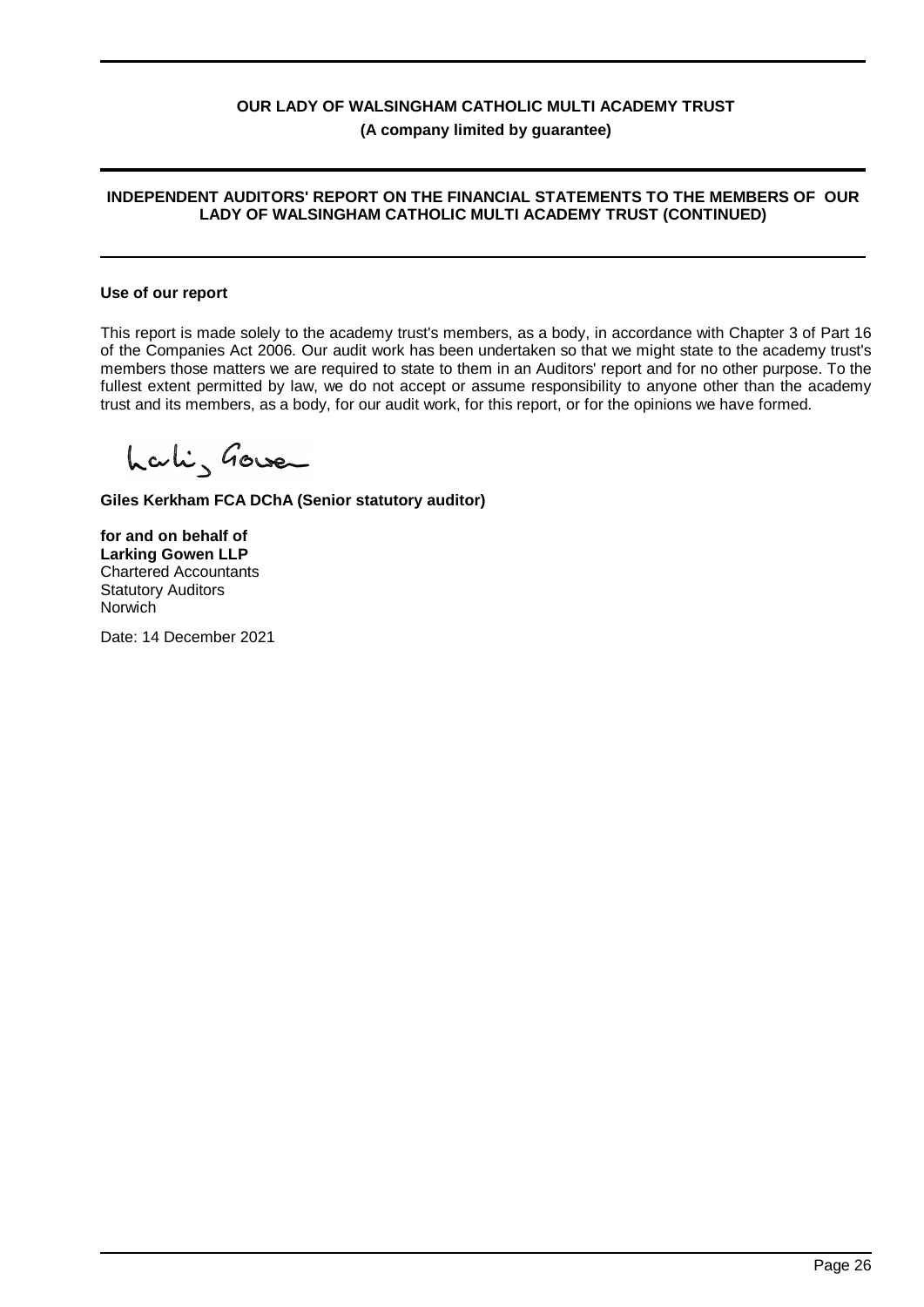**OUR LADY OF WALSINGHAM CATHOLIC MULTI ACADEMY TRUST**
**(A company limited by guarantee)**

**INDEPENDENT AUDITORS' REPORT ON THE FINANCIAL STATEMENTS TO THE MEMBERS OF OUR LADY OF WALSINGHAM CATHOLIC MULTI ACADEMY TRUST (CONTINUED)**

**Use of our report**

This report is made solely to the academy trust's members, as a body, in accordance with Chapter 3 of Part 16 of the Companies Act 2006. Our audit work has been undertaken so that we might state to the academy trust's members those matters we are required to state to them in an Auditors' report and for no other purpose. To the fullest extent permitted by law, we do not accept or assume responsibility to anyone other than the academy trust and its members, as a body, for our audit work, for this report, or for the opinions we have formed.

Larking Gowen

**Giles Kerkham FCA DChA (Senior statutory auditor)**

**for and on behalf of**
**Larking Gowen LLP**
Chartered Accountants
Statutory Auditors
Norwich

Date: 14 December 2021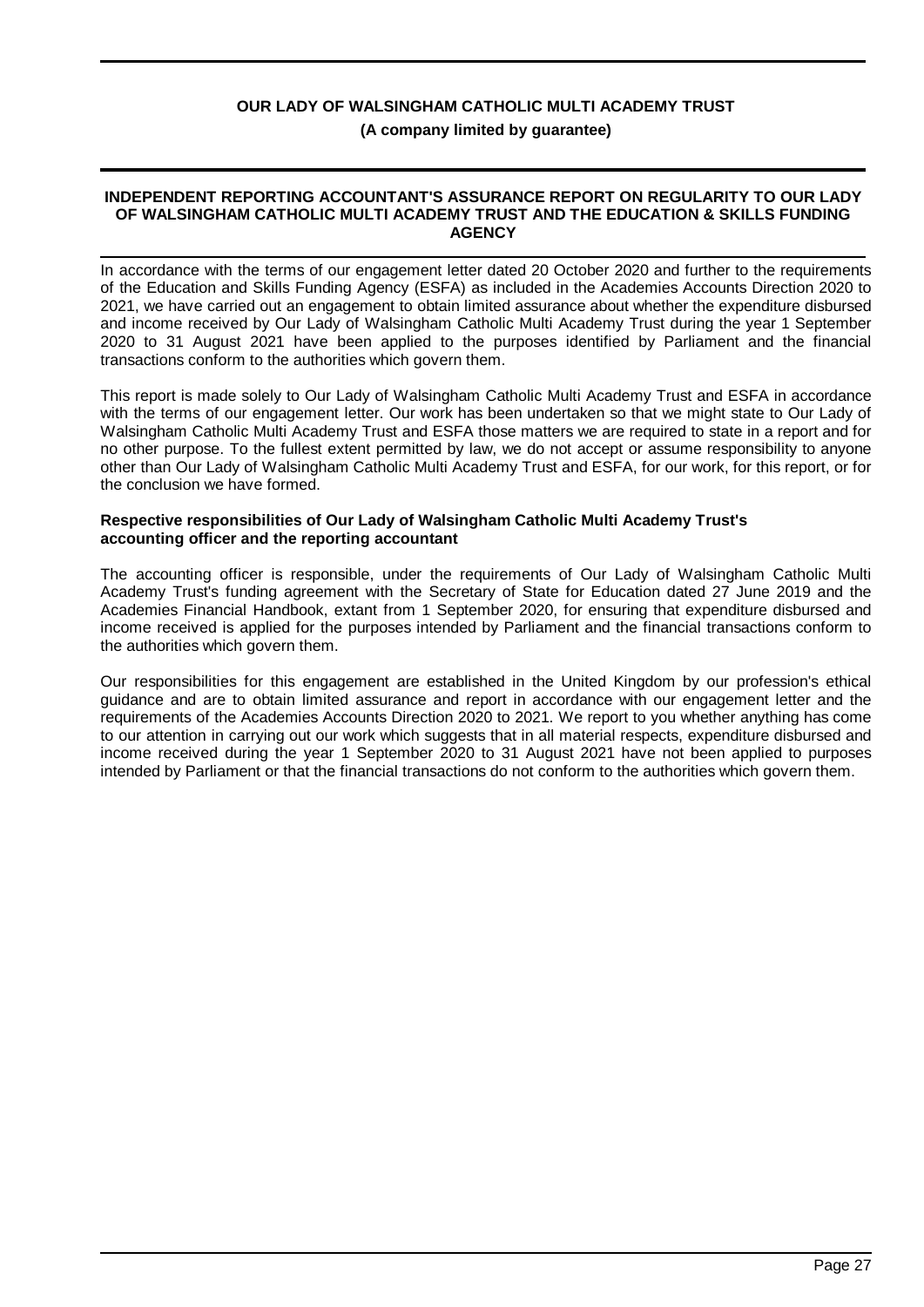## INDEPENDENT REPORTING ACCOUNTANT'S ASSURANCE REPORT ON REGULARITY TO OUR LADY OF WALSINGHAM CATHOLIC MULTI ACADEMY TRUST AND THE EDUCATION & SKILLS FUNDING AGENCY

In accordance with the terms of our engagement letter dated 20 October 2020 and further to the requirements of the Education and Skills Funding Agency (ESFA) as included in the Academies Accounts Direction 2020 to 2021, we have carried out an engagement to obtain limited assurance about whether the expenditure disbursed and income received by Our Lady of Walsingham Catholic Multi Academy Trust during the year 1 September 2020 to 31 August 2021 have been applied to the purposes identified by Parliament and the financial transactions conform to the authorities which govern them.

This report is made solely to Our Lady of Walsingham Catholic Multi Academy Trust and ESFA in accordance with the terms of our engagement letter. Our work has been undertaken so that we might state to Our Lady of Walsingham Catholic Multi Academy Trust and ESFA those matters we are required to state in a report and for no other purpose. To the fullest extent permitted by law, we do not accept or assume responsibility to anyone other than Our Lady of Walsingham Catholic Multi Academy Trust and ESFA, for our work, for this report, or for the conclusion we have formed.

### Respective responsibilities of Our Lady of Walsingham Catholic Multi Academy Trust's accounting officer and the reporting accountant

The accounting officer is responsible, under the requirements of Our Lady of Walsingham Catholic Multi Academy Trust's funding agreement with the Secretary of State for Education dated 27 June 2019 and the Academies Financial Handbook, extant from 1 September 2020, for ensuring that expenditure disbursed and income received is applied for the purposes intended by Parliament and the financial transactions conform to the authorities which govern them.

Our responsibilities for this engagement are established in the United Kingdom by our profession's ethical guidance and are to obtain limited assurance and report in accordance with our engagement letter and the requirements of the Academies Accounts Direction 2020 to 2021. We report to you whether anything has come to our attention in carrying out our work which suggests that in all material respects, expenditure disbursed and income received during the year 1 September 2020 to 31 August 2021 have not been applied to purposes intended by Parliament or that the financial transactions do not conform to the authorities which govern them.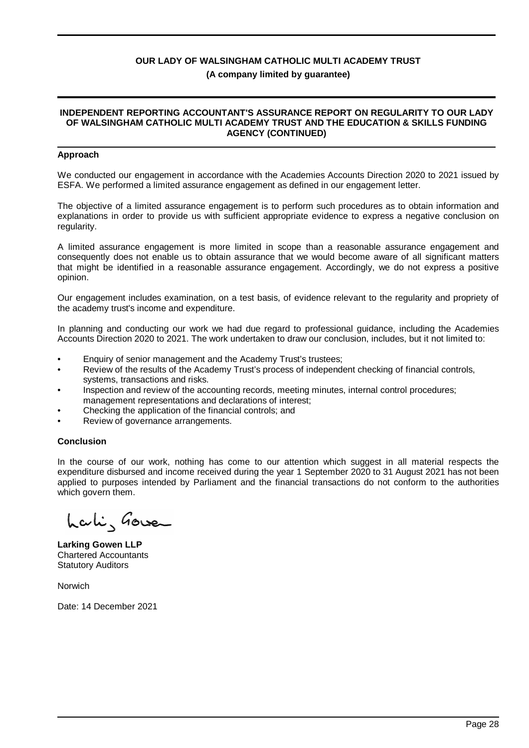**OUR LADY OF WALSINGHAM CATHOLIC MULTI ACADEMY TRUST**

**(A company limited by guarantee)**

**INDEPENDENT REPORTING ACCOUNTANT'S ASSURANCE REPORT ON REGULARITY TO OUR LADY OF WALSINGHAM CATHOLIC MULTI ACADEMY TRUST AND THE EDUCATION & SKILLS FUNDING AGENCY (CONTINUED)**

**Approach**

We conducted our engagement in accordance with the Academies Accounts Direction 2020 to 2021 issued by ESFA. We performed a limited assurance engagement as defined in our engagement letter.

The objective of a limited assurance engagement is to perform such procedures as to obtain information and explanations in order to provide us with sufficient appropriate evidence to express a negative conclusion on regularity.

A limited assurance engagement is more limited in scope than a reasonable assurance engagement and consequently does not enable us to obtain assurance that we would become aware of all significant matters that might be identified in a reasonable assurance engagement. Accordingly, we do not express a positive opinion.

Our engagement includes examination, on a test basis, of evidence relevant to the regularity and propriety of the academy trust's income and expenditure.

In planning and conducting our work we had due regard to professional guidance, including the Academies Accounts Direction 2020 to 2021. The work undertaken to draw our conclusion, includes, but it not limited to:

- Enquiry of senior management and the Academy Trust's trustees;
- Review of the results of the Academy Trust's process of independent checking of financial controls, systems, transactions and risks.
- Inspection and review of the accounting records, meeting minutes, internal control procedures; management representations and declarations of interest;
- Checking the application of the financial controls; and
- Review of governance arrangements.

**Conclusion**

In the course of our work, nothing has come to our attention which suggest in all material respects the expenditure disbursed and income received during the year 1 September 2020 to 31 August 2021 has not been applied to purposes intended by Parliament and the financial transactions do not conform to the authorities which govern them.

**Larking Gowen LLP**
Chartered Accountants
Statutory Auditors

Norwich

Date: 14 December 2021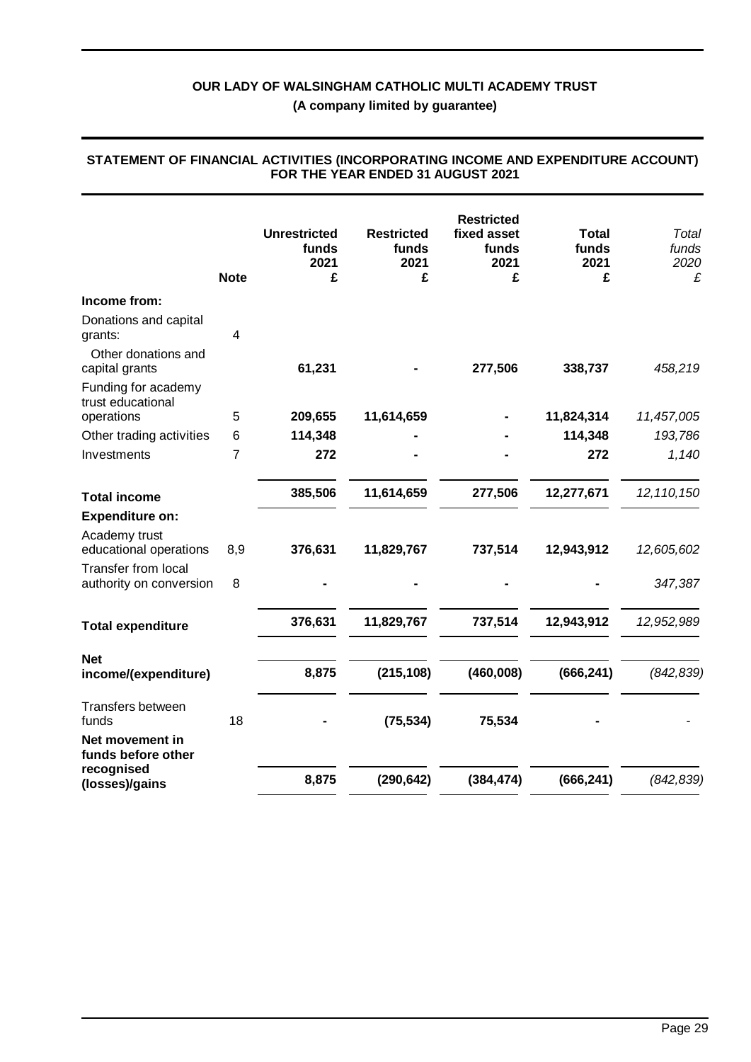**OUR LADY OF WALSINGHAM CATHOLIC MULTI ACADEMY TRUST**

**(A company limited by guarantee)**

## STATEMENT OF FINANCIAL ACTIVITIES (INCORPORATING INCOME AND EXPENDITURE ACCOUNT) FOR THE YEAR ENDED 31 AUGUST 2021

| | Note | Unrestricted funds 2021 £ | Restricted funds 2021 £ | Restricted fixed asset funds 2021 £ | Total funds 2021 £ | *Total funds 2020 £* |
|---|---|---|---|---|---|---|
| **Income from:** | | | | | | |
| Donations and capital grants: | 4 | | | | | |
| Other donations and capital grants | | **61,231** | **-** | **277,506** | **338,737** | *458,219* |
| Funding for academy trust educational operations | 5 | **209,655** | **11,614,659** | **-** | **11,824,314** | *11,457,005* |
| Other trading activities | 6 | **114,348** | **-** | **-** | **114,348** | *193,786* |
| Investments | 7 | **272** | **-** | **-** | **272** | *1,140* |
| **Total income** | | **385,506** | **11,614,659** | **277,506** | **12,277,671** | *12,110,150* |
| **Expenditure on:** | | | | | | |
| Academy trust educational operations | 8,9 | **376,631** | **11,829,767** | **737,514** | **12,943,912** | *12,605,602* |
| Transfer from local authority on conversion | 8 | **-** | **-** | **-** | **-** | *347,387* |
| **Total expenditure** | | **376,631** | **11,829,767** | **737,514** | **12,943,912** | *12,952,989* |
| **Net income/(expenditure)** | | **8,875** | **(215,108)** | **(460,008)** | **(666,241)** | *(842,839)* |
| Transfers between funds | 18 | **-** | **(75,534)** | **75,534** | **-** | *-* |
| **Net movement in funds before other recognised (losses)/gains** | | **8,875** | **(290,642)** | **(384,474)** | **(666,241)** | *(842,839)* |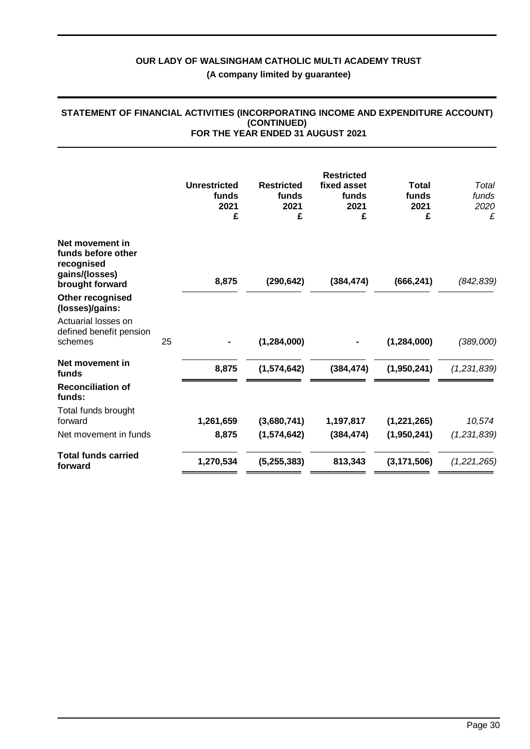**OUR LADY OF WALSINGHAM CATHOLIC MULTI ACADEMY TRUST**

**(A company limited by guarantee)**

**STATEMENT OF FINANCIAL ACTIVITIES (INCORPORATING INCOME AND EXPENDITURE ACCOUNT) (CONTINUED) FOR THE YEAR ENDED 31 AUGUST 2021**

| | Note | Unrestricted funds 2021 £ | Restricted funds 2021 £ | Restricted fixed asset funds 2021 £ | Total funds 2021 £ | *Total funds 2020 £* |
|---|---|---|---|---|---|---|
| **Net movement in funds before other recognised gains/(losses) brought forward** | | **8,875** | **(290,642)** | **(384,474)** | **(666,241)** | *(842,839)* |
| **Other recognised (losses)/gains:** | | | | | | |
| Actuarial losses on defined benefit pension schemes | 25 | **-** | **(1,284,000)** | **-** | **(1,284,000)** | *(389,000)* |
| **Net movement in funds** | | **8,875** | **(1,574,642)** | **(384,474)** | **(1,950,241)** | *(1,231,839)* |
| **Reconciliation of funds:** | | | | | | |
| Total funds brought forward | | **1,261,659** | **(3,680,741)** | **1,197,817** | **(1,221,265)** | *10,574* |
| Net movement in funds | | **8,875** | **(1,574,642)** | **(384,474)** | **(1,950,241)** | *(1,231,839)* |
| **Total funds carried forward** | | **1,270,534** | **(5,255,383)** | **813,343** | **(3,171,506)** | *(1,221,265)* |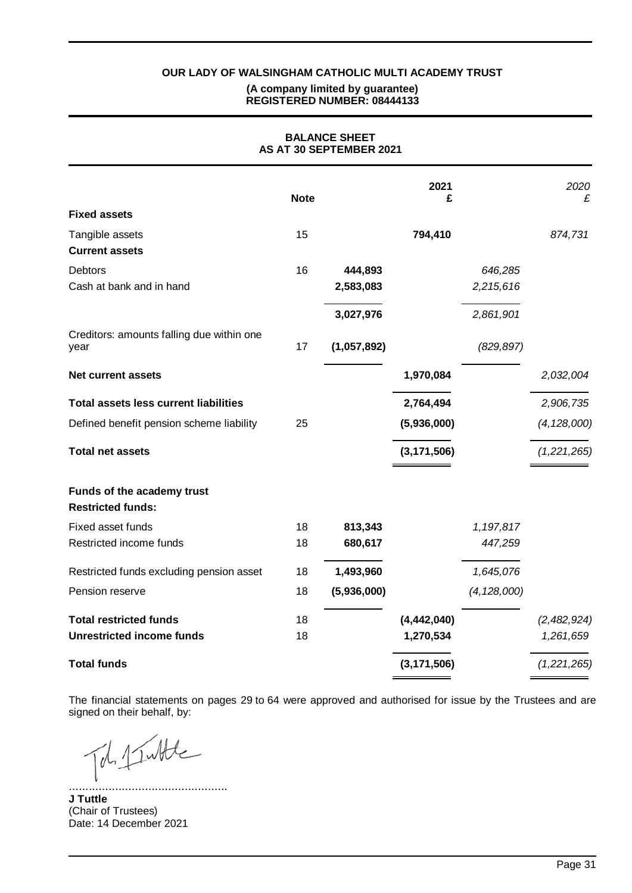**OUR LADY OF WALSINGHAM CATHOLIC MULTI ACADEMY TRUST**

**(A company limited by guarantee)**
**REGISTERED NUMBER: 08444133**

## BALANCE SHEET
## AS AT 30 SEPTEMBER 2021

| | Note | | 2021 £ | | 2020 £ |
|---|---|---|---|---|---|
| **Fixed assets** | | | | | |
| Tangible assets | 15 | | **794,410** | | *874,731* |
| **Current assets** | | | | | |
| Debtors | 16 | **444,893** | | *646,285* | |
| Cash at bank and in hand | | **2,583,083** | | *2,215,616* | |
| | | **3,027,976** | | *2,861,901* | |
| Creditors: amounts falling due within one year | 17 | **(1,057,892)** | | *(829,897)* | |
| **Net current assets** | | | **1,970,084** | | *2,032,004* |
| **Total assets less current liabilities** | | | **2,764,494** | | *2,906,735* |
| Defined benefit pension scheme liability | 25 | | **(5,936,000)** | | *(4,128,000)* |
| **Total net assets** | | | **(3,171,506)** | | *(1,221,265)* |
| **Funds of the academy trust** | | | | | |
| **Restricted funds:** | | | | | |
| Fixed asset funds | 18 | **813,343** | | *1,197,817* | |
| Restricted income funds | 18 | **680,617** | | *447,259* | |
| Restricted funds excluding pension asset | 18 | **1,493,960** | | *1,645,076* | |
| Pension reserve | 18 | **(5,936,000)** | | *(4,128,000)* | |
| **Total restricted funds** | 18 | | **(4,442,040)** | | *(2,482,924)* |
| **Unrestricted income funds** | 18 | | **1,270,534** | | *1,261,659* |
| **Total funds** | | | **(3,171,506)** | | *(1,221,265)* |

The financial statements on pages 29 to 64 were approved and authorised for issue by the Trustees and are signed on their behalf, by:

................................................
**J Tuttle**
(Chair of Trustees)
Date: 14 December 2021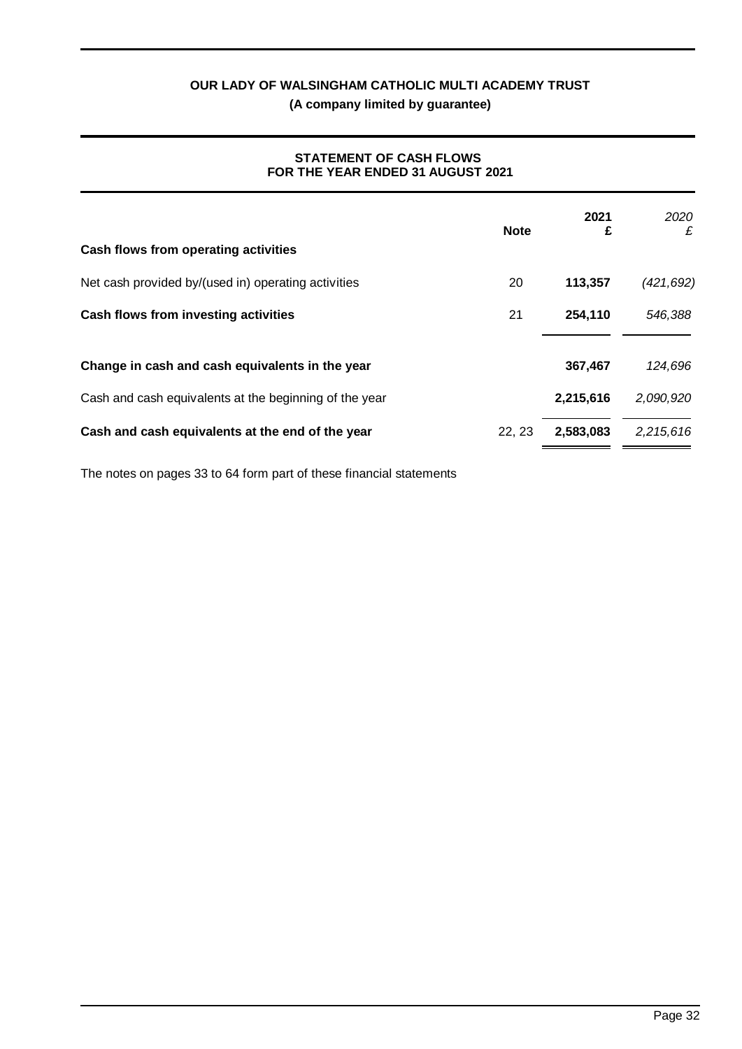**OUR LADY OF WALSINGHAM CATHOLIC MULTI ACADEMY TRUST**

**(A company limited by guarantee)**

## STATEMENT OF CASH FLOWS FOR THE YEAR ENDED 31 AUGUST 2021

| | Note | 2021 £ | *2020 £* |
|---|---|---|---|
| **Cash flows from operating activities** | | | |
| Net cash provided by/(used in) operating activities | 20 | **113,357** | *(421,692)* |
| **Cash flows from investing activities** | 21 | **254,110** | *546,388* |
| **Change in cash and cash equivalents in the year** | | **367,467** | *124,696* |
| Cash and cash equivalents at the beginning of the year | | **2,215,616** | *2,090,920* |
| **Cash and cash equivalents at the end of the year** | 22, 23 | **2,583,083** | *2,215,616* |

The notes on pages 33 to 64 form part of these financial statements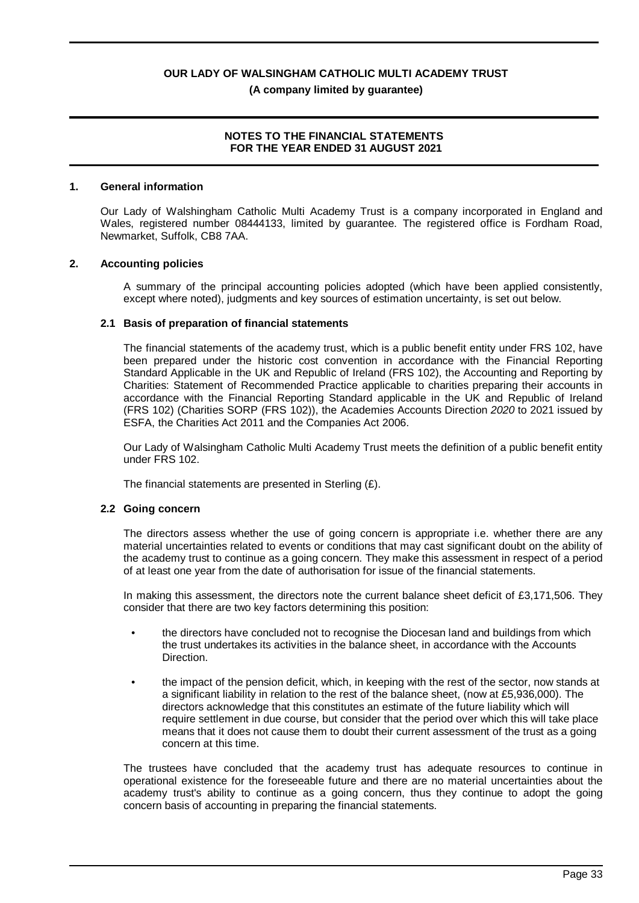**OUR LADY OF WALSINGHAM CATHOLIC MULTI ACADEMY TRUST**
**(A company limited by guarantee)**

**NOTES TO THE FINANCIAL STATEMENTS**
**FOR THE YEAR ENDED 31 AUGUST 2021**

## 1. General information

Our Lady of Walshingham Catholic Multi Academy Trust is a company incorporated in England and Wales, registered number 08444133, limited by guarantee. The registered office is Fordham Road, Newmarket, Suffolk, CB8 7AA.

## 2. Accounting policies

A summary of the principal accounting policies adopted (which have been applied consistently, except where noted), judgments and key sources of estimation uncertainty, is set out below.

### 2.1 Basis of preparation of financial statements

The financial statements of the academy trust, which is a public benefit entity under FRS 102, have been prepared under the historic cost convention in accordance with the Financial Reporting Standard Applicable in the UK and Republic of Ireland (FRS 102), the Accounting and Reporting by Charities: Statement of Recommended Practice applicable to charities preparing their accounts in accordance with the Financial Reporting Standard applicable in the UK and Republic of Ireland (FRS 102) (Charities SORP (FRS 102)), the Academies Accounts Direction *2020* to 2021 issued by ESFA, the Charities Act 2011 and the Companies Act 2006.

Our Lady of Walsingham Catholic Multi Academy Trust meets the definition of a public benefit entity under FRS 102.

The financial statements are presented in Sterling (£).

### 2.2 Going concern

The directors assess whether the use of going concern is appropriate i.e. whether there are any material uncertainties related to events or conditions that may cast significant doubt on the ability of the academy trust to continue as a going concern. They make this assessment in respect of a period of at least one year from the date of authorisation for issue of the financial statements.

In making this assessment, the directors note the current balance sheet deficit of £3,171,506. They consider that there are two key factors determining this position:

- the directors have concluded not to recognise the Diocesan land and buildings from which the trust undertakes its activities in the balance sheet, in accordance with the Accounts Direction.
- the impact of the pension deficit, which, in keeping with the rest of the sector, now stands at a significant liability in relation to the rest of the balance sheet, (now at £5,936,000). The directors acknowledge that this constitutes an estimate of the future liability which will require settlement in due course, but consider that the period over which this will take place means that it does not cause them to doubt their current assessment of the trust as a going concern at this time.

The trustees have concluded that the academy trust has adequate resources to continue in operational existence for the foreseeable future and there are no material uncertainties about the academy trust's ability to continue as a going concern, thus they continue to adopt the going concern basis of accounting in preparing the financial statements.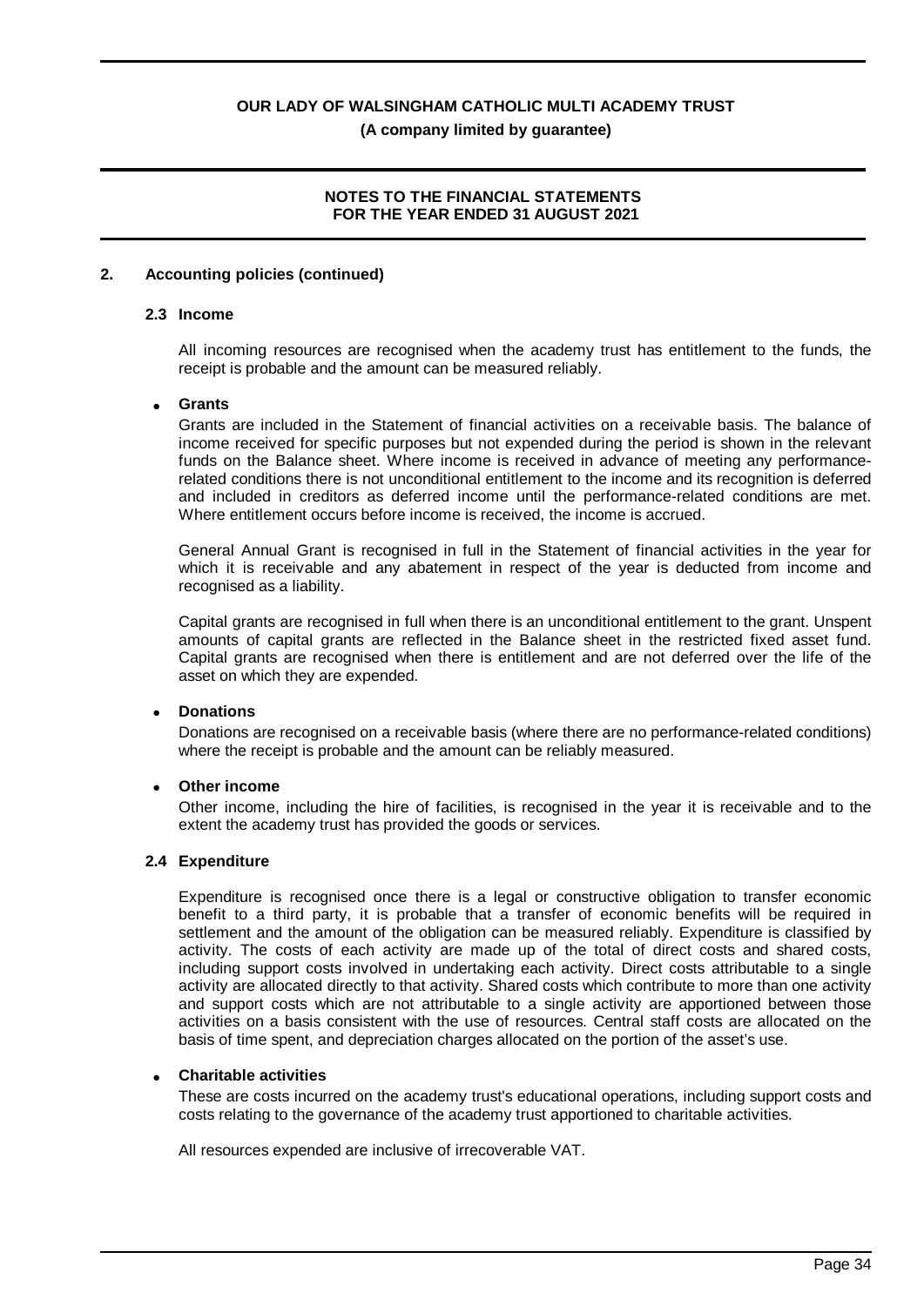## 2. Accounting policies (continued)

### 2.3 Income

All incoming resources are recognised when the academy trust has entitlement to the funds, the receipt is probable and the amount can be measured reliably.

- **Grants**

Grants are included in the Statement of financial activities on a receivable basis. The balance of income received for specific purposes but not expended during the period is shown in the relevant funds on the Balance sheet. Where income is received in advance of meeting any performance-related conditions there is not unconditional entitlement to the income and its recognition is deferred and included in creditors as deferred income until the performance-related conditions are met. Where entitlement occurs before income is received, the income is accrued.

General Annual Grant is recognised in full in the Statement of financial activities in the year for which it is receivable and any abatement in respect of the year is deducted from income and recognised as a liability.

Capital grants are recognised in full when there is an unconditional entitlement to the grant. Unspent amounts of capital grants are reflected in the Balance sheet in the restricted fixed asset fund. Capital grants are recognised when there is entitlement and are not deferred over the life of the asset on which they are expended.

- **Donations**

Donations are recognised on a receivable basis (where there are no performance-related conditions) where the receipt is probable and the amount can be reliably measured.

- **Other income**

Other income, including the hire of facilities, is recognised in the year it is receivable and to the extent the academy trust has provided the goods or services.

### 2.4 Expenditure

Expenditure is recognised once there is a legal or constructive obligation to transfer economic benefit to a third party, it is probable that a transfer of economic benefits will be required in settlement and the amount of the obligation can be measured reliably. Expenditure is classified by activity. The costs of each activity are made up of the total of direct costs and shared costs, including support costs involved in undertaking each activity. Direct costs attributable to a single activity are allocated directly to that activity. Shared costs which contribute to more than one activity and support costs which are not attributable to a single activity are apportioned between those activities on a basis consistent with the use of resources. Central staff costs are allocated on the basis of time spent, and depreciation charges allocated on the portion of the asset's use.

- **Charitable activities**

These are costs incurred on the academy trust's educational operations, including support costs and costs relating to the governance of the academy trust apportioned to charitable activities.

All resources expended are inclusive of irrecoverable VAT.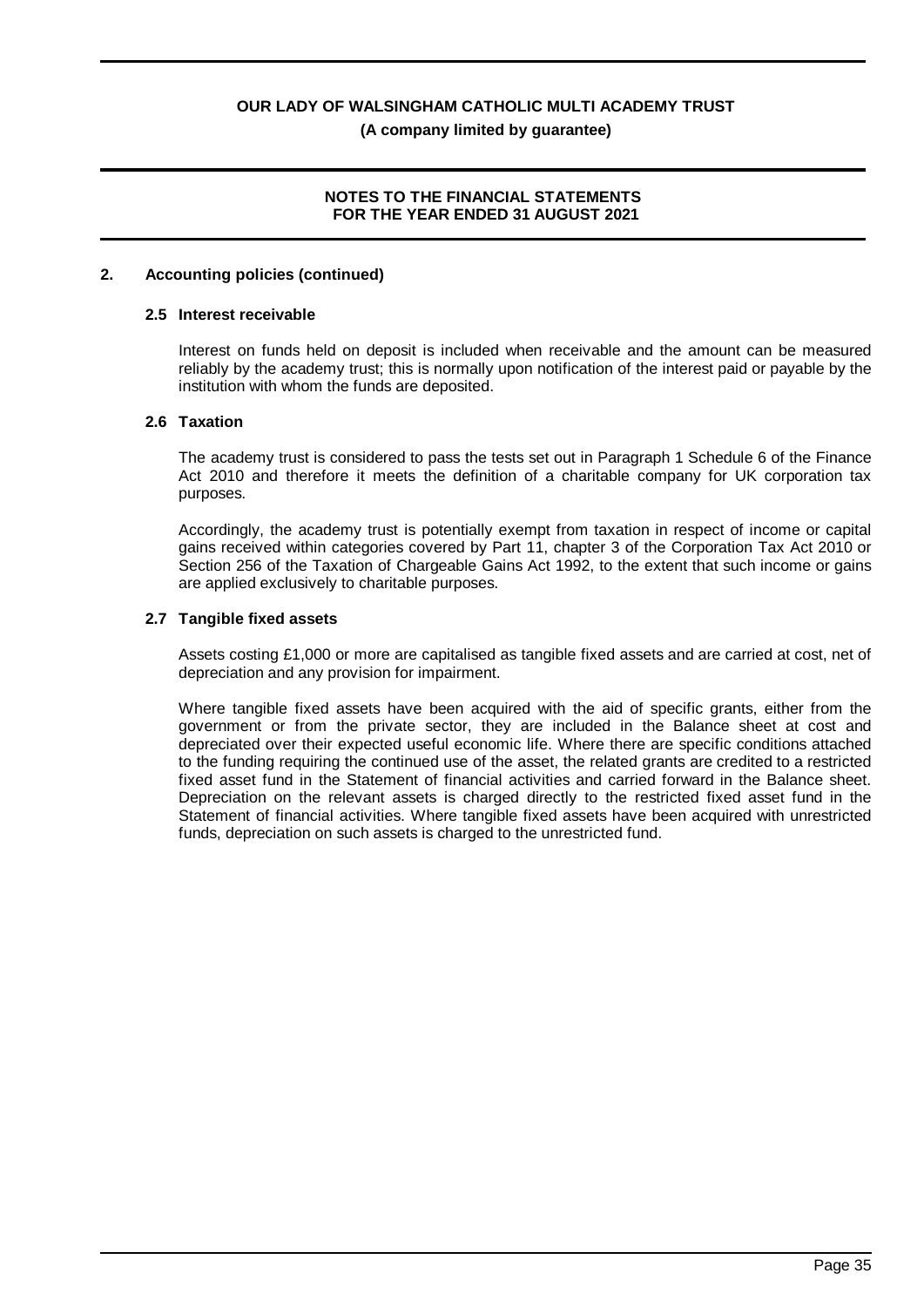## 2. Accounting policies (continued)

### 2.5 Interest receivable

Interest on funds held on deposit is included when receivable and the amount can be measured reliably by the academy trust; this is normally upon notification of the interest paid or payable by the institution with whom the funds are deposited.

### 2.6 Taxation

The academy trust is considered to pass the tests set out in Paragraph 1 Schedule 6 of the Finance Act 2010 and therefore it meets the definition of a charitable company for UK corporation tax purposes.

Accordingly, the academy trust is potentially exempt from taxation in respect of income or capital gains received within categories covered by Part 11, chapter 3 of the Corporation Tax Act 2010 or Section 256 of the Taxation of Chargeable Gains Act 1992, to the extent that such income or gains are applied exclusively to charitable purposes.

### 2.7 Tangible fixed assets

Assets costing £1,000 or more are capitalised as tangible fixed assets and are carried at cost, net of depreciation and any provision for impairment.

Where tangible fixed assets have been acquired with the aid of specific grants, either from the government or from the private sector, they are included in the Balance sheet at cost and depreciated over their expected useful economic life. Where there are specific conditions attached to the funding requiring the continued use of the asset, the related grants are credited to a restricted fixed asset fund in the Statement of financial activities and carried forward in the Balance sheet. Depreciation on the relevant assets is charged directly to the restricted fixed asset fund in the Statement of financial activities. Where tangible fixed assets have been acquired with unrestricted funds, depreciation on such assets is charged to the unrestricted fund.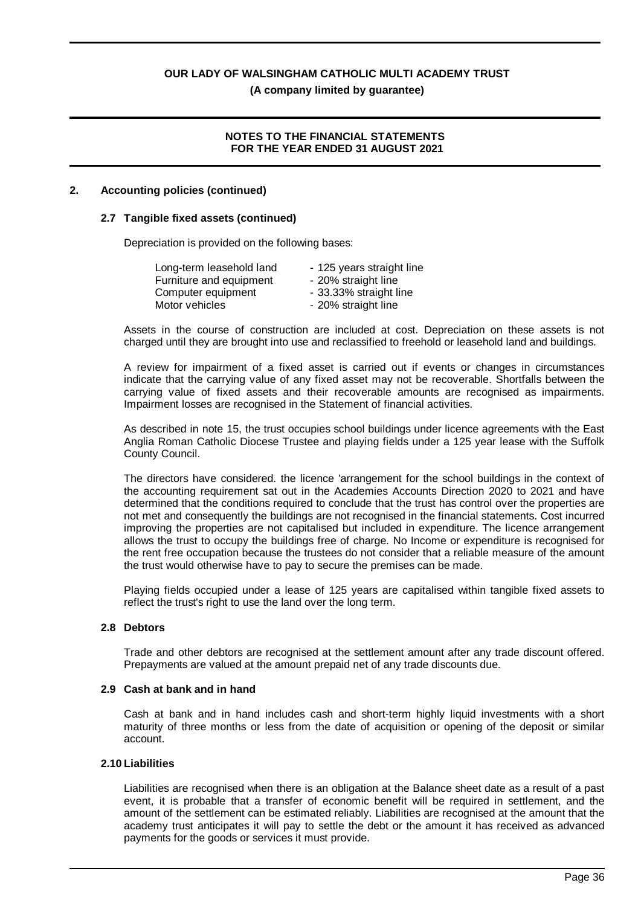## 2. Accounting policies (continued)

### 2.7 Tangible fixed assets (continued)

Depreciation is provided on the following bases:

| | |
|---|---|
| Long-term leasehold land | - 125 years straight line |
| Furniture and equipment | - 20% straight line |
| Computer equipment | - 33.33% straight line |
| Motor vehicles | - 20% straight line |

Assets in the course of construction are included at cost. Depreciation on these assets is not charged until they are brought into use and reclassified to freehold or leasehold land and buildings.

A review for impairment of a fixed asset is carried out if events or changes in circumstances indicate that the carrying value of any fixed asset may not be recoverable. Shortfalls between the carrying value of fixed assets and their recoverable amounts are recognised as impairments. Impairment losses are recognised in the Statement of financial activities.

As described in note 15, the trust occupies school buildings under licence agreements with the East Anglia Roman Catholic Diocese Trustee and playing fields under a 125 year lease with the Suffolk County Council.

The directors have considered. the licence 'arrangement for the school buildings in the context of the accounting requirement sat out in the Academies Accounts Direction 2020 to 2021 and have determined that the conditions required to conclude that the trust has control over the properties are not met and consequently the buildings are not recognised in the financial statements. Cost incurred improving the properties are not capitalised but included in expenditure. The licence arrangement allows the trust to occupy the buildings free of charge. No Income or expenditure is recognised for the rent free occupation because the trustees do not consider that a reliable measure of the amount the trust would otherwise have to pay to secure the premises can be made.

Playing fields occupied under a lease of 125 years are capitalised within tangible fixed assets to reflect the trust's right to use the land over the long term.

### 2.8 Debtors

Trade and other debtors are recognised at the settlement amount after any trade discount offered. Prepayments are valued at the amount prepaid net of any trade discounts due.

### 2.9 Cash at bank and in hand

Cash at bank and in hand includes cash and short-term highly liquid investments with a short maturity of three months or less from the date of acquisition or opening of the deposit or similar account.

### 2.10 Liabilities

Liabilities are recognised when there is an obligation at the Balance sheet date as a result of a past event, it is probable that a transfer of economic benefit will be required in settlement, and the amount of the settlement can be estimated reliably. Liabilities are recognised at the amount that the academy trust anticipates it will pay to settle the debt or the amount it has received as advanced payments for the goods or services it must provide.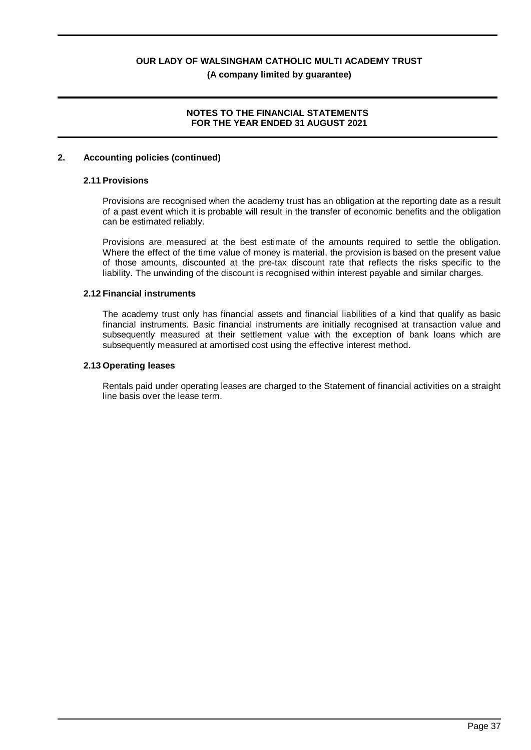## 2. Accounting policies (continued)

### 2.11 Provisions

Provisions are recognised when the academy trust has an obligation at the reporting date as a result of a past event which it is probable will result in the transfer of economic benefits and the obligation can be estimated reliably.

Provisions are measured at the best estimate of the amounts required to settle the obligation. Where the effect of the time value of money is material, the provision is based on the present value of those amounts, discounted at the pre-tax discount rate that reflects the risks specific to the liability. The unwinding of the discount is recognised within interest payable and similar charges.

### 2.12 Financial instruments

The academy trust only has financial assets and financial liabilities of a kind that qualify as basic financial instruments. Basic financial instruments are initially recognised at transaction value and subsequently measured at their settlement value with the exception of bank loans which are subsequently measured at amortised cost using the effective interest method.

### 2.13 Operating leases

Rentals paid under operating leases are charged to the Statement of financial activities on a straight line basis over the lease term.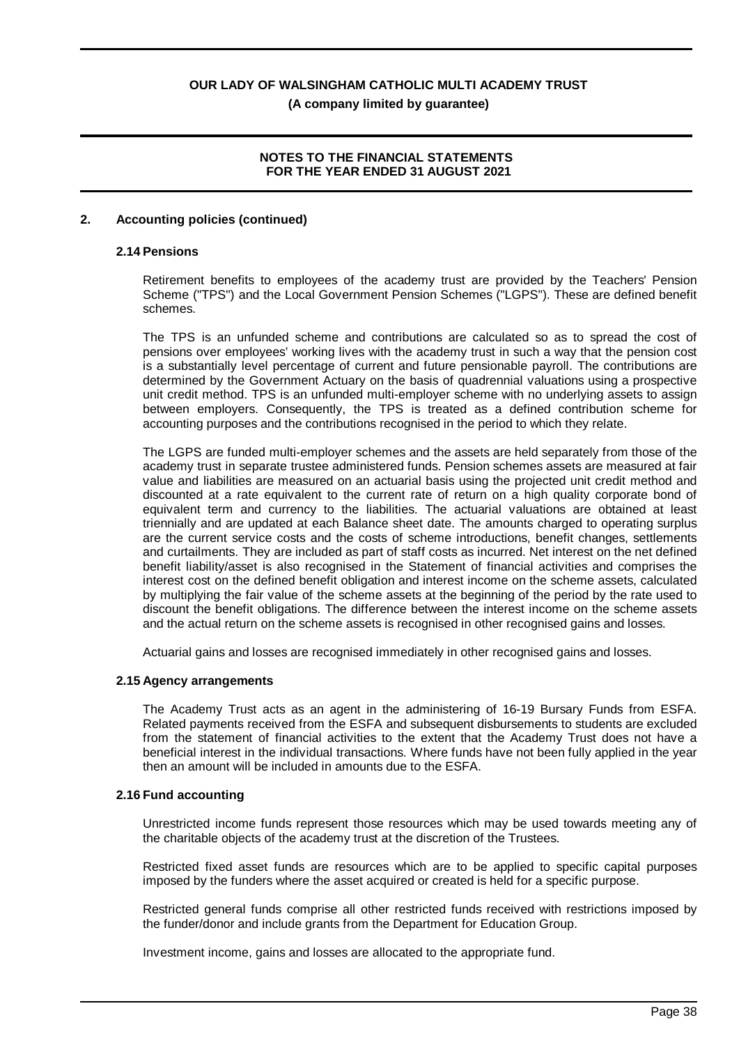## 2. Accounting policies (continued)

### 2.14 Pensions

Retirement benefits to employees of the academy trust are provided by the Teachers' Pension Scheme ("TPS") and the Local Government Pension Schemes ("LGPS"). These are defined benefit schemes.

The TPS is an unfunded scheme and contributions are calculated so as to spread the cost of pensions over employees' working lives with the academy trust in such a way that the pension cost is a substantially level percentage of current and future pensionable payroll. The contributions are determined by the Government Actuary on the basis of quadrennial valuations using a prospective unit credit method. TPS is an unfunded multi-employer scheme with no underlying assets to assign between employers. Consequently, the TPS is treated as a defined contribution scheme for accounting purposes and the contributions recognised in the period to which they relate.

The LGPS are funded multi-employer schemes and the assets are held separately from those of the academy trust in separate trustee administered funds. Pension schemes assets are measured at fair value and liabilities are measured on an actuarial basis using the projected unit credit method and discounted at a rate equivalent to the current rate of return on a high quality corporate bond of equivalent term and currency to the liabilities. The actuarial valuations are obtained at least triennially and are updated at each Balance sheet date. The amounts charged to operating surplus are the current service costs and the costs of scheme introductions, benefit changes, settlements and curtailments. They are included as part of staff costs as incurred. Net interest on the net defined benefit liability/asset is also recognised in the Statement of financial activities and comprises the interest cost on the defined benefit obligation and interest income on the scheme assets, calculated by multiplying the fair value of the scheme assets at the beginning of the period by the rate used to discount the benefit obligations. The difference between the interest income on the scheme assets and the actual return on the scheme assets is recognised in other recognised gains and losses.

Actuarial gains and losses are recognised immediately in other recognised gains and losses.

### 2.15 Agency arrangements

The Academy Trust acts as an agent in the administering of 16-19 Bursary Funds from ESFA. Related payments received from the ESFA and subsequent disbursements to students are excluded from the statement of financial activities to the extent that the Academy Trust does not have a beneficial interest in the individual transactions. Where funds have not been fully applied in the year then an amount will be included in amounts due to the ESFA.

### 2.16 Fund accounting

Unrestricted income funds represent those resources which may be used towards meeting any of the charitable objects of the academy trust at the discretion of the Trustees.

Restricted fixed asset funds are resources which are to be applied to specific capital purposes imposed by the funders where the asset acquired or created is held for a specific purpose.

Restricted general funds comprise all other restricted funds received with restrictions imposed by the funder/donor and include grants from the Department for Education Group.

Investment income, gains and losses are allocated to the appropriate fund.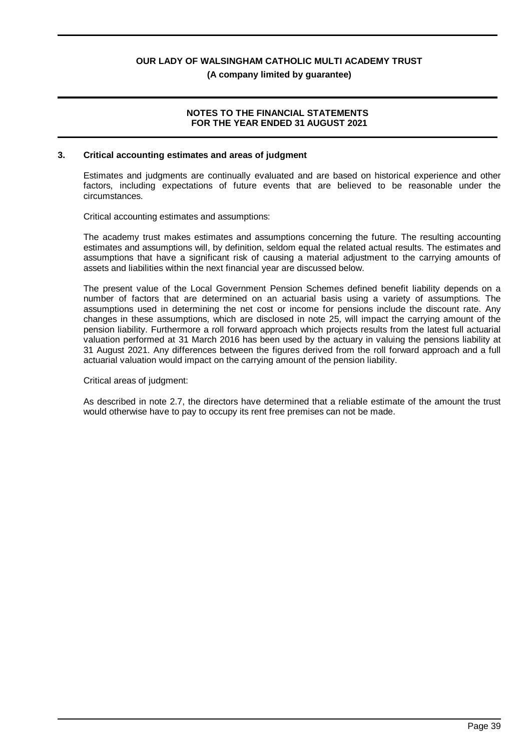## 3. Critical accounting estimates and areas of judgment

Estimates and judgments are continually evaluated and are based on historical experience and other factors, including expectations of future events that are believed to be reasonable under the circumstances.

Critical accounting estimates and assumptions:

The academy trust makes estimates and assumptions concerning the future. The resulting accounting estimates and assumptions will, by definition, seldom equal the related actual results. The estimates and assumptions that have a significant risk of causing a material adjustment to the carrying amounts of assets and liabilities within the next financial year are discussed below.

The present value of the Local Government Pension Schemes defined benefit liability depends on a number of factors that are determined on an actuarial basis using a variety of assumptions. The assumptions used in determining the net cost or income for pensions include the discount rate. Any changes in these assumptions, which are disclosed in note 25, will impact the carrying amount of the pension liability. Furthermore a roll forward approach which projects results from the latest full actuarial valuation performed at 31 March 2016 has been used by the actuary in valuing the pensions liability at 31 August 2021. Any differences between the figures derived from the roll forward approach and a full actuarial valuation would impact on the carrying amount of the pension liability.

Critical areas of judgment:

As described in note 2.7, the directors have determined that a reliable estimate of the amount the trust would otherwise have to pay to occupy its rent free premises can not be made.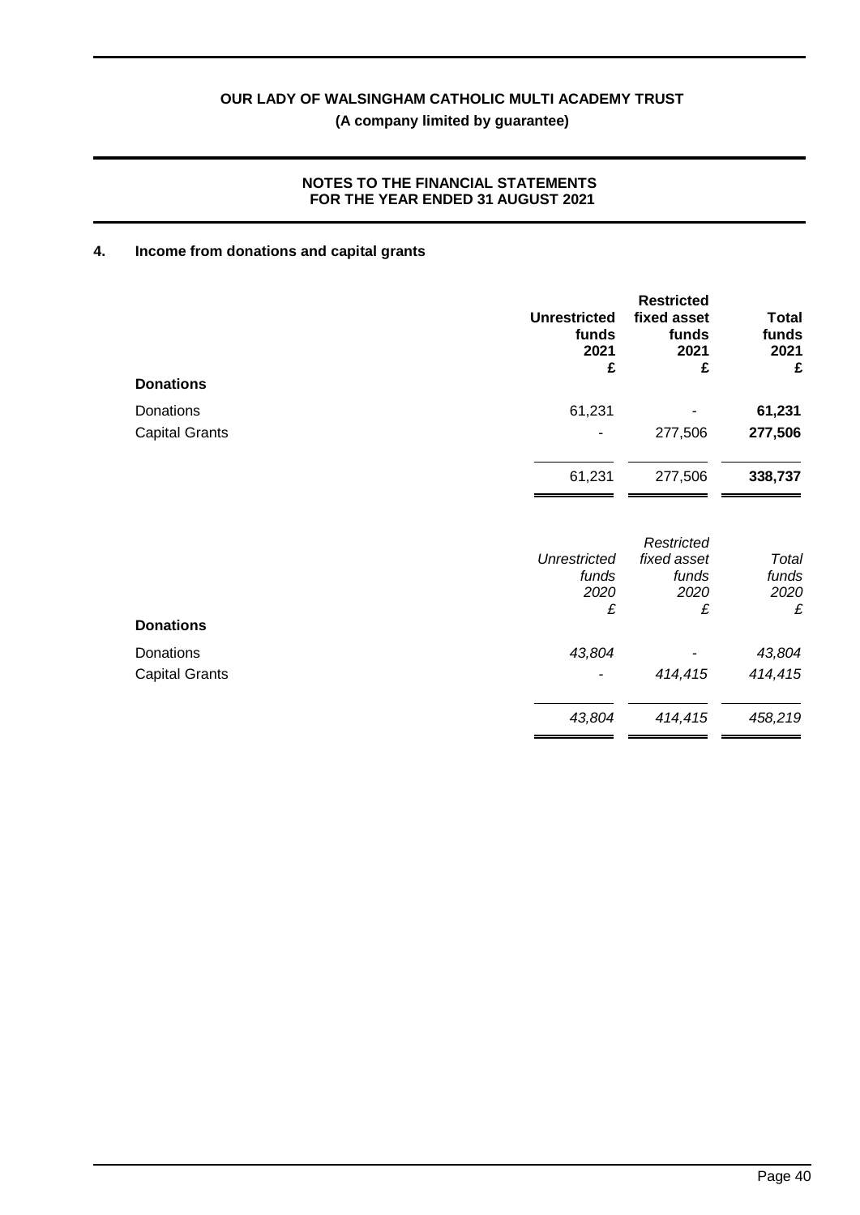**OUR LADY OF WALSINGHAM CATHOLIC MULTI ACADEMY TRUST**
**(A company limited by guarantee)**

**NOTES TO THE FINANCIAL STATEMENTS FOR THE YEAR ENDED 31 AUGUST 2021**

## 4. Income from donations and capital grants

| | **Unrestricted funds 2021 £** | **Restricted fixed asset funds 2021 £** | **Total funds 2021 £** |
|---|---|---|---|
| **Donations** | | | |
| Donations | 61,231 | - | **61,231** |
| Capital Grants | - | 277,506 | **277,506** |
| | 61,231 | 277,506 | **338,737** |

| | *Unrestricted funds 2020 £* | *Restricted fixed asset funds 2020 £* | *Total funds 2020 £* |
|---|---|---|---|
| **Donations** | | | |
| Donations | *43,804* | - | *43,804* |
| Capital Grants | - | *414,415* | *414,415* |
| | *43,804* | *414,415* | *458,219* |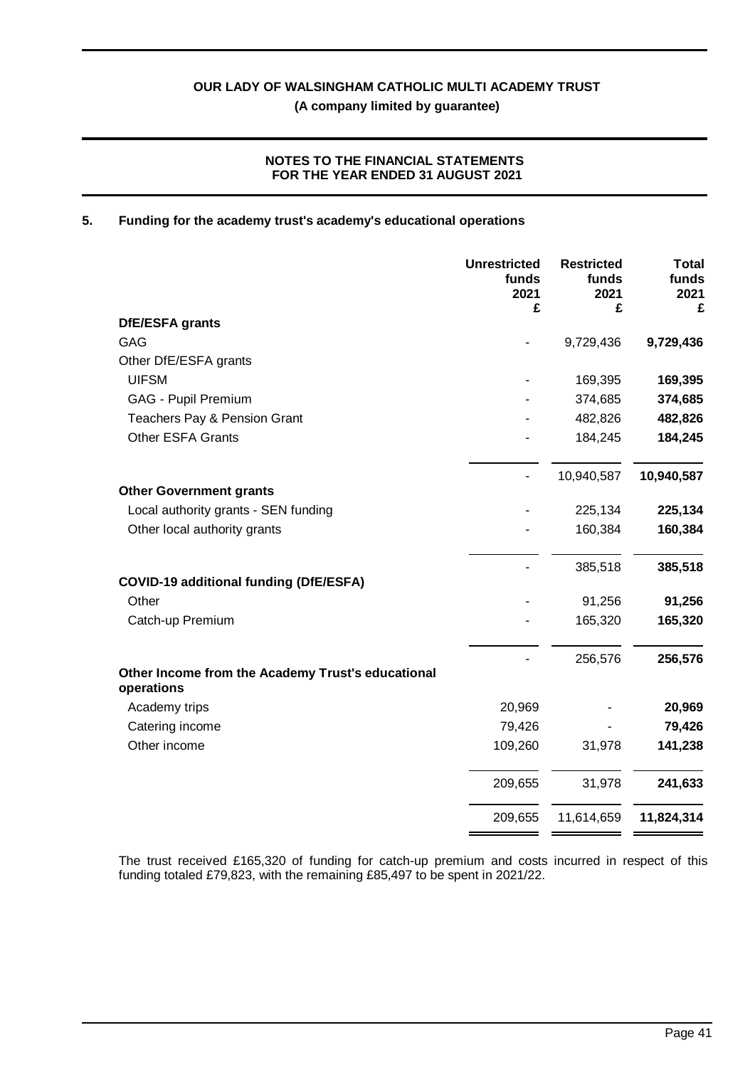**OUR LADY OF WALSINGHAM CATHOLIC MULTI ACADEMY TRUST**

**(A company limited by guarantee)**

**NOTES TO THE FINANCIAL STATEMENTS FOR THE YEAR ENDED 31 AUGUST 2021**

## 5. Funding for the academy trust's academy's educational operations

| | Unrestricted funds 2021 £ | Restricted funds 2021 £ | Total funds 2021 £ |
|---|---|---|---|
| **DfE/ESFA grants** | | | |
| GAG | - | 9,729,436 | **9,729,436** |
| Other DfE/ESFA grants | | | |
| UIFSM | - | 169,395 | **169,395** |
| GAG - Pupil Premium | - | 374,685 | **374,685** |
| Teachers Pay & Pension Grant | - | 482,826 | **482,826** |
| Other ESFA Grants | - | 184,245 | **184,245** |
| | - | 10,940,587 | **10,940,587** |
| **Other Government grants** | | | |
| Local authority grants - SEN funding | - | 225,134 | **225,134** |
| Other local authority grants | - | 160,384 | **160,384** |
| | - | 385,518 | **385,518** |
| **COVID-19 additional funding (DfE/ESFA)** | | | |
| Other | - | 91,256 | **91,256** |
| Catch-up Premium | - | 165,320 | **165,320** |
| | - | 256,576 | **256,576** |
| **Other Income from the Academy Trust's educational operations** | | | |
| Academy trips | 20,969 | - | **20,969** |
| Catering income | 79,426 | - | **79,426** |
| Other income | 109,260 | 31,978 | **141,238** |
| | 209,655 | 31,978 | **241,633** |
| | 209,655 | 11,614,659 | **11,824,314** |

The trust received £165,320 of funding for catch-up premium and costs incurred in respect of this funding totaled £79,823, with the remaining £85,497 to be spent in 2021/22.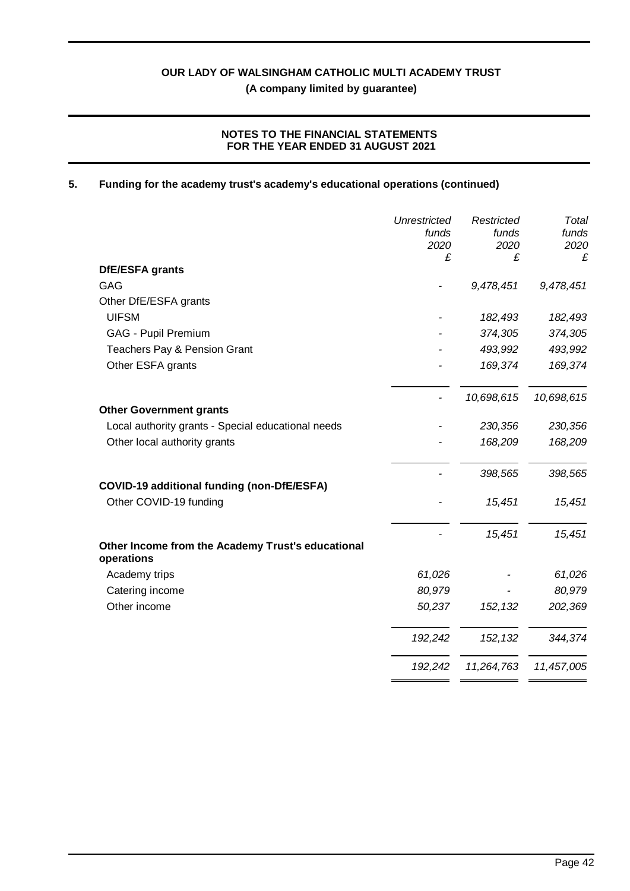## 5. Funding for the academy trust's academy's educational operations (continued)

| | Unrestricted funds 2020 £ | Restricted funds 2020 £ | Total funds 2020 £ |
|---|---|---|---|
| **DfE/ESFA grants** | | | |
| GAG | - | 9,478,451 | 9,478,451 |
| Other DfE/ESFA grants | | | |
| UIFSM | - | 182,493 | 182,493 |
| GAG - Pupil Premium | - | 374,305 | 374,305 |
| Teachers Pay & Pension Grant | - | 493,992 | 493,992 |
| Other ESFA grants | - | 169,374 | 169,374 |
| | - | 10,698,615 | 10,698,615 |
| **Other Government grants** | | | |
| Local authority grants - Special educational needs | - | 230,356 | 230,356 |
| Other local authority grants | - | 168,209 | 168,209 |
| | - | 398,565 | 398,565 |
| **COVID-19 additional funding (non-DfE/ESFA)** | | | |
| Other COVID-19 funding | - | 15,451 | 15,451 |
| | - | 15,451 | 15,451 |
| **Other Income from the Academy Trust's educational operations** | | | |
| Academy trips | 61,026 | - | 61,026 |
| Catering income | 80,979 | - | 80,979 |
| Other income | 50,237 | 152,132 | 202,369 |
| | 192,242 | 152,132 | 344,374 |
| | 192,242 | 11,264,763 | 11,457,005 |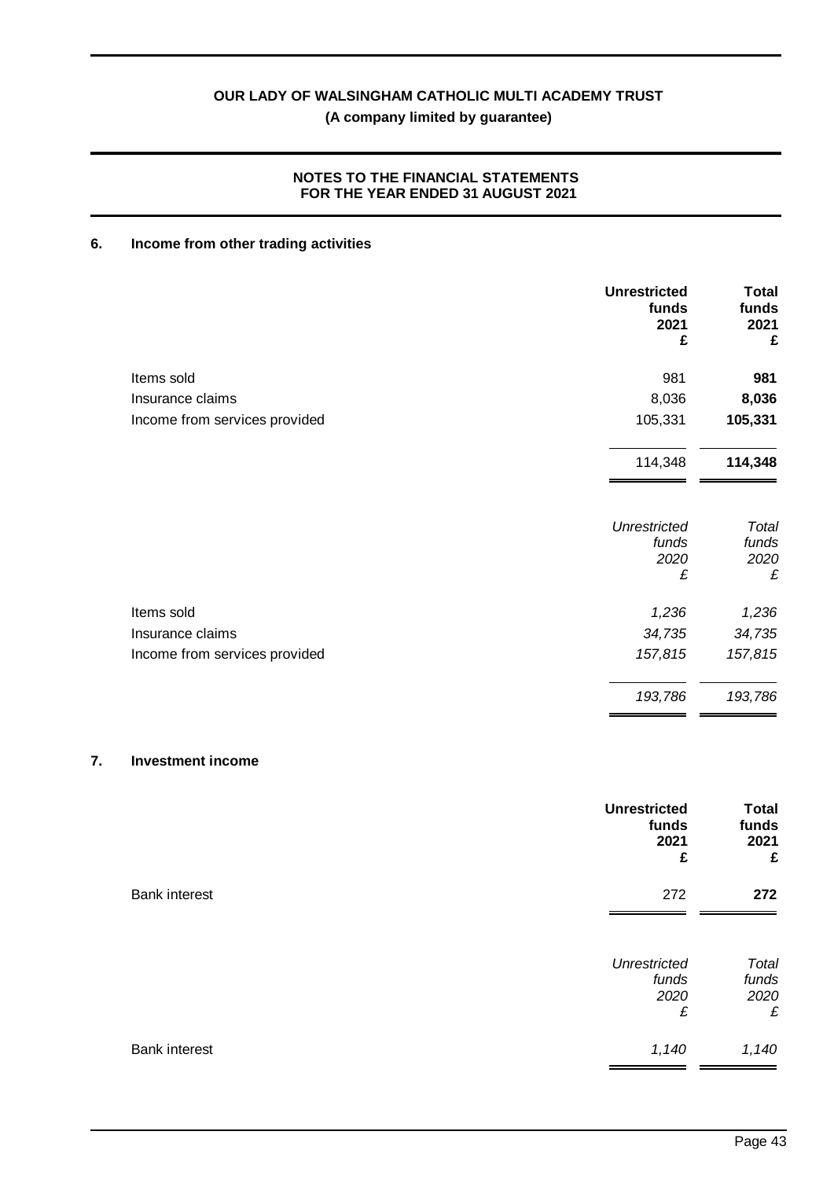**OUR LADY OF WALSINGHAM CATHOLIC MULTI ACADEMY TRUST**
**(A company limited by guarantee)**

**NOTES TO THE FINANCIAL STATEMENTS**
**FOR THE YEAR ENDED 31 AUGUST 2021**

## 6. Income from other trading activities

| | Unrestricted funds 2021 £ | Total funds 2021 £ |
|---|---|---|
| Items sold | 981 | **981** |
| Insurance claims | 8,036 | **8,036** |
| Income from services provided | 105,331 | **105,331** |
| | 114,348 | **114,348** |

| | *Unrestricted funds 2020 £* | *Total funds 2020 £* |
|---|---|---|
| Items sold | *1,236* | *1,236* |
| Insurance claims | *34,735* | *34,735* |
| Income from services provided | *157,815* | *157,815* |
| | *193,786* | *193,786* |

## 7. Investment income

| | Unrestricted funds 2021 £ | Total funds 2021 £ |
|---|---|---|
| Bank interest | 272 | **272** |

| | *Unrestricted funds 2020 £* | *Total funds 2020 £* |
|---|---|---|
| Bank interest | *1,140* | *1,140* |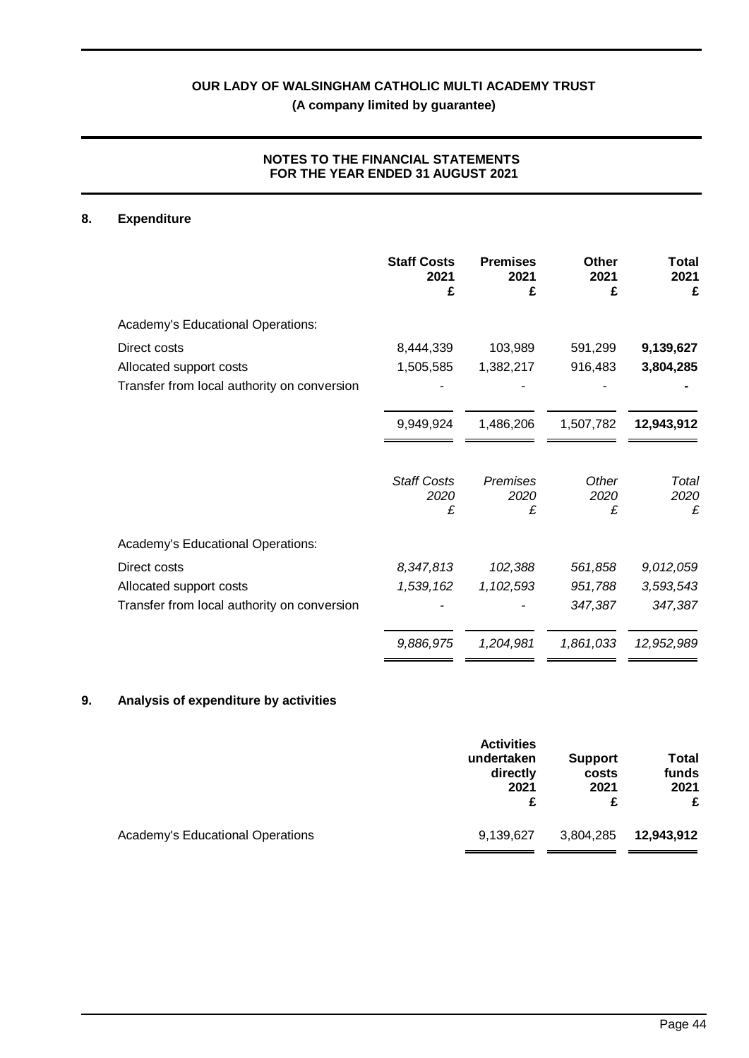# OUR LADY OF WALSINGHAM CATHOLIC MULTI ACADEMY TRUST

**(A company limited by guarantee)**

**NOTES TO THE FINANCIAL STATEMENTS FOR THE YEAR ENDED 31 AUGUST 2021**

## 8. Expenditure

| | Staff Costs 2021 £ | Premises 2021 £ | Other 2021 £ | Total 2021 £ |
|---|---|---|---|---|
| Academy's Educational Operations: | | | | |
| Direct costs | 8,444,339 | 103,989 | 591,299 | **9,139,627** |
| Allocated support costs | 1,505,585 | 1,382,217 | 916,483 | **3,804,285** |
| Transfer from local authority on conversion | - | - | - | **-** |
| | 9,949,924 | 1,486,206 | 1,507,782 | **12,943,912** |

| | *Staff Costs 2020 £* | *Premises 2020 £* | *Other 2020 £* | *Total 2020 £* |
|---|---|---|---|---|
| Academy's Educational Operations: | | | | |
| Direct costs | *8,347,813* | *102,388* | *561,858* | *9,012,059* |
| Allocated support costs | *1,539,162* | *1,102,593* | *951,788* | *3,593,543* |
| Transfer from local authority on conversion | - | - | *347,387* | *347,387* |
| | *9,886,975* | *1,204,981* | *1,861,033* | *12,952,989* |

## 9. Analysis of expenditure by activities

| | Activities undertaken directly 2021 £ | Support costs 2021 £ | Total funds 2021 £ |
|---|---|---|---|
| Academy's Educational Operations | 9,139,627 | 3,804,285 | **12,943,912** |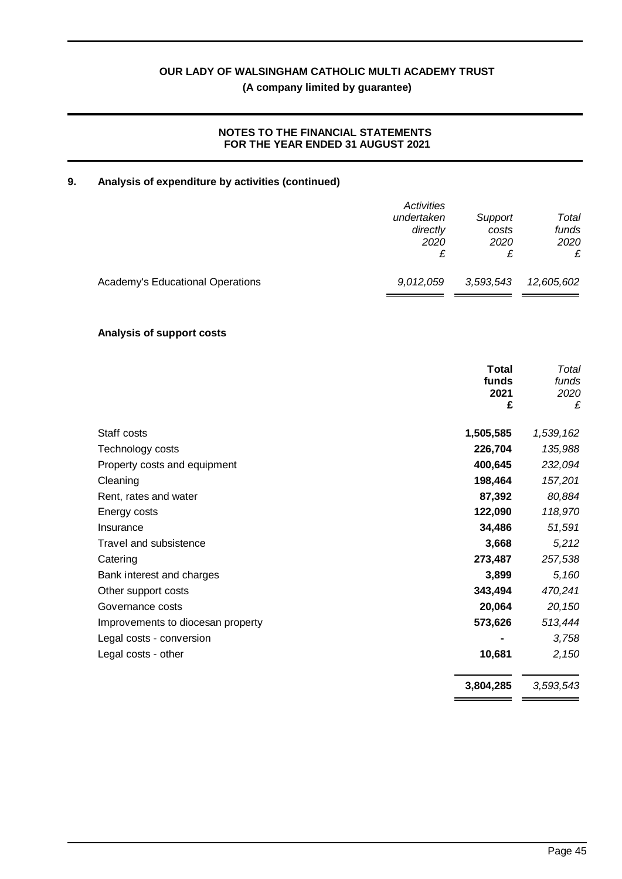**OUR LADY OF WALSINGHAM CATHOLIC MULTI ACADEMY TRUST**
**(A company limited by guarantee)**

**NOTES TO THE FINANCIAL STATEMENTS**
**FOR THE YEAR ENDED 31 AUGUST 2021**

## 9. Analysis of expenditure by activities (continued)

| | *Activities undertaken directly 2020 £* | *Support costs 2020 £* | *Total funds 2020 £* |
|---|---|---|---|
| Academy's Educational Operations | *9,012,059* | *3,593,543* | *12,605,602* |

### Analysis of support costs

| | **Total funds 2021 £** | *Total funds 2020 £* |
|---|---|---|
| Staff costs | **1,505,585** | *1,539,162* |
| Technology costs | **226,704** | *135,988* |
| Property costs and equipment | **400,645** | *232,094* |
| Cleaning | **198,464** | *157,201* |
| Rent, rates and water | **87,392** | *80,884* |
| Energy costs | **122,090** | *118,970* |
| Insurance | **34,486** | *51,591* |
| Travel and subsistence | **3,668** | *5,212* |
| Catering | **273,487** | *257,538* |
| Bank interest and charges | **3,899** | *5,160* |
| Other support costs | **343,494** | *470,241* |
| Governance costs | **20,064** | *20,150* |
| Improvements to diocesan property | **573,626** | *513,444* |
| Legal costs - conversion | **-** | *3,758* |
| Legal costs - other | **10,681** | *2,150* |
| | **3,804,285** | *3,593,543* |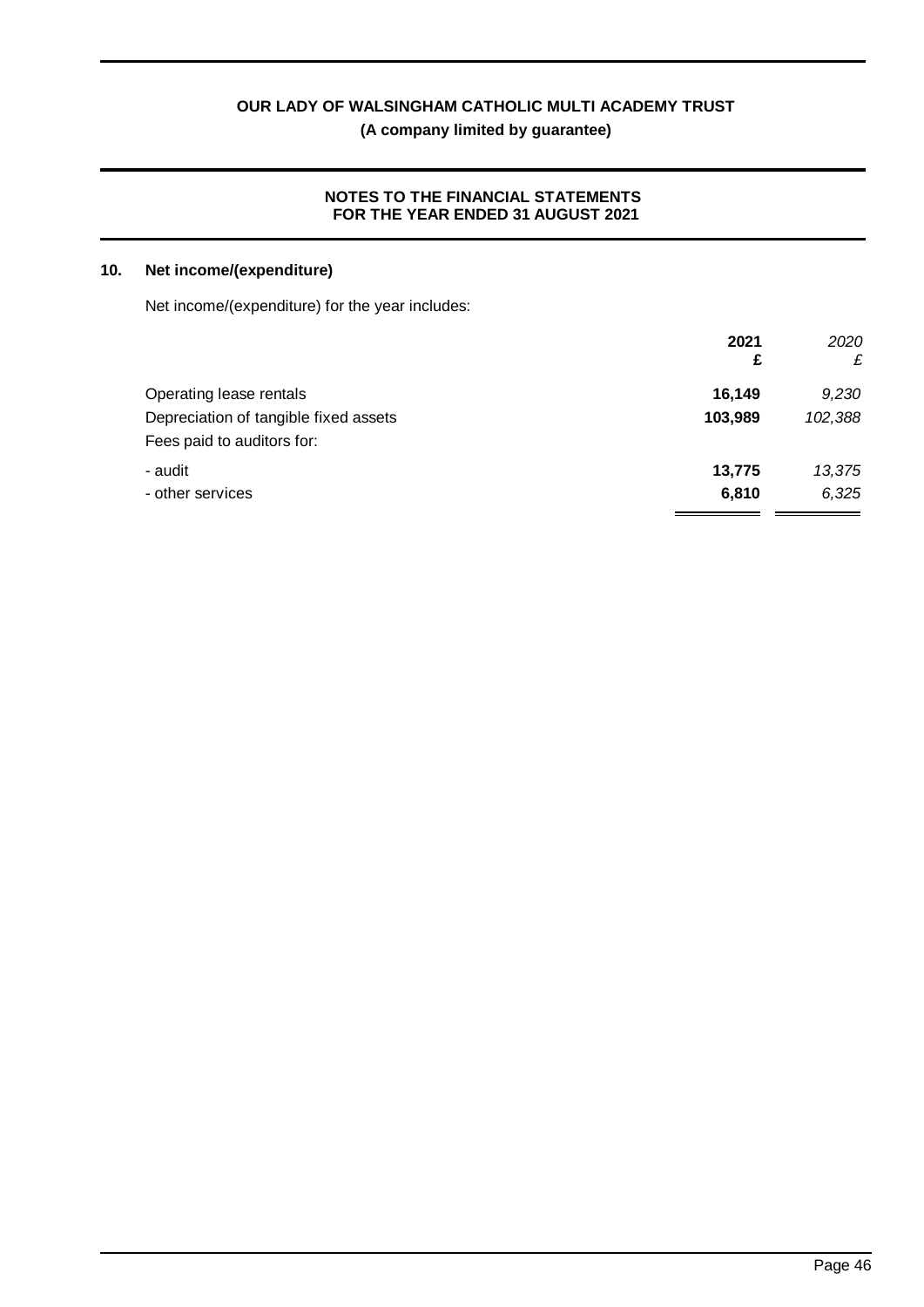## 10. Net income/(expenditure)

Net income/(expenditure) for the year includes:

| | **2021** | *2020* |
|---|---|---|
| | **£** | *£* |
| Operating lease rentals | **16,149** | *9,230* |
| Depreciation of tangible fixed assets | **103,989** | *102,388* |
| Fees paid to auditors for: | | |
| - audit | **13,775** | *13,375* |
| - other services | **6,810** | *6,325* |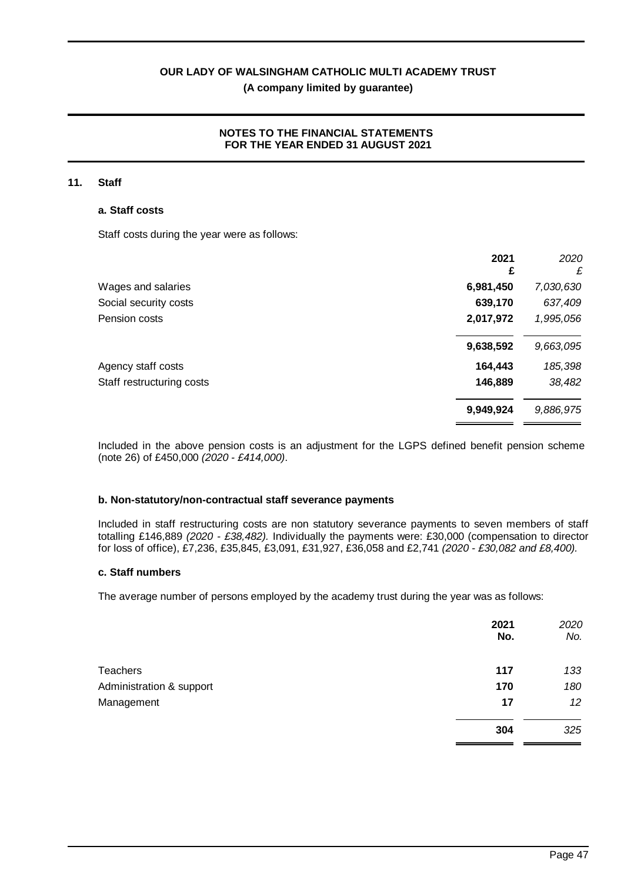## 11. Staff

### a. Staff costs

Staff costs during the year were as follows:

| | **2021 £** | *2020 £* |
|---|---|---|
| Wages and salaries | **6,981,450** | *7,030,630* |
| Social security costs | **639,170** | *637,409* |
| Pension costs | **2,017,972** | *1,995,056* |
| | **9,638,592** | *9,663,095* |
| Agency staff costs | **164,443** | *185,398* |
| Staff restructuring costs | **146,889** | *38,482* |
| | **9,949,924** | *9,886,975* |

Included in the above pension costs is an adjustment for the LGPS defined benefit pension scheme (note 26) of £450,000 *(2020 - £414,000)*.

### b. Non-statutory/non-contractual staff severance payments

Included in staff restructuring costs are non statutory severance payments to seven members of staff totalling £146,889 *(2020 - £38,482).* Individually the payments were: £30,000 (compensation to director for loss of office), £7,236, £35,845, £3,091, £31,927, £36,058 and £2,741 *(2020 - £30,082 and £8,400).*

### c. Staff numbers

The average number of persons employed by the academy trust during the year was as follows:

| | **2021 No.** | *2020 No.* |
|---|---|---|
| Teachers | **117** | *133* |
| Administration & support | **170** | *180* |
| Management | **17** | *12* |
| | **304** | *325* |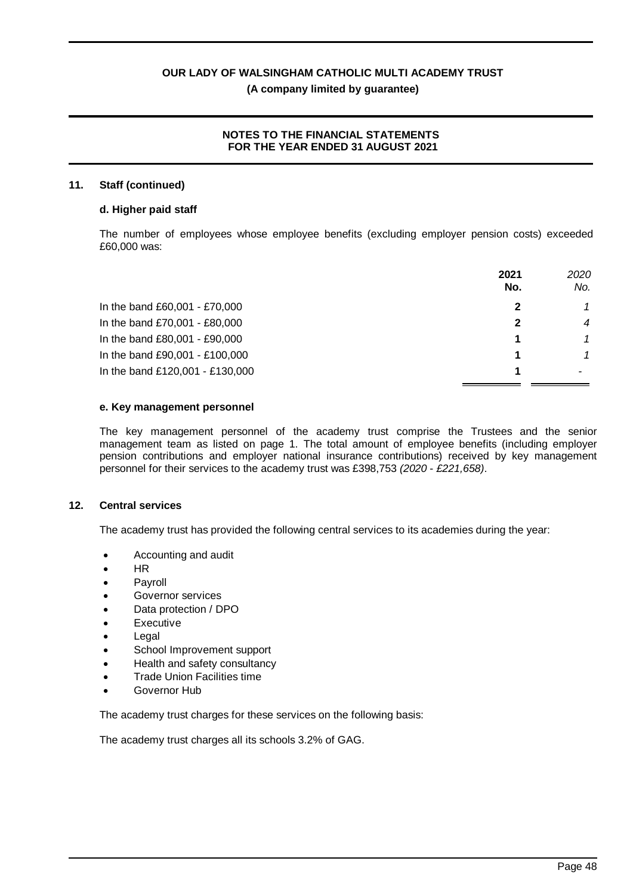## 11. Staff (continued)

### d. Higher paid staff

The number of employees whose employee benefits (excluding employer pension costs) exceeded £60,000 was:

| | **2021** **No.** | *2020* *No.* |
|---|---|---|
| In the band £60,001 - £70,000 | **2** | *1* |
| In the band £70,001 - £80,000 | **2** | *4* |
| In the band £80,001 - £90,000 | **1** | *1* |
| In the band £90,001 - £100,000 | **1** | *1* |
| In the band £120,001 - £130,000 | **1** | *-* |

### e. Key management personnel

The key management personnel of the academy trust comprise the Trustees and the senior management team as listed on page 1. The total amount of employee benefits (including employer pension contributions and employer national insurance contributions) received by key management personnel for their services to the academy trust was £398,753 *(2020 - £221,658)*.

## 12. Central services

The academy trust has provided the following central services to its academies during the year:

- Accounting and audit
- HR
- Payroll
- Governor services
- Data protection / DPO
- Executive
- Legal
- School Improvement support
- Health and safety consultancy
- Trade Union Facilities time
- Governor Hub

The academy trust charges for these services on the following basis:

The academy trust charges all its schools 3.2% of GAG.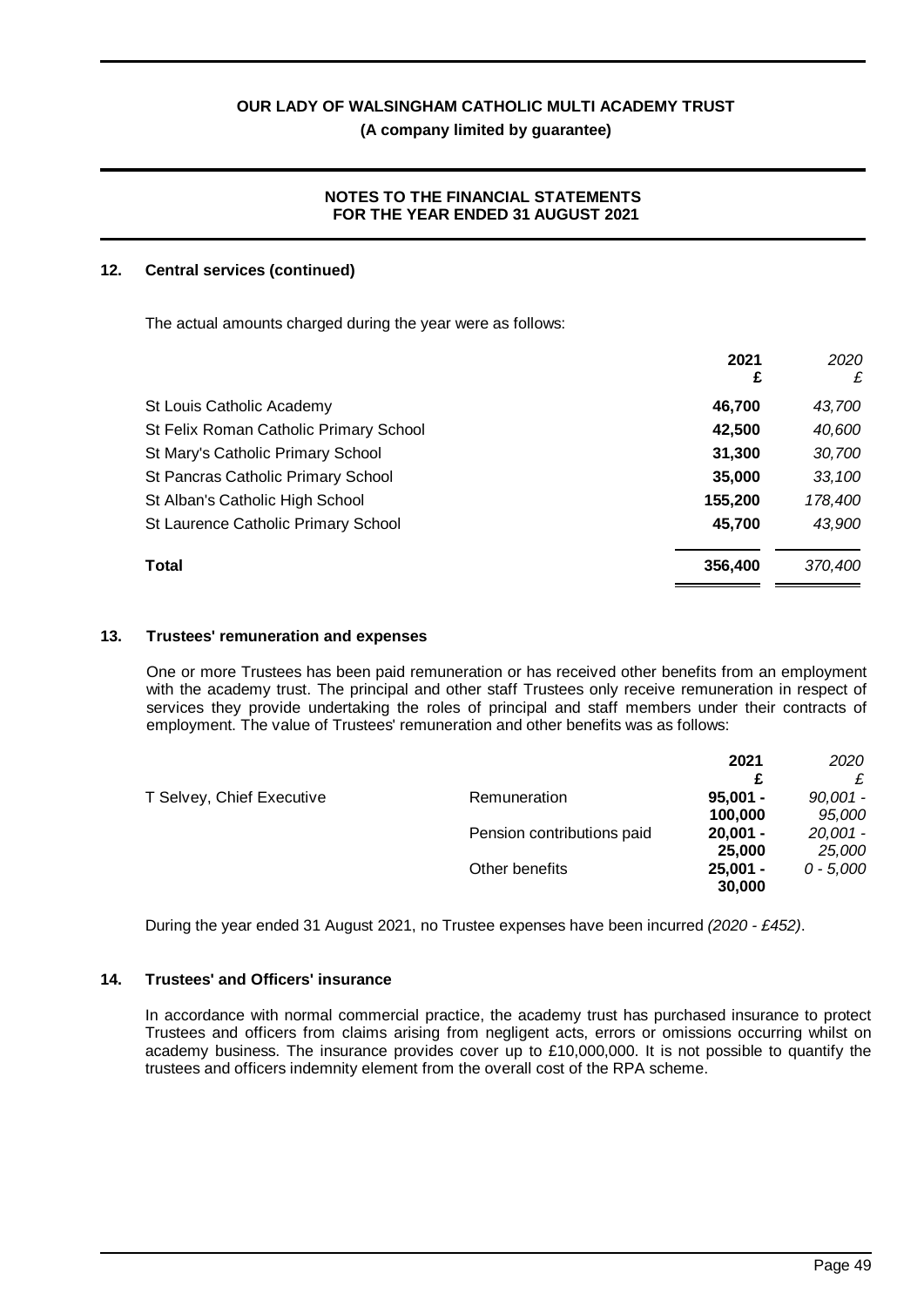## 12. Central services (continued)

The actual amounts charged during the year were as follows:

| | 2021 £ | *2020 £* |
|---|---|---|
| St Louis Catholic Academy | **46,700** | *43,700* |
| St Felix Roman Catholic Primary School | **42,500** | *40,600* |
| St Mary's Catholic Primary School | **31,300** | *30,700* |
| St Pancras Catholic Primary School | **35,000** | *33,100* |
| St Alban's Catholic High School | **155,200** | *178,400* |
| St Laurence Catholic Primary School | **45,700** | *43,900* |
| **Total** | **356,400** | *370,400* |

## 13. Trustees' remuneration and expenses

One or more Trustees has been paid remuneration or has received other benefits from an employment with the academy trust. The principal and other staff Trustees only receive remuneration in respect of services they provide undertaking the roles of principal and staff members under their contracts of employment. The value of Trustees' remuneration and other benefits was as follows:

| | | 2021 £ | *2020 £* |
|---|---|---|---|
| T Selvey, Chief Executive | Remuneration | **95,001 - 100,000** | *90,001 - 95,000* |
| | Pension contributions paid | **20,001 - 25,000** | *20,001 - 25,000* |
| | Other benefits | **25,001 - 30,000** | *0 - 5,000* |

During the year ended 31 August 2021, no Trustee expenses have been incurred *(2020 - £452)*.

## 14. Trustees' and Officers' insurance

In accordance with normal commercial practice, the academy trust has purchased insurance to protect Trustees and officers from claims arising from negligent acts, errors or omissions occurring whilst on academy business. The insurance provides cover up to £10,000,000. It is not possible to quantify the trustees and officers indemnity element from the overall cost of the RPA scheme.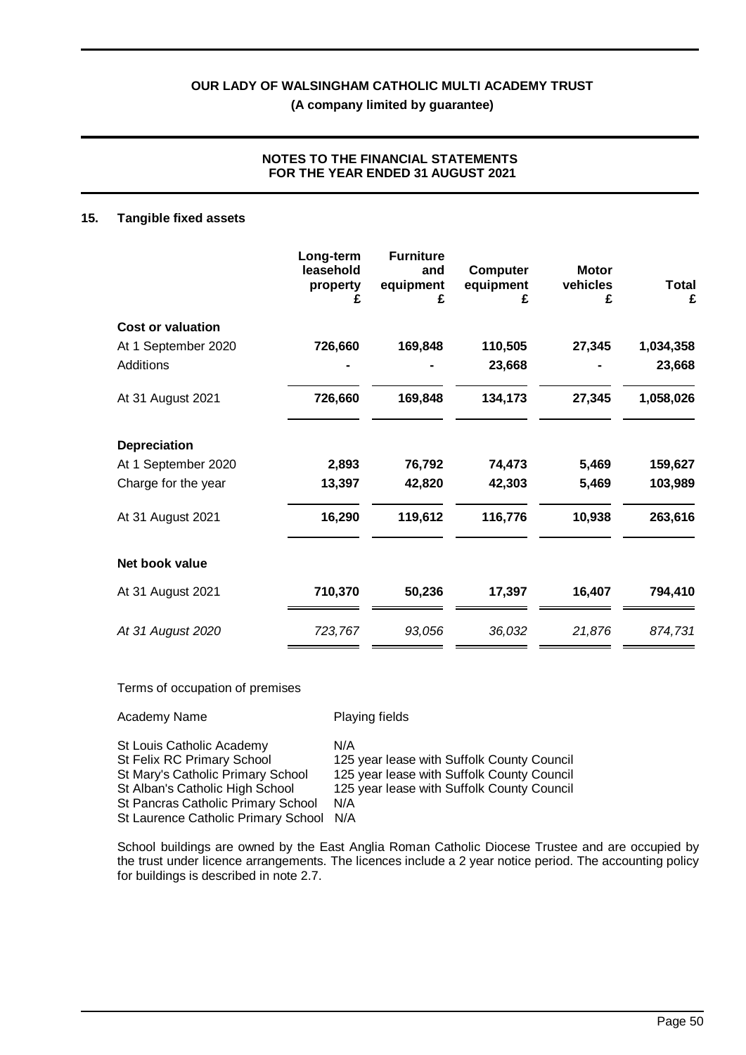# OUR LADY OF WALSINGHAM CATHOLIC MULTI ACADEMY TRUST

**(A company limited by guarantee)**

**NOTES TO THE FINANCIAL STATEMENTS FOR THE YEAR ENDED 31 AUGUST 2021**

## 15. Tangible fixed assets

| | Long-term leasehold property £ | Furniture and equipment £ | Computer equipment £ | Motor vehicles £ | Total £ |
|---|---|---|---|---|---|
| **Cost or valuation** | | | | | |
| At 1 September 2020 | **726,660** | **169,848** | **110,505** | **27,345** | **1,034,358** |
| Additions | **-** | **-** | **23,668** | **-** | **23,668** |
| At 31 August 2021 | **726,660** | **169,848** | **134,173** | **27,345** | **1,058,026** |
| **Depreciation** | | | | | |
| At 1 September 2020 | **2,893** | **76,792** | **74,473** | **5,469** | **159,627** |
| Charge for the year | **13,397** | **42,820** | **42,303** | **5,469** | **103,989** |
| At 31 August 2021 | **16,290** | **119,612** | **116,776** | **10,938** | **263,616** |
| **Net book value** | | | | | |
| At 31 August 2021 | **710,370** | **50,236** | **17,397** | **16,407** | **794,410** |
| *At 31 August 2020* | *723,767* | *93,056* | *36,032* | *21,876* | *874,731* |

Terms of occupation of premises

| Academy Name | Playing fields |
|---|---|
| St Louis Catholic Academy | N/A |
| St Felix RC Primary School | 125 year lease with Suffolk County Council |
| St Mary's Catholic Primary School | 125 year lease with Suffolk County Council |
| St Alban's Catholic High School | 125 year lease with Suffolk County Council |
| St Pancras Catholic Primary School | N/A |
| St Laurence Catholic Primary School | N/A |

School buildings are owned by the East Anglia Roman Catholic Diocese Trustee and are occupied by the trust under licence arrangements. The licences include a 2 year notice period. The accounting policy for buildings is described in note 2.7.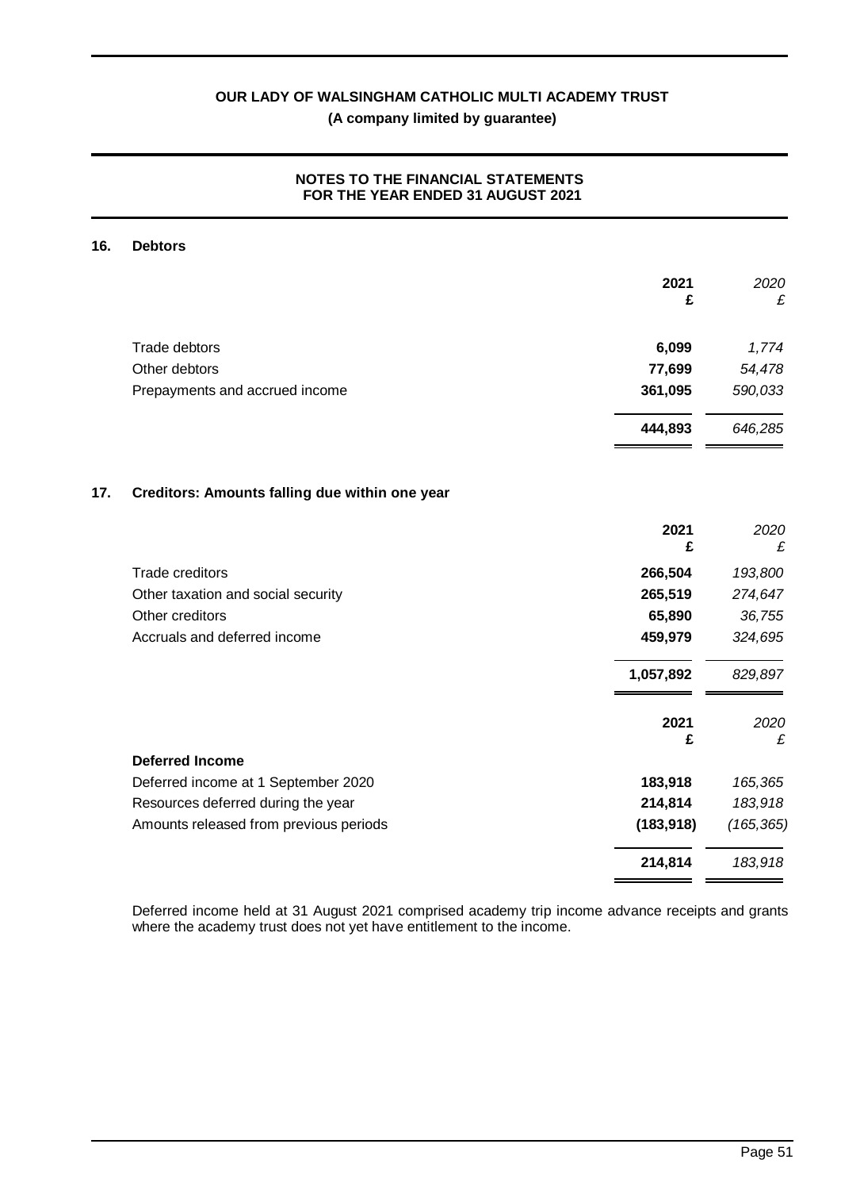# OUR LADY OF WALSINGHAM CATHOLIC MULTI ACADEMY TRUST

**(A company limited by guarantee)**

## NOTES TO THE FINANCIAL STATEMENTS FOR THE YEAR ENDED 31 AUGUST 2021

### 16. Debtors

| | 2021 £ | *2020 £* |
|---|---|---|
| Trade debtors | **6,099** | *1,774* |
| Other debtors | **77,699** | *54,478* |
| Prepayments and accrued income | **361,095** | *590,033* |
| | **444,893** | *646,285* |

### 17. Creditors: Amounts falling due within one year

| | 2021 £ | *2020 £* |
|---|---|---|
| Trade creditors | **266,504** | *193,800* |
| Other taxation and social security | **265,519** | *274,647* |
| Other creditors | **65,890** | *36,755* |
| Accruals and deferred income | **459,979** | *324,695* |
| | **1,057,892** | *829,897* |

| | 2021 £ | *2020 £* |
|---|---|---|
| **Deferred Income** | | |
| Deferred income at 1 September 2020 | **183,918** | *165,365* |
| Resources deferred during the year | **214,814** | *183,918* |
| Amounts released from previous periods | **(183,918)** | *(165,365)* |
| | **214,814** | *183,918* |

Deferred income held at 31 August 2021 comprised academy trip income advance receipts and grants where the academy trust does not yet have entitlement to the income.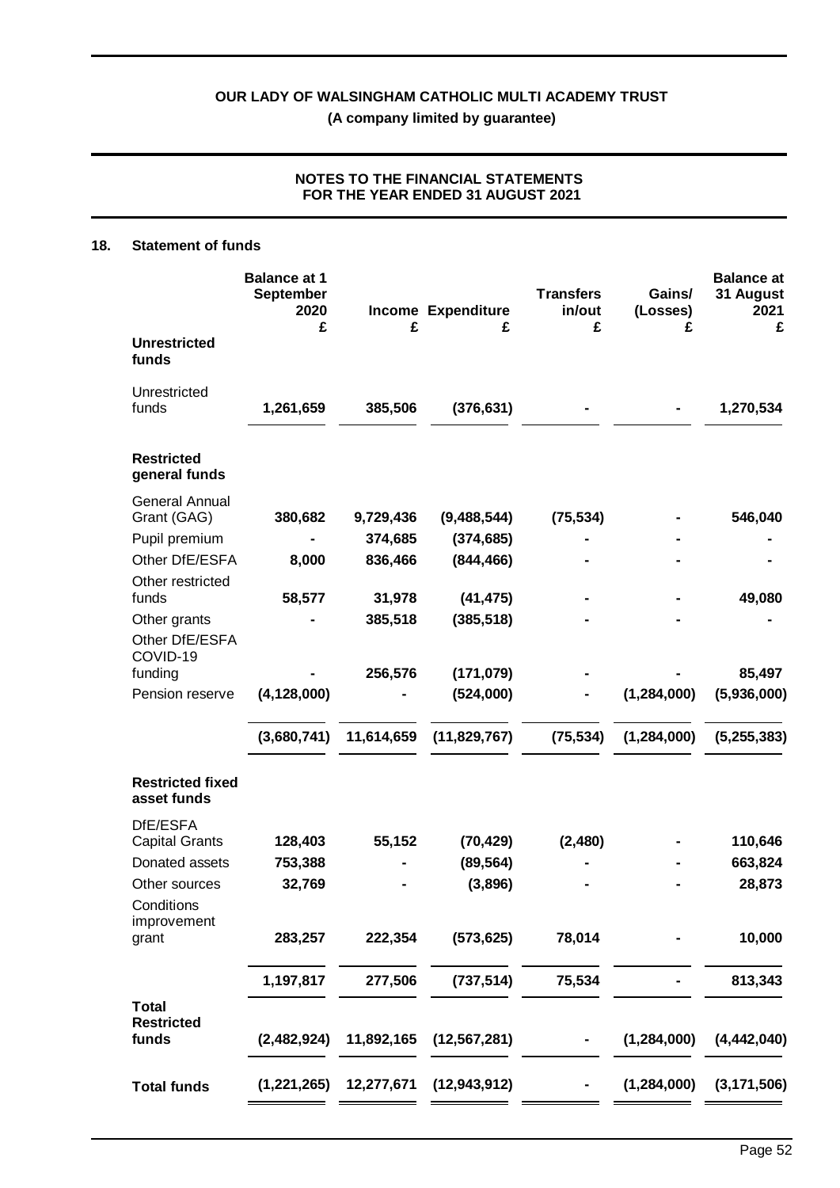**OUR LADY OF WALSINGHAM CATHOLIC MULTI ACADEMY TRUST**
**(A company limited by guarantee)**

**NOTES TO THE FINANCIAL STATEMENTS FOR THE YEAR ENDED 31 AUGUST 2021**

## 18. Statement of funds

| | Balance at 1 September 2020 £ | Income £ | Expenditure £ | Transfers in/out £ | Gains/ (Losses) £ | Balance at 31 August 2021 £ |
|---|---|---|---|---|---|---|
| **Unrestricted funds** | | | | | | |
| Unrestricted funds | **1,261,659** | **385,506** | **(376,631)** | **-** | **-** | **1,270,534** |
| **Restricted general funds** | | | | | | |
| General Annual Grant (GAG) | **380,682** | **9,729,436** | **(9,488,544)** | **(75,534)** | **-** | **546,040** |
| Pupil premium | **-** | **374,685** | **(374,685)** | **-** | **-** | **-** |
| Other DfE/ESFA | **8,000** | **836,466** | **(844,466)** | **-** | **-** | **-** |
| Other restricted funds | **58,577** | **31,978** | **(41,475)** | **-** | **-** | **49,080** |
| Other grants | **-** | **385,518** | **(385,518)** | **-** | **-** | **-** |
| Other DfE/ESFA COVID-19 funding | **-** | **256,576** | **(171,079)** | **-** | **-** | **85,497** |
| Pension reserve | **(4,128,000)** | **-** | **(524,000)** | **-** | **(1,284,000)** | **(5,936,000)** |
| | **(3,680,741)** | **11,614,659** | **(11,829,767)** | **(75,534)** | **(1,284,000)** | **(5,255,383)** |
| **Restricted fixed asset funds** | | | | | | |
| DfE/ESFA Capital Grants | **128,403** | **55,152** | **(70,429)** | **(2,480)** | **-** | **110,646** |
| Donated assets | **753,388** | **-** | **(89,564)** | **-** | **-** | **663,824** |
| Other sources | **32,769** | **-** | **(3,896)** | **-** | **-** | **28,873** |
| Conditions improvement grant | **283,257** | **222,354** | **(573,625)** | **78,014** | **-** | **10,000** |
| | **1,197,817** | **277,506** | **(737,514)** | **75,534** | **-** | **813,343** |
| **Total Restricted funds** | **(2,482,924)** | **11,892,165** | **(12,567,281)** | **-** | **(1,284,000)** | **(4,442,040)** |
| **Total funds** | **(1,221,265)** | **12,277,671** | **(12,943,912)** | **-** | **(1,284,000)** | **(3,171,506)** |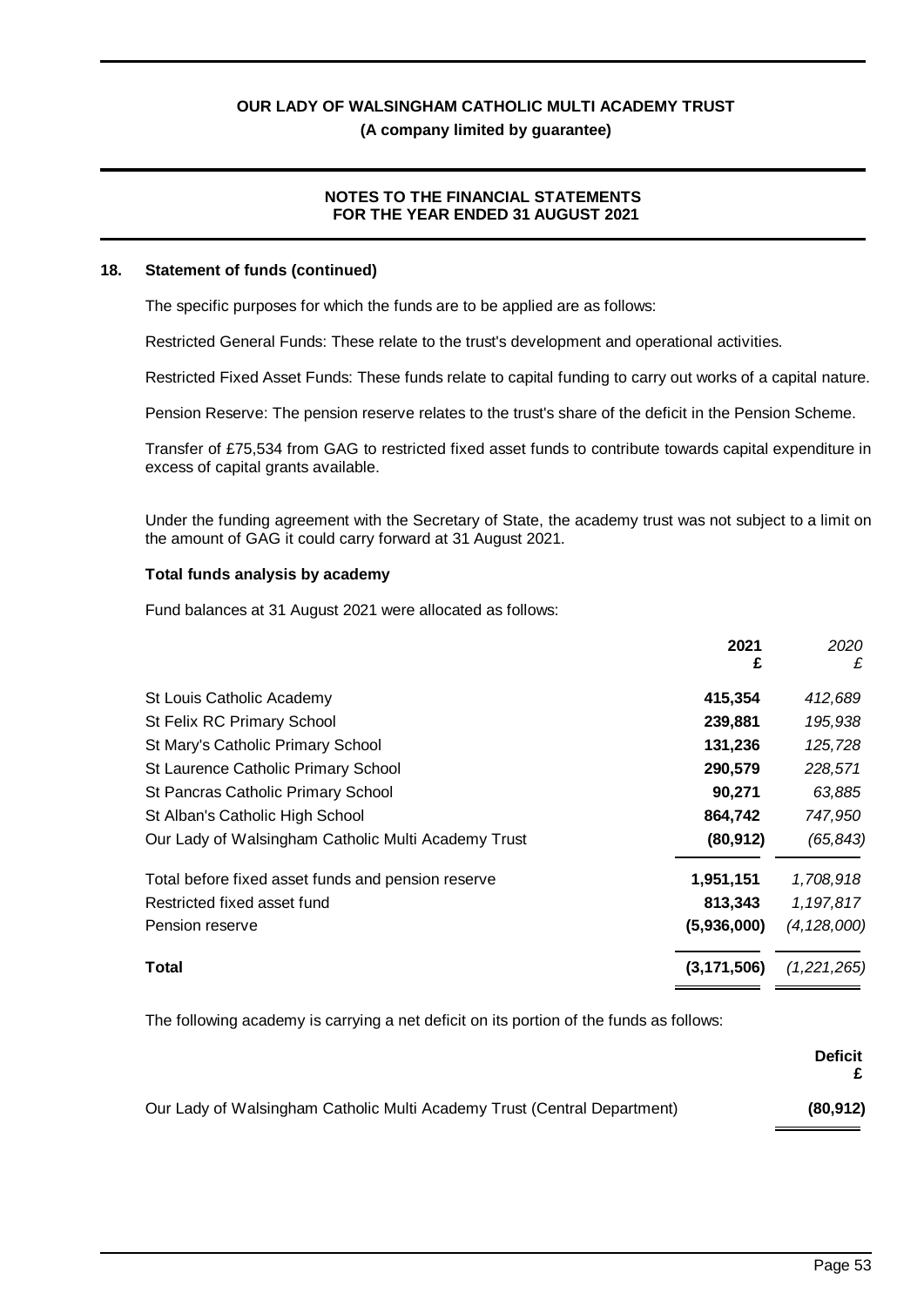## 18. Statement of funds (continued)

The specific purposes for which the funds are to be applied are as follows:

Restricted General Funds: These relate to the trust's development and operational activities.

Restricted Fixed Asset Funds: These funds relate to capital funding to carry out works of a capital nature.

Pension Reserve: The pension reserve relates to the trust's share of the deficit in the Pension Scheme.

Transfer of £75,534 from GAG to restricted fixed asset funds to contribute towards capital expenditure in excess of capital grants available.

Under the funding agreement with the Secretary of State, the academy trust was not subject to a limit on the amount of GAG it could carry forward at 31 August 2021.

### Total funds analysis by academy

Fund balances at 31 August 2021 were allocated as follows:

| | 2021 £ | 2020 £ |
|---|---|---|
| St Louis Catholic Academy | 415,354 | 412,689 |
| St Felix RC Primary School | 239,881 | 195,938 |
| St Mary's Catholic Primary School | 131,236 | 125,728 |
| St Laurence Catholic Primary School | 290,579 | 228,571 |
| St Pancras Catholic Primary School | 90,271 | 63,885 |
| St Alban's Catholic High School | 864,742 | 747,950 |
| Our Lady of Walsingham Catholic Multi Academy Trust | (80,912) | (65,843) |
| Total before fixed asset funds and pension reserve | 1,951,151 | 1,708,918 |
| Restricted fixed asset fund | 813,343 | 1,197,817 |
| Pension reserve | (5,936,000) | (4,128,000) |
| **Total** | **(3,171,506)** | *(1,221,265)* |

The following academy is carrying a net deficit on its portion of the funds as follows:

| | Deficit £ |
|---|---|
| Our Lady of Walsingham Catholic Multi Academy Trust (Central Department) | (80,912) |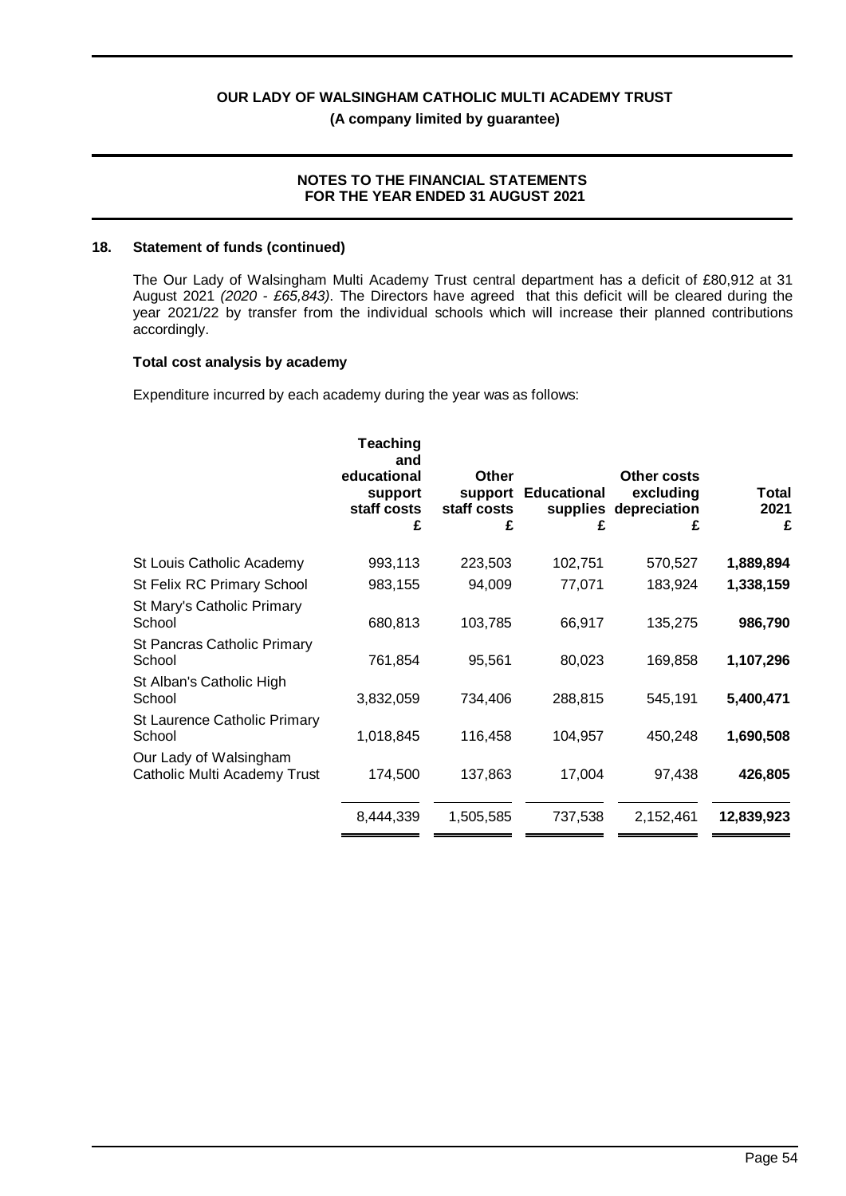## 18. Statement of funds (continued)

The Our Lady of Walsingham Multi Academy Trust central department has a deficit of £80,912 at 31 August 2021 *(2020 - £65,843)*. The Directors have agreed that this deficit will be cleared during the year 2021/22 by transfer from the individual schools which will increase their planned contributions accordingly.

### Total cost analysis by academy

Expenditure incurred by each academy during the year was as follows:

| | Teaching and educational support staff costs £ | Other support staff costs £ | Educational supplies £ | Other costs excluding depreciation £ | Total 2021 £ |
|---|---|---|---|---|---|
| St Louis Catholic Academy | 993,113 | 223,503 | 102,751 | 570,527 | **1,889,894** |
| St Felix RC Primary School | 983,155 | 94,009 | 77,071 | 183,924 | **1,338,159** |
| St Mary's Catholic Primary School | 680,813 | 103,785 | 66,917 | 135,275 | **986,790** |
| St Pancras Catholic Primary School | 761,854 | 95,561 | 80,023 | 169,858 | **1,107,296** |
| St Alban's Catholic High School | 3,832,059 | 734,406 | 288,815 | 545,191 | **5,400,471** |
| St Laurence Catholic Primary School | 1,018,845 | 116,458 | 104,957 | 450,248 | **1,690,508** |
| Our Lady of Walsingham Catholic Multi Academy Trust | 174,500 | 137,863 | 17,004 | 97,438 | **426,805** |
| | 8,444,339 | 1,505,585 | 737,538 | 2,152,461 | **12,839,923** |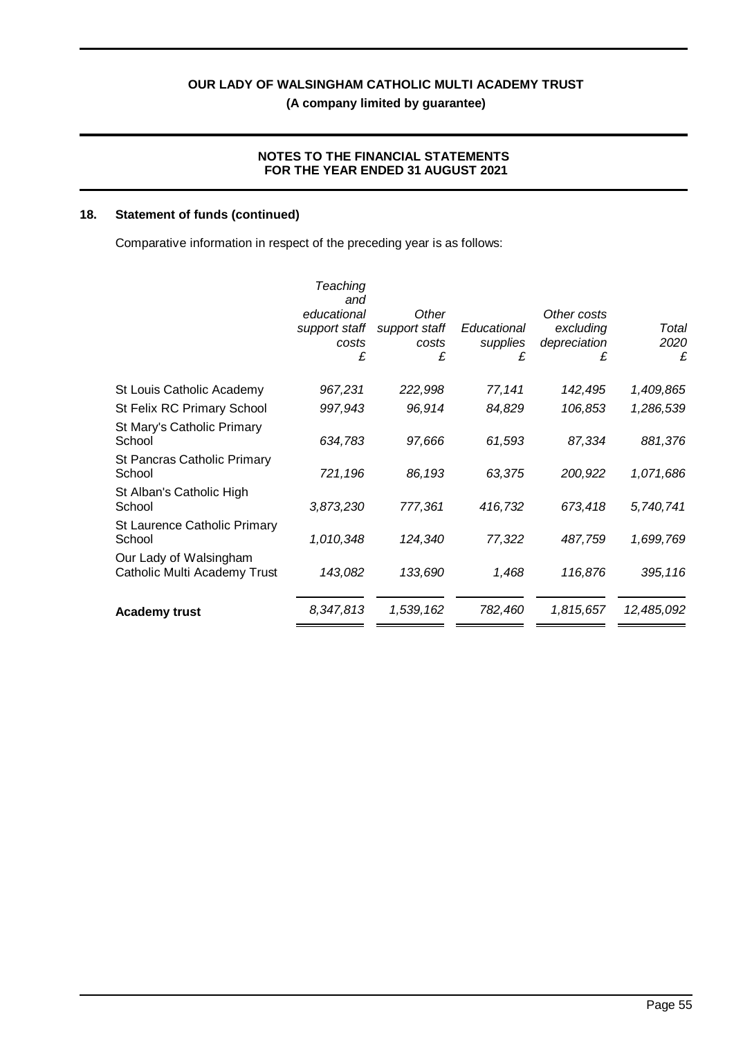## 18. Statement of funds (continued)

Comparative information in respect of the preceding year is as follows:

| | *Teaching and educational support staff costs* *£* | *Other support staff costs* *£* | *Educational supplies* *£* | *Other costs excluding depreciation* *£* | *Total 2020* *£* |
|---|---|---|---|---|---|
| St Louis Catholic Academy | *967,231* | *222,998* | *77,141* | *142,495* | *1,409,865* |
| St Felix RC Primary School | *997,943* | *96,914* | *84,829* | *106,853* | *1,286,539* |
| St Mary's Catholic Primary School | *634,783* | *97,666* | *61,593* | *87,334* | *881,376* |
| St Pancras Catholic Primary School | *721,196* | *86,193* | *63,375* | *200,922* | *1,071,686* |
| St Alban's Catholic High School | *3,873,230* | *777,361* | *416,732* | *673,418* | *5,740,741* |
| St Laurence Catholic Primary School | *1,010,348* | *124,340* | *77,322* | *487,759* | *1,699,769* |
| Our Lady of Walsingham Catholic Multi Academy Trust | *143,082* | *133,690* | *1,468* | *116,876* | *395,116* |
| **Academy trust** | *8,347,813* | *1,539,162* | *782,460* | *1,815,657* | *12,485,092* |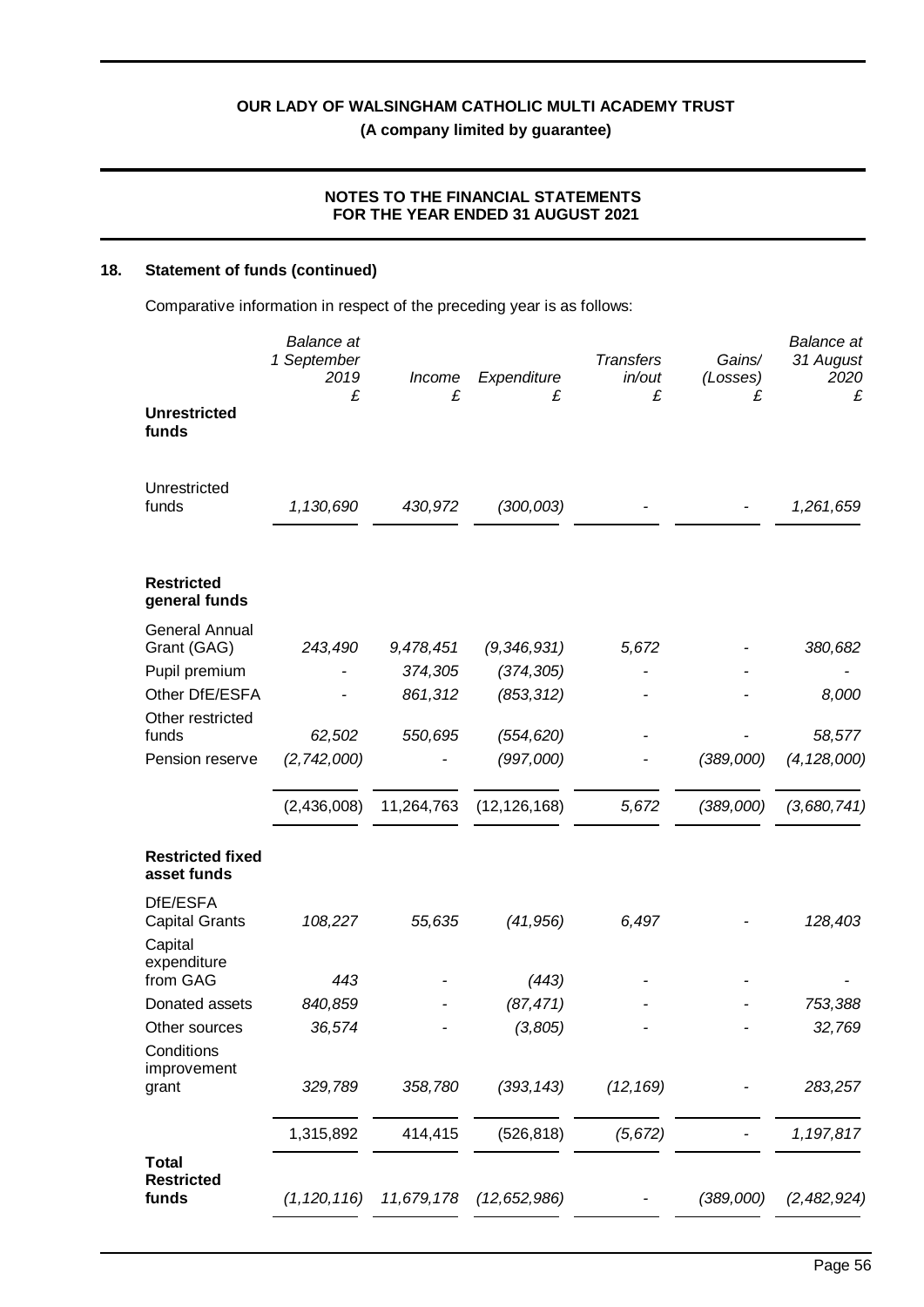**OUR LADY OF WALSINGHAM CATHOLIC MULTI ACADEMY TRUST**

**(A company limited by guarantee)**

**NOTES TO THE FINANCIAL STATEMENTS FOR THE YEAR ENDED 31 AUGUST 2021**

## 18. Statement of funds (continued)

Comparative information in respect of the preceding year is as follows:

| | *Balance at 1 September 2019* *£* | *Income* *£* | *Expenditure* *£* | *Transfers in/out* *£* | *Gains/ (Losses)* *£* | *Balance at 31 August 2020* *£* |
|---|---|---|---|---|---|---|
| **Unrestricted funds** | | | | | | |
| Unrestricted funds | *1,130,690* | *430,972* | *(300,003)* | *-* | *-* | *1,261,659* |
| **Restricted general funds** | | | | | | |
| General Annual Grant (GAG) | *243,490* | *9,478,451* | *(9,346,931)* | *5,672* | *-* | *380,682* |
| Pupil premium | *-* | *374,305* | *(374,305)* | *-* | *-* | *-* |
| Other DfE/ESFA | *-* | *861,312* | *(853,312)* | *-* | *-* | *8,000* |
| Other restricted funds | *62,502* | *550,695* | *(554,620)* | *-* | *-* | *58,577* |
| Pension reserve | *(2,742,000)* | *-* | *(997,000)* | *-* | *(389,000)* | *(4,128,000)* |
| | (2,436,008) | 11,264,763 | (12,126,168) | *5,672* | *(389,000)* | *(3,680,741)* |
| **Restricted fixed asset funds** | | | | | | |
| DfE/ESFA Capital Grants | *108,227* | *55,635* | *(41,956)* | *6,497* | *-* | *128,403* |
| Capital expenditure from GAG | *443* | *-* | *(443)* | *-* | *-* | *-* |
| Donated assets | *840,859* | *-* | *(87,471)* | *-* | *-* | *753,388* |
| Other sources | *36,574* | *-* | *(3,805)* | *-* | *-* | *32,769* |
| Conditions improvement grant | *329,789* | *358,780* | *(393,143)* | *(12,169)* | *-* | *283,257* |
| | 1,315,892 | 414,415 | (526,818) | *(5,672)* | *-* | *1,197,817* |
| **Total Restricted funds** | *(1,120,116)* | *11,679,178* | *(12,652,986)* | *-* | *(389,000)* | *(2,482,924)* |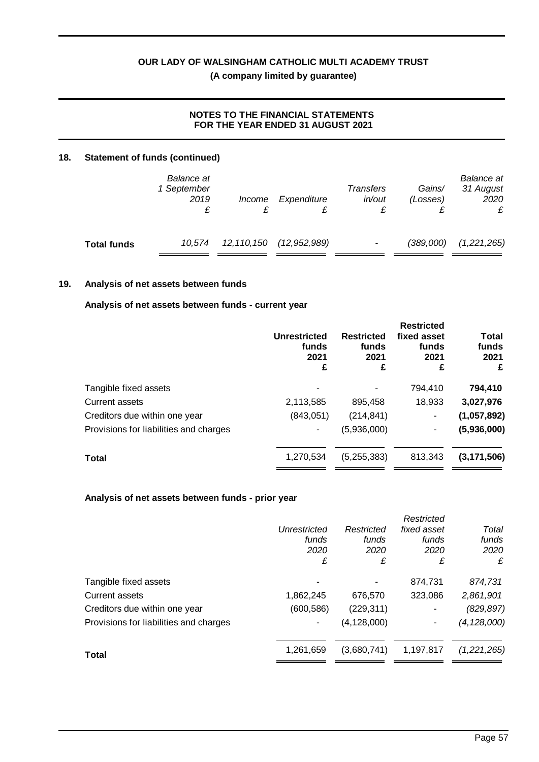**OUR LADY OF WALSINGHAM CATHOLIC MULTI ACADEMY TRUST**
**(A company limited by guarantee)**

**NOTES TO THE FINANCIAL STATEMENTS FOR THE YEAR ENDED 31 AUGUST 2021**

## 18. Statement of funds (continued)

| | *Balance at 1 September 2019* *£* | *Income* *£* | *Expenditure* *£* | *Transfers in/out* *£* | *Gains/ (Losses)* *£* | *Balance at 31 August 2020* *£* |
|---|---|---|---|---|---|---|
| **Total funds** | *10,574* | *12,110,150* | *(12,952,989)* | *-* | *(389,000)* | *(1,221,265)* |

## 19. Analysis of net assets between funds

### Analysis of net assets between funds - current year

| | **Unrestricted funds 2021 £** | **Restricted funds 2021 £** | **Restricted fixed asset funds 2021 £** | **Total funds 2021 £** |
|---|---|---|---|---|
| Tangible fixed assets | - | - | 794,410 | **794,410** |
| Current assets | 2,113,585 | 895,458 | 18,933 | **3,027,976** |
| Creditors due within one year | (843,051) | (214,841) | - | **(1,057,892)** |
| Provisions for liabilities and charges | - | (5,936,000) | - | **(5,936,000)** |
| **Total** | 1,270,534 | (5,255,383) | 813,343 | **(3,171,506)** |

### Analysis of net assets between funds - prior year

| | *Unrestricted funds 2020 £* | *Restricted funds 2020 £* | *Restricted fixed asset funds 2020 £* | *Total funds 2020 £* |
|---|---|---|---|---|
| Tangible fixed assets | - | - | 874,731 | *874,731* |
| Current assets | 1,862,245 | 676,570 | 323,086 | *2,861,901* |
| Creditors due within one year | (600,586) | (229,311) | - | *(829,897)* |
| Provisions for liabilities and charges | - | (4,128,000) | - | *(4,128,000)* |
| **Total** | 1,261,659 | (3,680,741) | 1,197,817 | *(1,221,265)* |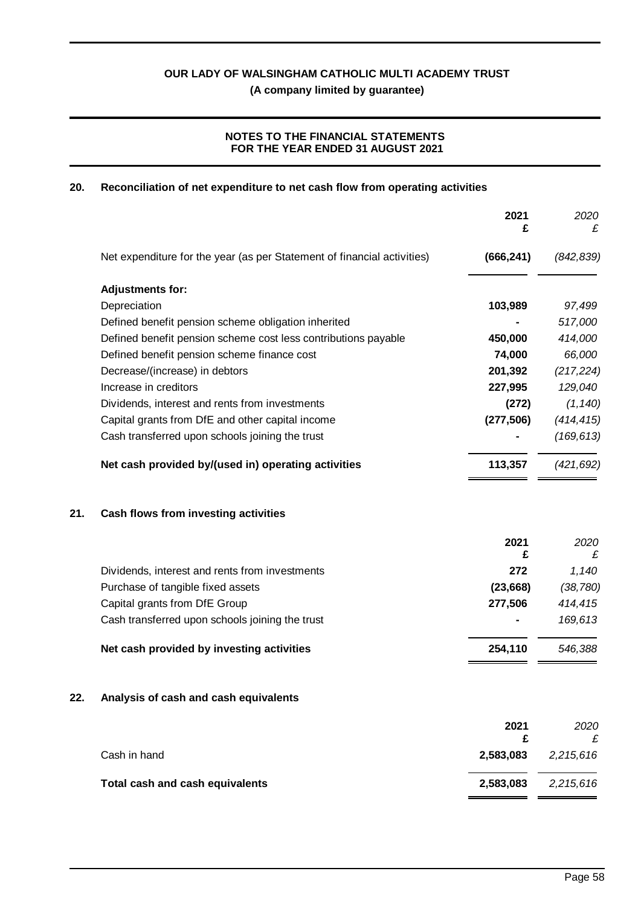## 20. Reconciliation of net expenditure to net cash flow from operating activities

| | 2021 £ | *2020 £* |
|---|---|---|
| Net expenditure for the year (as per Statement of financial activities) | **(666,241)** | *(842,839)* |
| **Adjustments for:** | | |
| Depreciation | **103,989** | *97,499* |
| Defined benefit pension scheme obligation inherited | **-** | *517,000* |
| Defined benefit pension scheme cost less contributions payable | **450,000** | *414,000* |
| Defined benefit pension scheme finance cost | **74,000** | *66,000* |
| Decrease/(increase) in debtors | **201,392** | *(217,224)* |
| Increase in creditors | **227,995** | *129,040* |
| Dividends, interest and rents from investments | **(272)** | *(1,140)* |
| Capital grants from DfE and other capital income | **(277,506)** | *(414,415)* |
| Cash transferred upon schools joining the trust | **-** | *(169,613)* |
| **Net cash provided by/(used in) operating activities** | **113,357** | *(421,692)* |

## 21. Cash flows from investing activities

| | 2021 £ | *2020 £* |
|---|---|---|
| Dividends, interest and rents from investments | **272** | *1,140* |
| Purchase of tangible fixed assets | **(23,668)** | *(38,780)* |
| Capital grants from DfE Group | **277,506** | *414,415* |
| Cash transferred upon schools joining the trust | **-** | *169,613* |
| **Net cash provided by investing activities** | **254,110** | *546,388* |

## 22. Analysis of cash and cash equivalents

| | 2021 £ | *2020 £* |
|---|---|---|
| Cash in hand | **2,583,083** | *2,215,616* |
| **Total cash and cash equivalents** | **2,583,083** | *2,215,616* |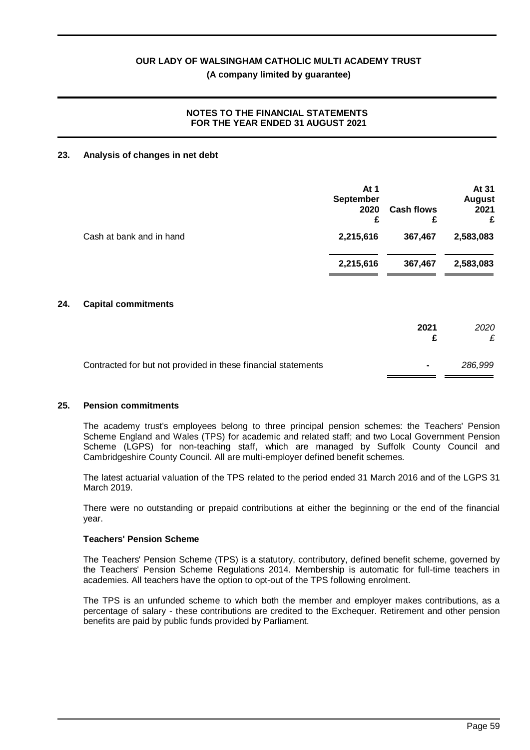# OUR LADY OF WALSINGHAM CATHOLIC MULTI ACADEMY TRUST

**(A company limited by guarantee)**

**NOTES TO THE FINANCIAL STATEMENTS FOR THE YEAR ENDED 31 AUGUST 2021**

## 23. Analysis of changes in net debt

| | At 1 September 2020 £ | Cash flows £ | At 31 August 2021 £ |
|---|---|---|---|
| Cash at bank and in hand | **2,215,616** | **367,467** | **2,583,083** |
| | **2,215,616** | **367,467** | **2,583,083** |

## 24. Capital commitments

| | 2021 £ | *2020 £* |
|---|---|---|
| Contracted for but not provided in these financial statements | **-** | *286,999* |

## 25. Pension commitments

The academy trust's employees belong to three principal pension schemes: the Teachers' Pension Scheme England and Wales (TPS) for academic and related staff; and two Local Government Pension Scheme (LGPS) for non-teaching staff, which are managed by Suffolk County Council and Cambridgeshire County Council. All are multi-employer defined benefit schemes.

The latest actuarial valuation of the TPS related to the period ended 31 March 2016 and of the LGPS 31 March 2019.

There were no outstanding or prepaid contributions at either the beginning or the end of the financial year.

### Teachers' Pension Scheme

The Teachers' Pension Scheme (TPS) is a statutory, contributory, defined benefit scheme, governed by the Teachers' Pension Scheme Regulations 2014. Membership is automatic for full-time teachers in academies. All teachers have the option to opt-out of the TPS following enrolment.

The TPS is an unfunded scheme to which both the member and employer makes contributions, as a percentage of salary - these contributions are credited to the Exchequer. Retirement and other pension benefits are paid by public funds provided by Parliament.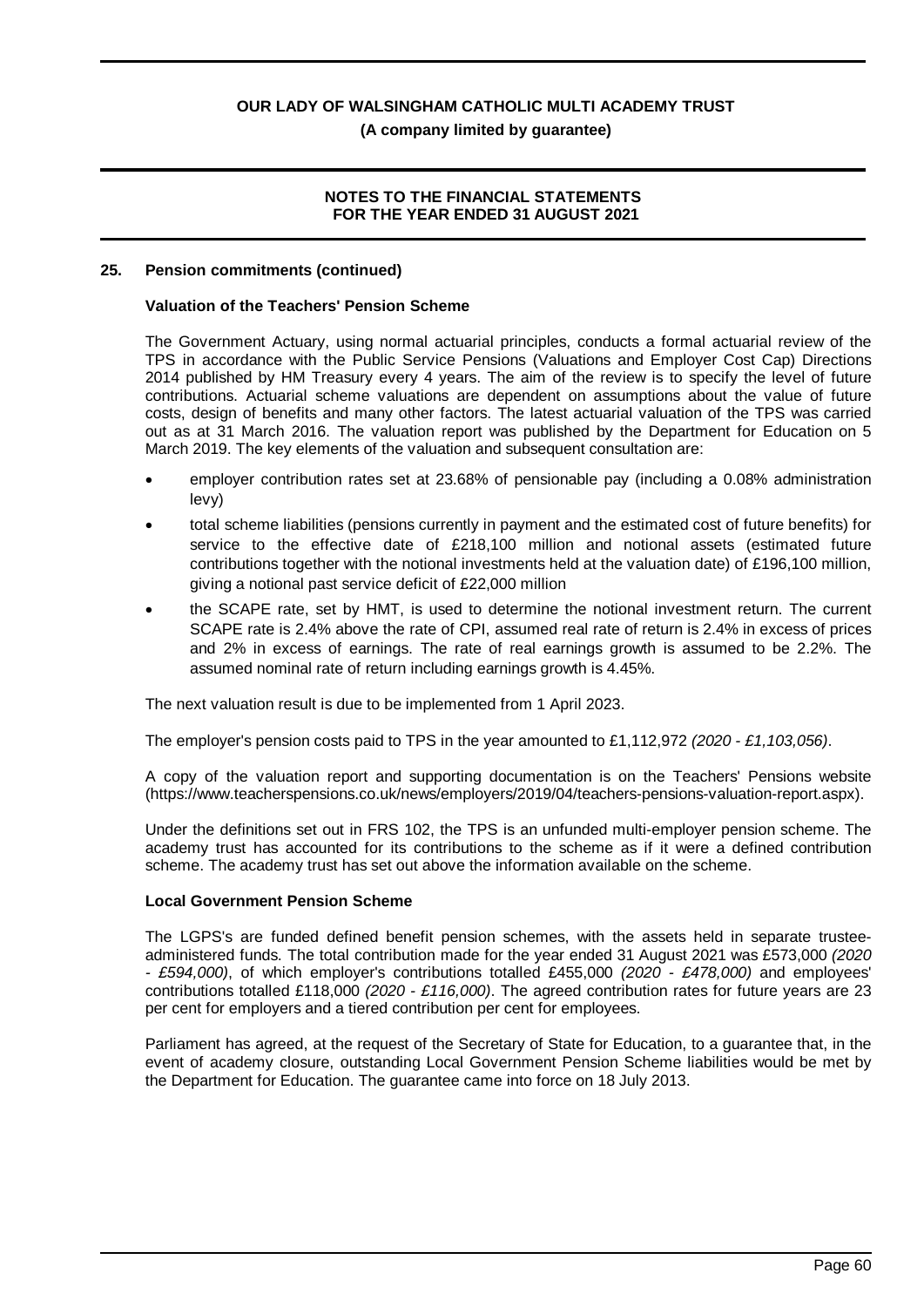## 25. Pension commitments (continued)

### Valuation of the Teachers' Pension Scheme

The Government Actuary, using normal actuarial principles, conducts a formal actuarial review of the TPS in accordance with the Public Service Pensions (Valuations and Employer Cost Cap) Directions 2014 published by HM Treasury every 4 years. The aim of the review is to specify the level of future contributions. Actuarial scheme valuations are dependent on assumptions about the value of future costs, design of benefits and many other factors. The latest actuarial valuation of the TPS was carried out as at 31 March 2016. The valuation report was published by the Department for Education on 5 March 2019. The key elements of the valuation and subsequent consultation are:

- employer contribution rates set at 23.68% of pensionable pay (including a 0.08% administration levy)
- total scheme liabilities (pensions currently in payment and the estimated cost of future benefits) for service to the effective date of £218,100 million and notional assets (estimated future contributions together with the notional investments held at the valuation date) of £196,100 million, giving a notional past service deficit of £22,000 million
- the SCAPE rate, set by HMT, is used to determine the notional investment return. The current SCAPE rate is 2.4% above the rate of CPI, assumed real rate of return is 2.4% in excess of prices and 2% in excess of earnings. The rate of real earnings growth is assumed to be 2.2%. The assumed nominal rate of return including earnings growth is 4.45%.

The next valuation result is due to be implemented from 1 April 2023.

The employer's pension costs paid to TPS in the year amounted to £1,112,972 *(2020 - £1,103,056)*.

A copy of the valuation report and supporting documentation is on the Teachers' Pensions website (https://www.teacherspensions.co.uk/news/employers/2019/04/teachers-pensions-valuation-report.aspx).

Under the definitions set out in FRS 102, the TPS is an unfunded multi-employer pension scheme. The academy trust has accounted for its contributions to the scheme as if it were a defined contribution scheme. The academy trust has set out above the information available on the scheme.

### Local Government Pension Scheme

The LGPS's are funded defined benefit pension schemes, with the assets held in separate trustee-administered funds. The total contribution made for the year ended 31 August 2021 was £573,000 *(2020 - £594,000)*, of which employer's contributions totalled £455,000 *(2020 - £478,000)* and employees' contributions totalled £118,000 *(2020 - £116,000)*. The agreed contribution rates for future years are 23 per cent for employers and a tiered contribution per cent for employees.

Parliament has agreed, at the request of the Secretary of State for Education, to a guarantee that, in the event of academy closure, outstanding Local Government Pension Scheme liabilities would be met by the Department for Education. The guarantee came into force on 18 July 2013.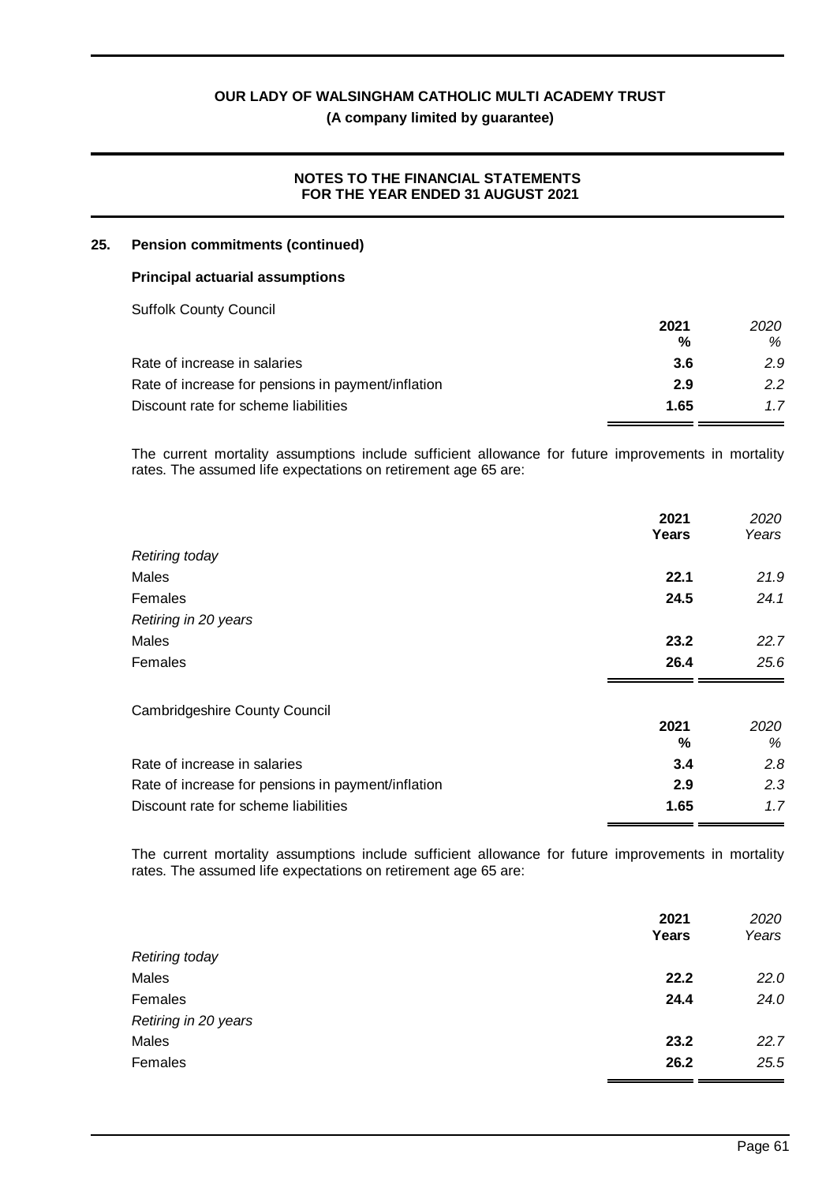## 25. Pension commitments (continued)

### Principal actuarial assumptions

Suffolk County Council

| | 2021 % | *2020 %* |
|---|---|---|
| Rate of increase in salaries | **3.6** | *2.9* |
| Rate of increase for pensions in payment/inflation | **2.9** | *2.2* |
| Discount rate for scheme liabilities | **1.65** | *1.7* |

The current mortality assumptions include sufficient allowance for future improvements in mortality rates. The assumed life expectations on retirement age 65 are:

| | 2021 Years | *2020 Years* |
|---|---|---|
| *Retiring today* | | |
| Males | **22.1** | *21.9* |
| Females | **24.5** | *24.1* |
| *Retiring in 20 years* | | |
| Males | **23.2** | *22.7* |
| Females | **26.4** | *25.6* |

Cambridgeshire County Council

| | 2021 % | *2020 %* |
|---|---|---|
| Rate of increase in salaries | **3.4** | *2.8* |
| Rate of increase for pensions in payment/inflation | **2.9** | *2.3* |
| Discount rate for scheme liabilities | **1.65** | *1.7* |

The current mortality assumptions include sufficient allowance for future improvements in mortality rates. The assumed life expectations on retirement age 65 are:

| | 2021 Years | *2020 Years* |
|---|---|---|
| *Retiring today* | | |
| Males | **22.2** | *22.0* |
| Females | **24.4** | *24.0* |
| *Retiring in 20 years* | | |
| Males | **23.2** | *22.7* |
| Females | **26.2** | *25.5* |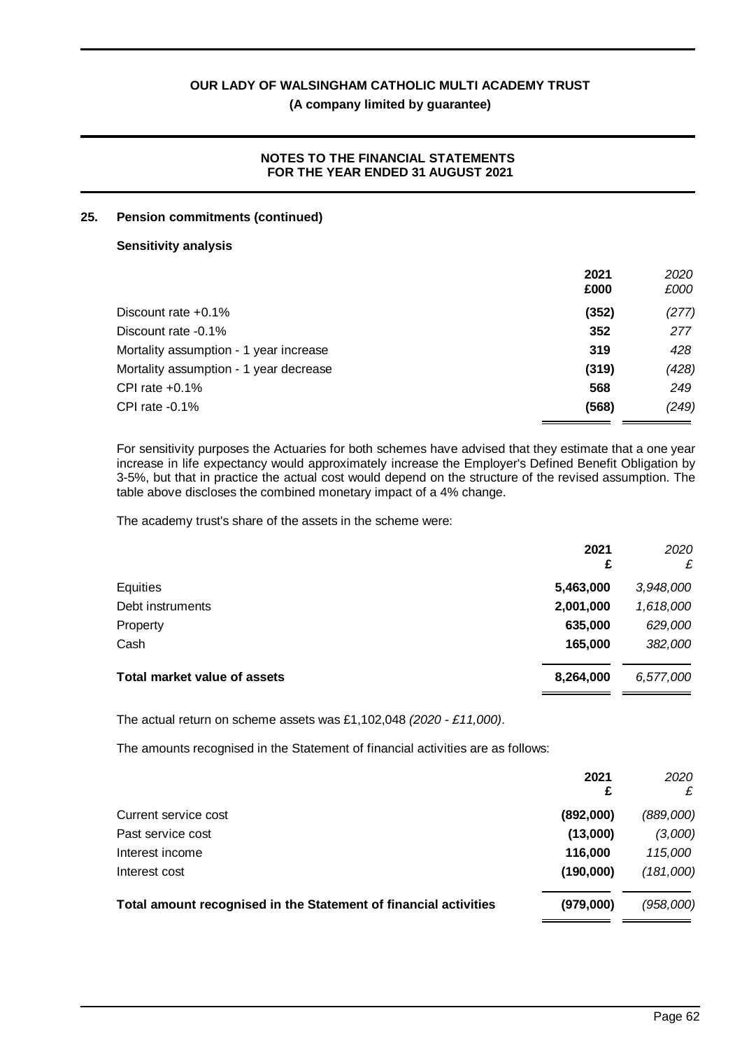## 25. Pension commitments (continued)

### Sensitivity analysis

| | 2021 £000 | *2020 £000* |
|---|---|---|
| Discount rate +0.1% | **(352)** | *(277)* |
| Discount rate -0.1% | **352** | *277* |
| Mortality assumption - 1 year increase | **319** | *428* |
| Mortality assumption - 1 year decrease | **(319)** | *(428)* |
| CPI rate +0.1% | **568** | *249* |
| CPI rate -0.1% | **(568)** | *(249)* |

For sensitivity purposes the Actuaries for both schemes have advised that they estimate that a one year increase in life expectancy would approximately increase the Employer's Defined Benefit Obligation by 3-5%, but that in practice the actual cost would depend on the structure of the revised assumption. The table above discloses the combined monetary impact of a 4% change.

The academy trust's share of the assets in the scheme were:

| | 2021 £ | *2020 £* |
|---|---|---|
| Equities | **5,463,000** | *3,948,000* |
| Debt instruments | **2,001,000** | *1,618,000* |
| Property | **635,000** | *629,000* |
| Cash | **165,000** | *382,000* |
| **Total market value of assets** | **8,264,000** | *6,577,000* |

The actual return on scheme assets was £1,102,048 *(2020 - £11,000)*.

The amounts recognised in the Statement of financial activities are as follows:

| | 2021 £ | *2020 £* |
|---|---|---|
| Current service cost | **(892,000)** | *(889,000)* |
| Past service cost | **(13,000)** | *(3,000)* |
| Interest income | **116,000** | *115,000* |
| Interest cost | **(190,000)** | *(181,000)* |
| **Total amount recognised in the Statement of financial activities** | **(979,000)** | *(958,000)* |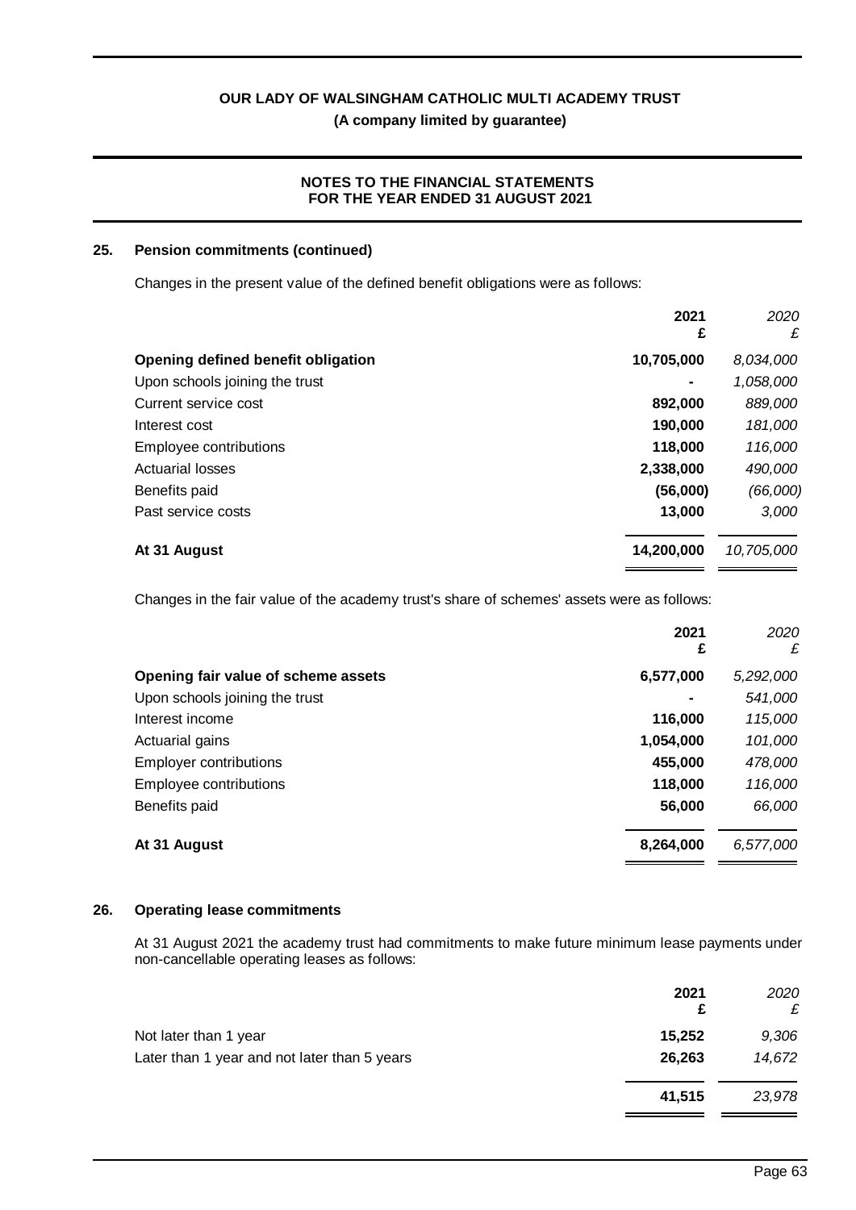## 25. Pension commitments (continued)

Changes in the present value of the defined benefit obligations were as follows:

| | 2021 £ | *2020 £* |
|---|---|---|
| **Opening defined benefit obligation** | **10,705,000** | *8,034,000* |
| Upon schools joining the trust | **-** | *1,058,000* |
| Current service cost | **892,000** | *889,000* |
| Interest cost | **190,000** | *181,000* |
| Employee contributions | **118,000** | *116,000* |
| Actuarial losses | **2,338,000** | *490,000* |
| Benefits paid | **(56,000)** | *(66,000)* |
| Past service costs | **13,000** | *3,000* |
| **At 31 August** | **14,200,000** | *10,705,000* |

Changes in the fair value of the academy trust's share of schemes' assets were as follows:

| | 2021 £ | *2020 £* |
|---|---|---|
| **Opening fair value of scheme assets** | **6,577,000** | *5,292,000* |
| Upon schools joining the trust | **-** | *541,000* |
| Interest income | **116,000** | *115,000* |
| Actuarial gains | **1,054,000** | *101,000* |
| Employer contributions | **455,000** | *478,000* |
| Employee contributions | **118,000** | *116,000* |
| Benefits paid | **56,000** | *66,000* |
| **At 31 August** | **8,264,000** | *6,577,000* |

## 26. Operating lease commitments

At 31 August 2021 the academy trust had commitments to make future minimum lease payments under non-cancellable operating leases as follows:

| | 2021 £ | *2020 £* |
|---|---|---|
| Not later than 1 year | **15,252** | *9,306* |
| Later than 1 year and not later than 5 years | **26,263** | *14,672* |
| | **41,515** | *23,978* |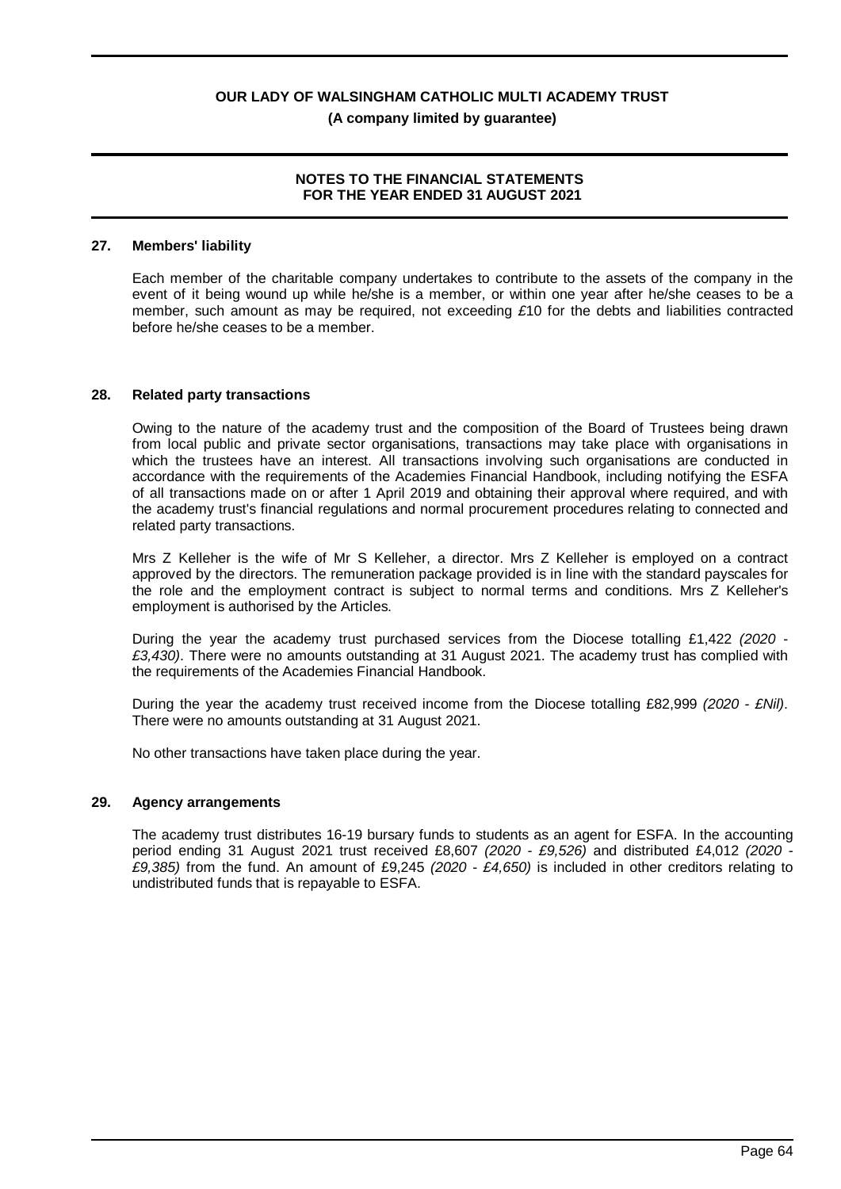# OUR LADY OF WALSINGHAM CATHOLIC MULTI ACADEMY TRUST

**(A company limited by guarantee)**

**NOTES TO THE FINANCIAL STATEMENTS FOR THE YEAR ENDED 31 AUGUST 2021**

## 27. Members' liability

Each member of the charitable company undertakes to contribute to the assets of the company in the event of it being wound up while he/she is a member, or within one year after he/she ceases to be a member, such amount as may be required, not exceeding £10 for the debts and liabilities contracted before he/she ceases to be a member.

## 28. Related party transactions

Owing to the nature of the academy trust and the composition of the Board of Trustees being drawn from local public and private sector organisations, transactions may take place with organisations in which the trustees have an interest. All transactions involving such organisations are conducted in accordance with the requirements of the Academies Financial Handbook, including notifying the ESFA of all transactions made on or after 1 April 2019 and obtaining their approval where required, and with the academy trust's financial regulations and normal procurement procedures relating to connected and related party transactions.

Mrs Z Kelleher is the wife of Mr S Kelleher, a director. Mrs Z Kelleher is employed on a contract approved by the directors. The remuneration package provided is in line with the standard payscales for the role and the employment contract is subject to normal terms and conditions. Mrs Z Kelleher's employment is authorised by the Articles.

During the year the academy trust purchased services from the Diocese totalling £1,422 *(2020 - £3,430)*. There were no amounts outstanding at 31 August 2021. The academy trust has complied with the requirements of the Academies Financial Handbook.

During the year the academy trust received income from the Diocese totalling £82,999 *(2020 - £Nil)*. There were no amounts outstanding at 31 August 2021.

No other transactions have taken place during the year.

## 29. Agency arrangements

The academy trust distributes 16-19 bursary funds to students as an agent for ESFA. In the accounting period ending 31 August 2021 trust received £8,607 *(2020 - £9,526)* and distributed £4,012 *(2020 - £9,385)* from the fund. An amount of £9,245 *(2020 - £4,650)* is included in other creditors relating to undistributed funds that is repayable to ESFA.